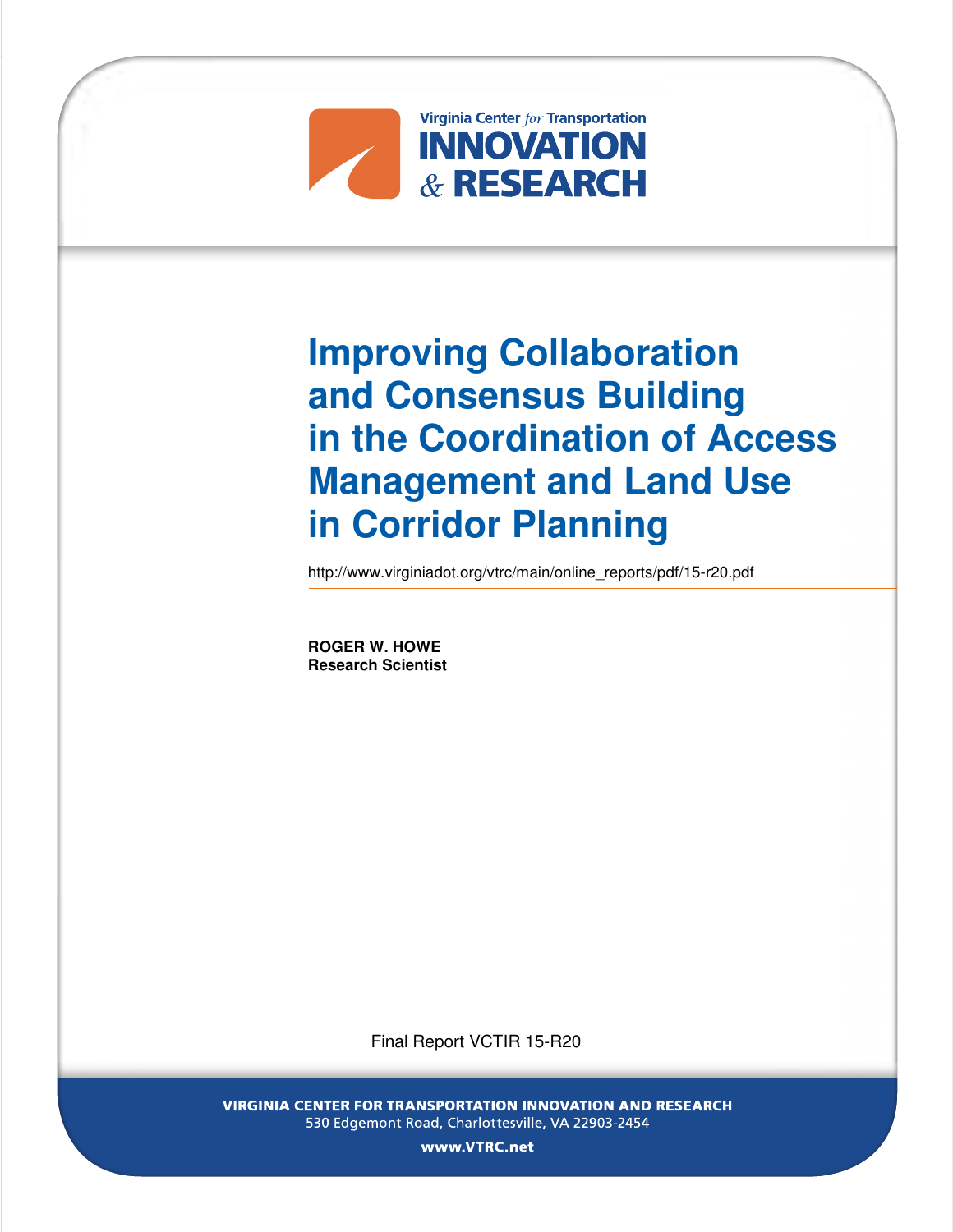Virginia Center *for* Transportation
**INNOVATION & RESEARCH**

# Improving Collaboration and Consensus Building in the Coordination of Access Management and Land Use in Corridor Planning

http://www.virginiadot.org/vtrc/main/online_reports/pdf/15-r20.pdf

**ROGER W. HOWE**
**Research Scientist**

Final Report VCTIR 15-R20

VIRGINIA CENTER FOR TRANSPORTATION INNOVATION AND RESEARCH
530 Edgemont Road, Charlottesville, VA 22903-2454

www.VTRC.net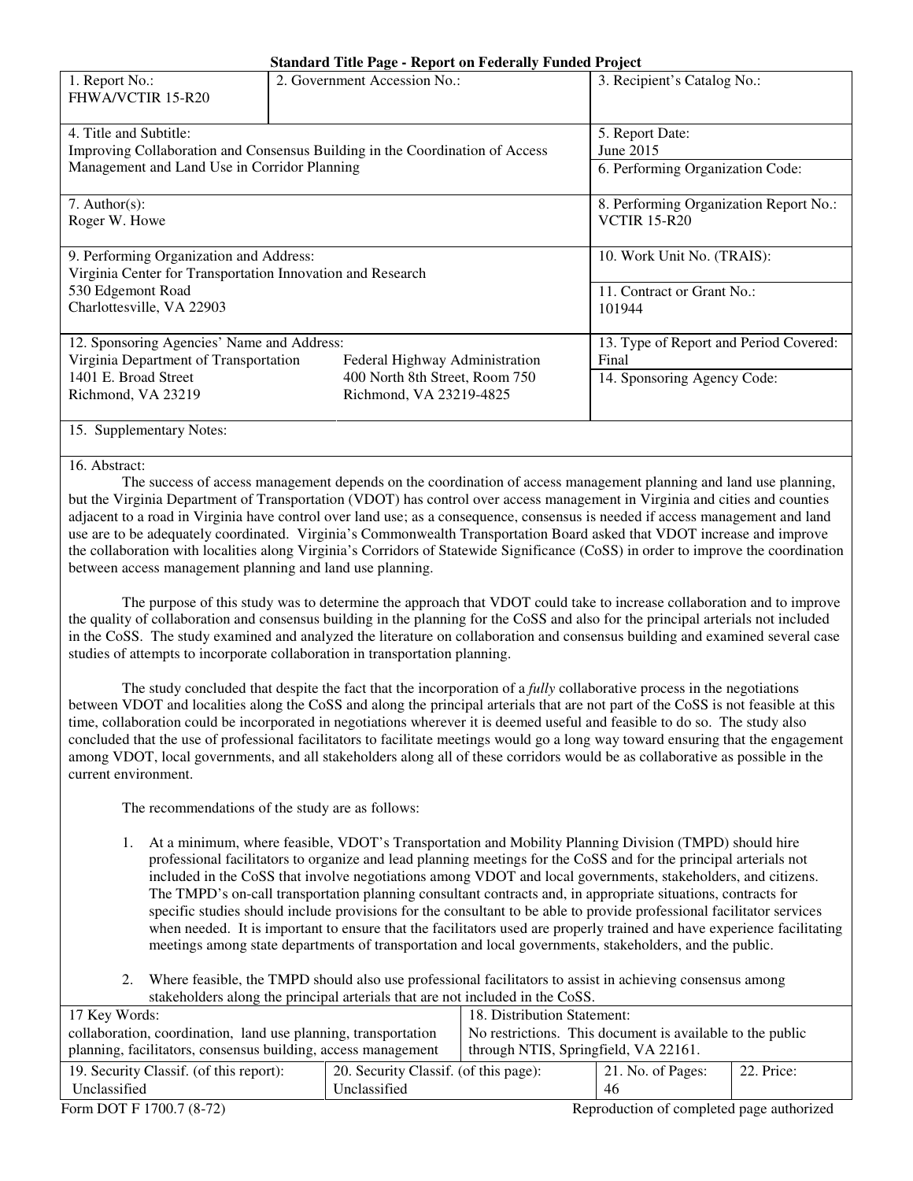**Standard Title Page - Report on Federally Funded Project**

| 1. Report No.: FHWA/VCTIR 15-R20 | 2. Government Accession No.: | 3. Recipient's Catalog No.: |
|---|---|---|
| 4. Title and Subtitle: Improving Collaboration and Consensus Building in the Coordination of Access Management and Land Use in Corridor Planning | | 5. Report Date: June 2015 |
| | | 6. Performing Organization Code: |
| 7. Author(s): Roger W. Howe | | 8. Performing Organization Report No.: VCTIR 15-R20 |
| 9. Performing Organization and Address: Virginia Center for Transportation Innovation and Research, 530 Edgemont Road, Charlottesville, VA 22903 | | 10. Work Unit No. (TRAIS): |
| | | 11. Contract or Grant No.: 101944 |
| 12. Sponsoring Agencies' Name and Address: Virginia Department of Transportation, 1401 E. Broad Street, Richmond, VA 23219 | Federal Highway Administration, 400 North 8th Street, Room 750, Richmond, VA 23219-4825 | 13. Type of Report and Period Covered: Final |
| | | 14. Sponsoring Agency Code: |
| 15. Supplementary Notes: | | |

16. Abstract:

The success of access management depends on the coordination of access management planning and land use planning, but the Virginia Department of Transportation (VDOT) has control over access management in Virginia and cities and counties adjacent to a road in Virginia have control over land use; as a consequence, consensus is needed if access management and land use are to be adequately coordinated. Virginia's Commonwealth Transportation Board asked that VDOT increase and improve the collaboration with localities along Virginia's Corridors of Statewide Significance (CoSS) in order to improve the coordination between access management planning and land use planning.

The purpose of this study was to determine the approach that VDOT could take to increase collaboration and to improve the quality of collaboration and consensus building in the planning for the CoSS and also for the principal arterials not included in the CoSS. The study examined and analyzed the literature on collaboration and consensus building and examined several case studies of attempts to incorporate collaboration in transportation planning.

The study concluded that despite the fact that the incorporation of a *fully* collaborative process in the negotiations between VDOT and localities along the CoSS and along the principal arterials that are not part of the CoSS is not feasible at this time, collaboration could be incorporated in negotiations wherever it is deemed useful and feasible to do so. The study also concluded that the use of professional facilitators to facilitate meetings would go a long way toward ensuring that the engagement among VDOT, local governments, and all stakeholders along all of these corridors would be as collaborative as possible in the current environment.

The recommendations of the study are as follows:

1. At a minimum, where feasible, VDOT's Transportation and Mobility Planning Division (TMPD) should hire professional facilitators to organize and lead planning meetings for the CoSS and for the principal arterials not included in the CoSS that involve negotiations among VDOT and local governments, stakeholders, and citizens. The TMPD's on-call transportation planning consultant contracts and, in appropriate situations, contracts for specific studies should include provisions for the consultant to be able to provide professional facilitator services when needed. It is important to ensure that the facilitators used are properly trained and have experience facilitating meetings among state departments of transportation and local governments, stakeholders, and the public.

2. Where feasible, the TMPD should also use professional facilitators to assist in achieving consensus among stakeholders along the principal arterials that are not included in the CoSS.

| 17 Key Words: collaboration, coordination, land use planning, transportation planning, facilitators, consensus building, access management | | 18. Distribution Statement: No restrictions. This document is available to the public through NTIS, Springfield, VA 22161. | |
|---|---|---|---|
| 19. Security Classif. (of this report): Unclassified | 20. Security Classif. (of this page): Unclassified | 21. No. of Pages: 46 | 22. Price: |

Form DOT F 1700.7 (8-72) Reproduction of completed page authorized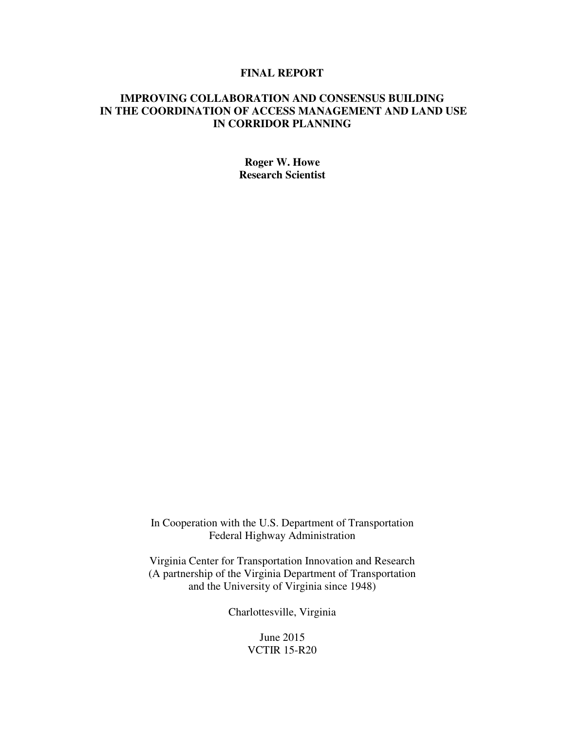**FINAL REPORT**

# IMPROVING COLLABORATION AND CONSENSUS BUILDING IN THE COORDINATION OF ACCESS MANAGEMENT AND LAND USE IN CORRIDOR PLANNING

**Roger W. Howe**
**Research Scientist**

In Cooperation with the U.S. Department of Transportation
Federal Highway Administration

Virginia Center for Transportation Innovation and Research
(A partnership of the Virginia Department of Transportation
and the University of Virginia since 1948)

Charlottesville, Virginia

June 2015
VCTIR 15-R20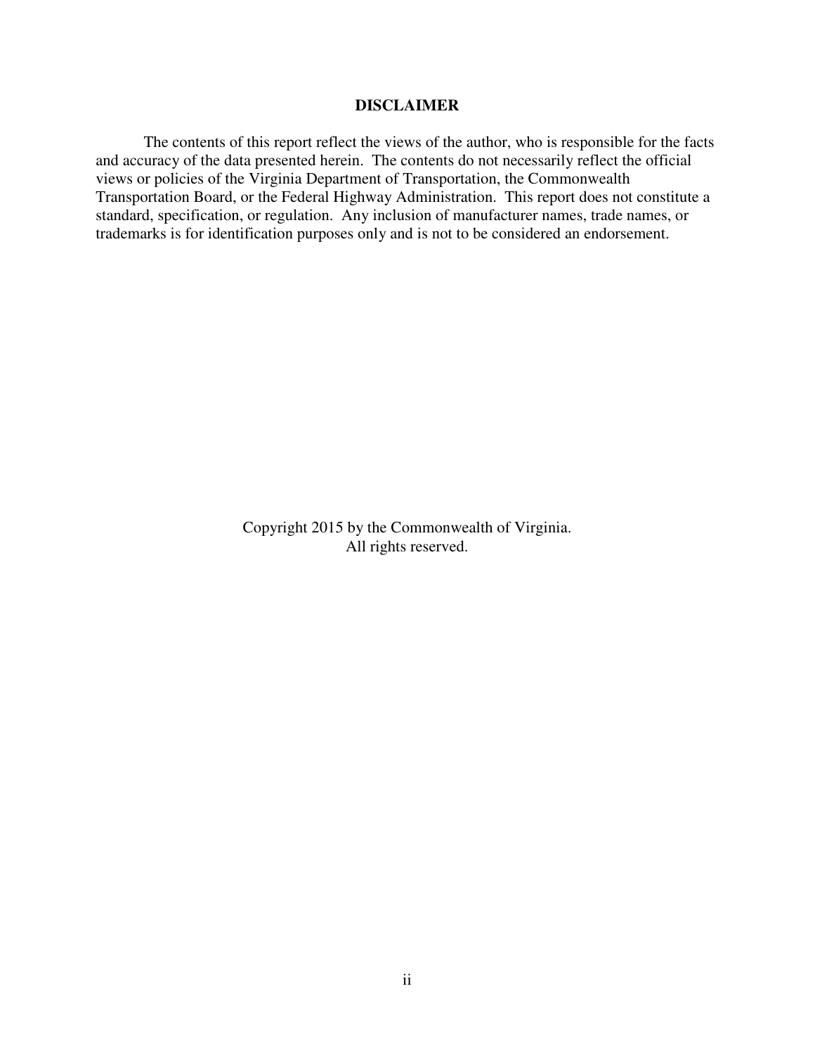## DISCLAIMER

The contents of this report reflect the views of the author, who is responsible for the facts and accuracy of the data presented herein. The contents do not necessarily reflect the official views or policies of the Virginia Department of Transportation, the Commonwealth Transportation Board, or the Federal Highway Administration. This report does not constitute a standard, specification, or regulation. Any inclusion of manufacturer names, trade names, or trademarks is for identification purposes only and is not to be considered an endorsement.

Copyright 2015 by the Commonwealth of Virginia.
All rights reserved.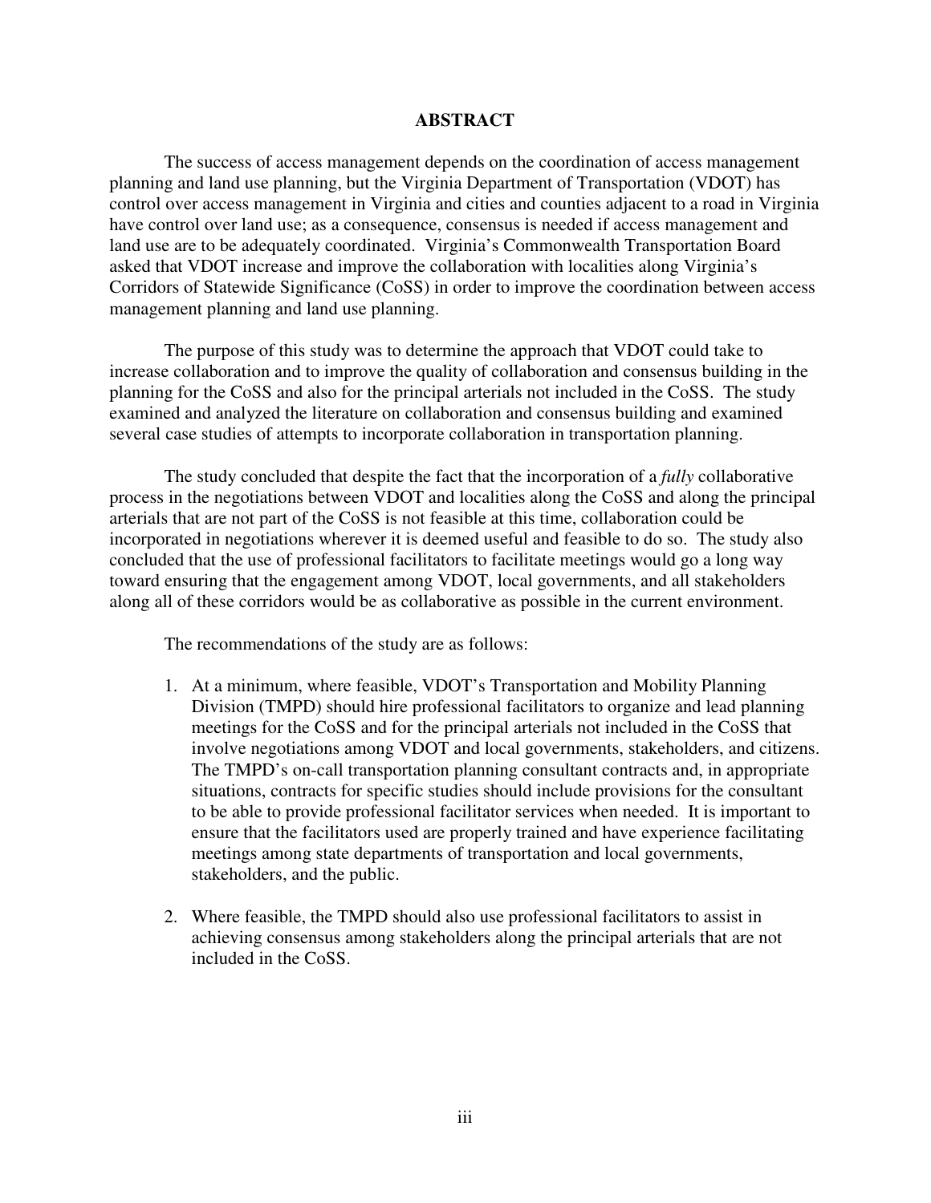## ABSTRACT

The success of access management depends on the coordination of access management planning and land use planning, but the Virginia Department of Transportation (VDOT) has control over access management in Virginia and cities and counties adjacent to a road in Virginia have control over land use; as a consequence, consensus is needed if access management and land use are to be adequately coordinated. Virginia's Commonwealth Transportation Board asked that VDOT increase and improve the collaboration with localities along Virginia's Corridors of Statewide Significance (CoSS) in order to improve the coordination between access management planning and land use planning.

The purpose of this study was to determine the approach that VDOT could take to increase collaboration and to improve the quality of collaboration and consensus building in the planning for the CoSS and also for the principal arterials not included in the CoSS. The study examined and analyzed the literature on collaboration and consensus building and examined several case studies of attempts to incorporate collaboration in transportation planning.

The study concluded that despite the fact that the incorporation of a *fully* collaborative process in the negotiations between VDOT and localities along the CoSS and along the principal arterials that are not part of the CoSS is not feasible at this time, collaboration could be incorporated in negotiations wherever it is deemed useful and feasible to do so. The study also concluded that the use of professional facilitators to facilitate meetings would go a long way toward ensuring that the engagement among VDOT, local governments, and all stakeholders along all of these corridors would be as collaborative as possible in the current environment.

The recommendations of the study are as follows:

1. At a minimum, where feasible, VDOT's Transportation and Mobility Planning Division (TMPD) should hire professional facilitators to organize and lead planning meetings for the CoSS and for the principal arterials not included in the CoSS that involve negotiations among VDOT and local governments, stakeholders, and citizens. The TMPD's on-call transportation planning consultant contracts and, in appropriate situations, contracts for specific studies should include provisions for the consultant to be able to provide professional facilitator services when needed. It is important to ensure that the facilitators used are properly trained and have experience facilitating meetings among state departments of transportation and local governments, stakeholders, and the public.

2. Where feasible, the TMPD should also use professional facilitators to assist in achieving consensus among stakeholders along the principal arterials that are not included in the CoSS.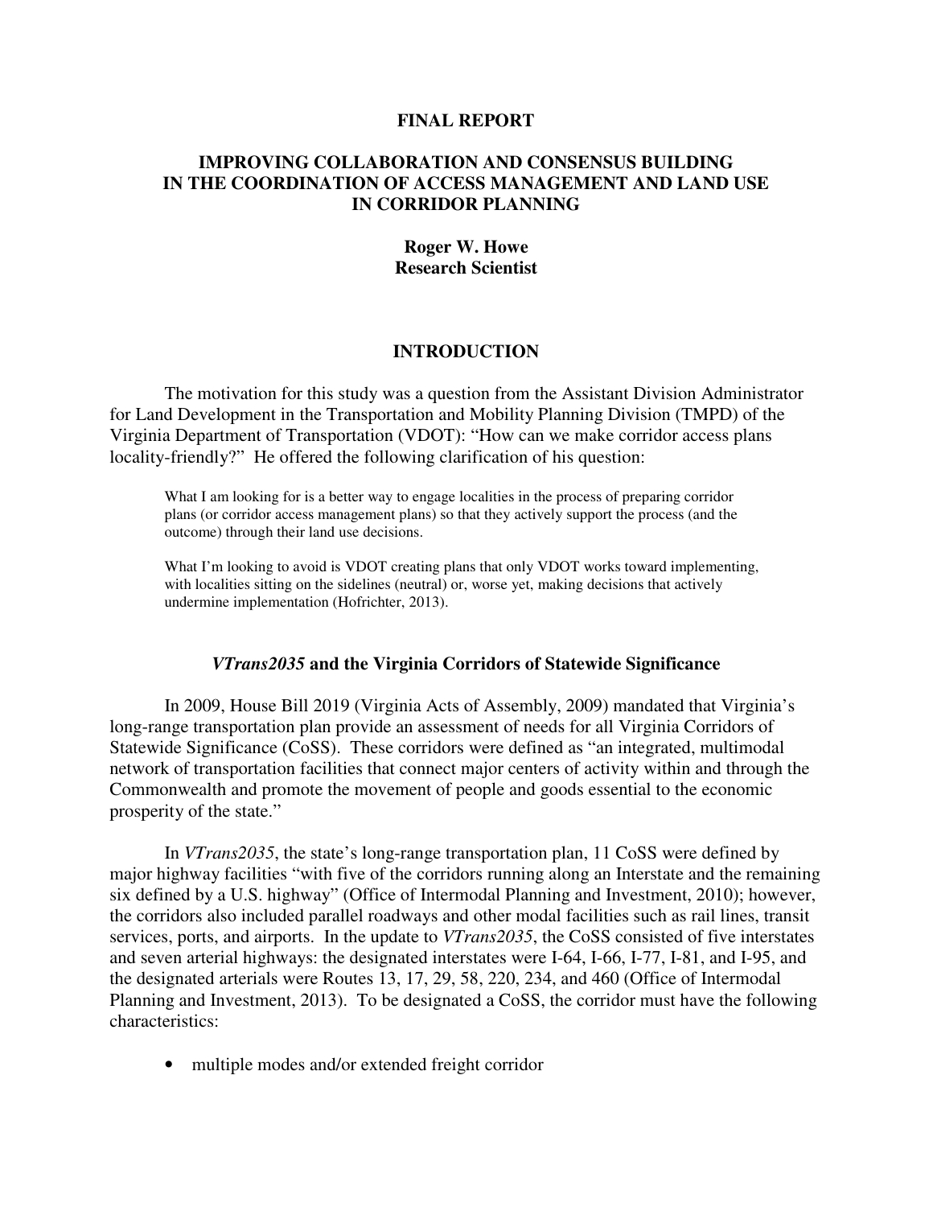**FINAL REPORT**

# IMPROVING COLLABORATION AND CONSENSUS BUILDING IN THE COORDINATION OF ACCESS MANAGEMENT AND LAND USE IN CORRIDOR PLANNING

**Roger W. Howe**
**Research Scientist**

## INTRODUCTION

The motivation for this study was a question from the Assistant Division Administrator for Land Development in the Transportation and Mobility Planning Division (TMPD) of the Virginia Department of Transportation (VDOT): "How can we make corridor access plans locality-friendly?" He offered the following clarification of his question:

> What I am looking for is a better way to engage localities in the process of preparing corridor plans (or corridor access management plans) so that they actively support the process (and the outcome) through their land use decisions.
>
> What I'm looking to avoid is VDOT creating plans that only VDOT works toward implementing, with localities sitting on the sidelines (neutral) or, worse yet, making decisions that actively undermine implementation (Hofrichter, 2013).

### *VTrans2035* and the Virginia Corridors of Statewide Significance

In 2009, House Bill 2019 (Virginia Acts of Assembly, 2009) mandated that Virginia's long-range transportation plan provide an assessment of needs for all Virginia Corridors of Statewide Significance (CoSS). These corridors were defined as "an integrated, multimodal network of transportation facilities that connect major centers of activity within and through the Commonwealth and promote the movement of people and goods essential to the economic prosperity of the state."

In *VTrans2035*, the state's long-range transportation plan, 11 CoSS were defined by major highway facilities "with five of the corridors running along an Interstate and the remaining six defined by a U.S. highway" (Office of Intermodal Planning and Investment, 2010); however, the corridors also included parallel roadways and other modal facilities such as rail lines, transit services, ports, and airports. In the update to *VTrans2035*, the CoSS consisted of five interstates and seven arterial highways: the designated interstates were I-64, I-66, I-77, I-81, and I-95, and the designated arterials were Routes 13, 17, 29, 58, 220, 234, and 460 (Office of Intermodal Planning and Investment, 2013). To be designated a CoSS, the corridor must have the following characteristics:

- multiple modes and/or extended freight corridor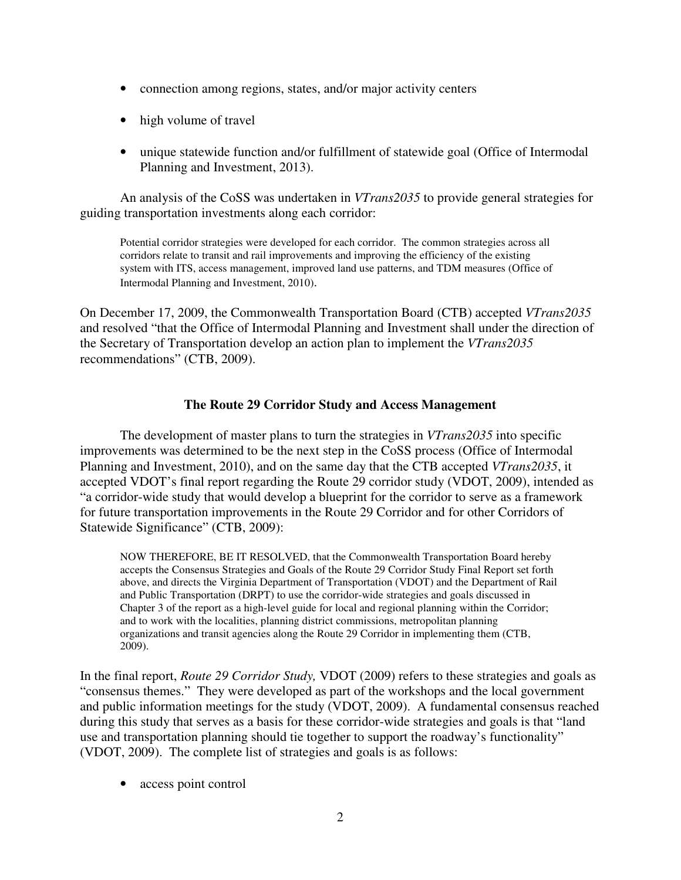- connection among regions, states, and/or major activity centers
- high volume of travel
- unique statewide function and/or fulfillment of statewide goal (Office of Intermodal Planning and Investment, 2013).

An analysis of the CoSS was undertaken in *VTrans2035* to provide general strategies for guiding transportation investments along each corridor:

> Potential corridor strategies were developed for each corridor. The common strategies across all corridors relate to transit and rail improvements and improving the efficiency of the existing system with ITS, access management, improved land use patterns, and TDM measures (Office of Intermodal Planning and Investment, 2010).

On December 17, 2009, the Commonwealth Transportation Board (CTB) accepted *VTrans2035* and resolved "that the Office of Intermodal Planning and Investment shall under the direction of the Secretary of Transportation develop an action plan to implement the *VTrans2035* recommendations" (CTB, 2009).

## The Route 29 Corridor Study and Access Management

The development of master plans to turn the strategies in *VTrans2035* into specific improvements was determined to be the next step in the CoSS process (Office of Intermodal Planning and Investment, 2010), and on the same day that the CTB accepted *VTrans2035*, it accepted VDOT's final report regarding the Route 29 corridor study (VDOT, 2009), intended as "a corridor-wide study that would develop a blueprint for the corridor to serve as a framework for future transportation improvements in the Route 29 Corridor and for other Corridors of Statewide Significance" (CTB, 2009):

> NOW THEREFORE, BE IT RESOLVED, that the Commonwealth Transportation Board hereby accepts the Consensus Strategies and Goals of the Route 29 Corridor Study Final Report set forth above, and directs the Virginia Department of Transportation (VDOT) and the Department of Rail and Public Transportation (DRPT) to use the corridor-wide strategies and goals discussed in Chapter 3 of the report as a high-level guide for local and regional planning within the Corridor; and to work with the localities, planning district commissions, metropolitan planning organizations and transit agencies along the Route 29 Corridor in implementing them (CTB, 2009).

In the final report, *Route 29 Corridor Study,* VDOT (2009) refers to these strategies and goals as "consensus themes." They were developed as part of the workshops and the local government and public information meetings for the study (VDOT, 2009). A fundamental consensus reached during this study that serves as a basis for these corridor-wide strategies and goals is that "land use and transportation planning should tie together to support the roadway's functionality" (VDOT, 2009). The complete list of strategies and goals is as follows:

- access point control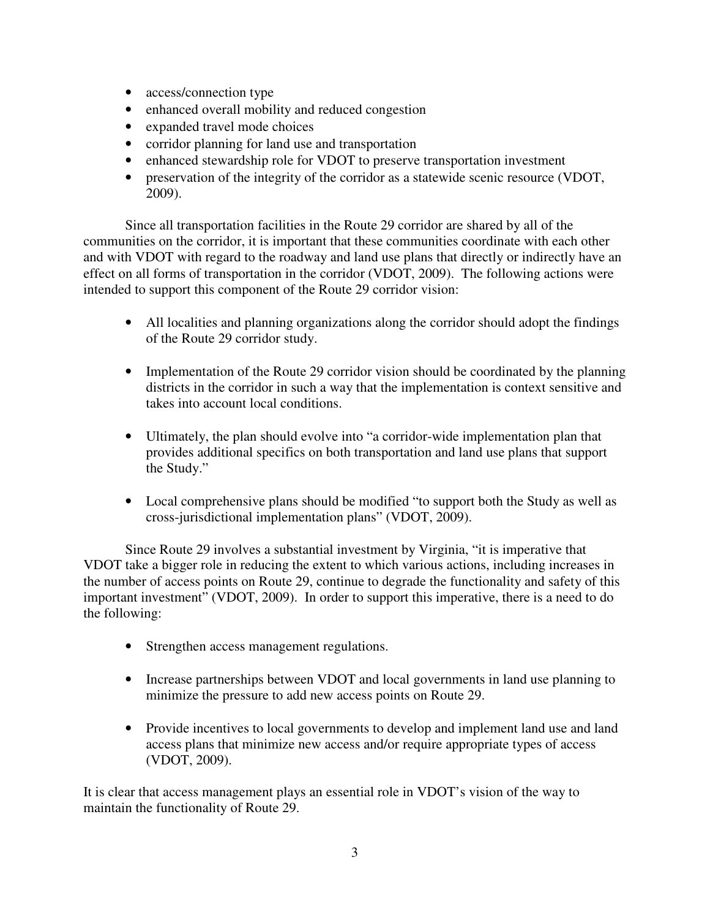- access/connection type
- enhanced overall mobility and reduced congestion
- expanded travel mode choices
- corridor planning for land use and transportation
- enhanced stewardship role for VDOT to preserve transportation investment
- preservation of the integrity of the corridor as a statewide scenic resource (VDOT, 2009).

Since all transportation facilities in the Route 29 corridor are shared by all of the communities on the corridor, it is important that these communities coordinate with each other and with VDOT with regard to the roadway and land use plans that directly or indirectly have an effect on all forms of transportation in the corridor (VDOT, 2009). The following actions were intended to support this component of the Route 29 corridor vision:

- All localities and planning organizations along the corridor should adopt the findings of the Route 29 corridor study.

- Implementation of the Route 29 corridor vision should be coordinated by the planning districts in the corridor in such a way that the implementation is context sensitive and takes into account local conditions.

- Ultimately, the plan should evolve into "a corridor-wide implementation plan that provides additional specifics on both transportation and land use plans that support the Study."

- Local comprehensive plans should be modified "to support both the Study as well as cross-jurisdictional implementation plans" (VDOT, 2009).

Since Route 29 involves a substantial investment by Virginia, "it is imperative that VDOT take a bigger role in reducing the extent to which various actions, including increases in the number of access points on Route 29, continue to degrade the functionality and safety of this important investment" (VDOT, 2009). In order to support this imperative, there is a need to do the following:

- Strengthen access management regulations.

- Increase partnerships between VDOT and local governments in land use planning to minimize the pressure to add new access points on Route 29.

- Provide incentives to local governments to develop and implement land use and land access plans that minimize new access and/or require appropriate types of access (VDOT, 2009).

It is clear that access management plays an essential role in VDOT's vision of the way to maintain the functionality of Route 29.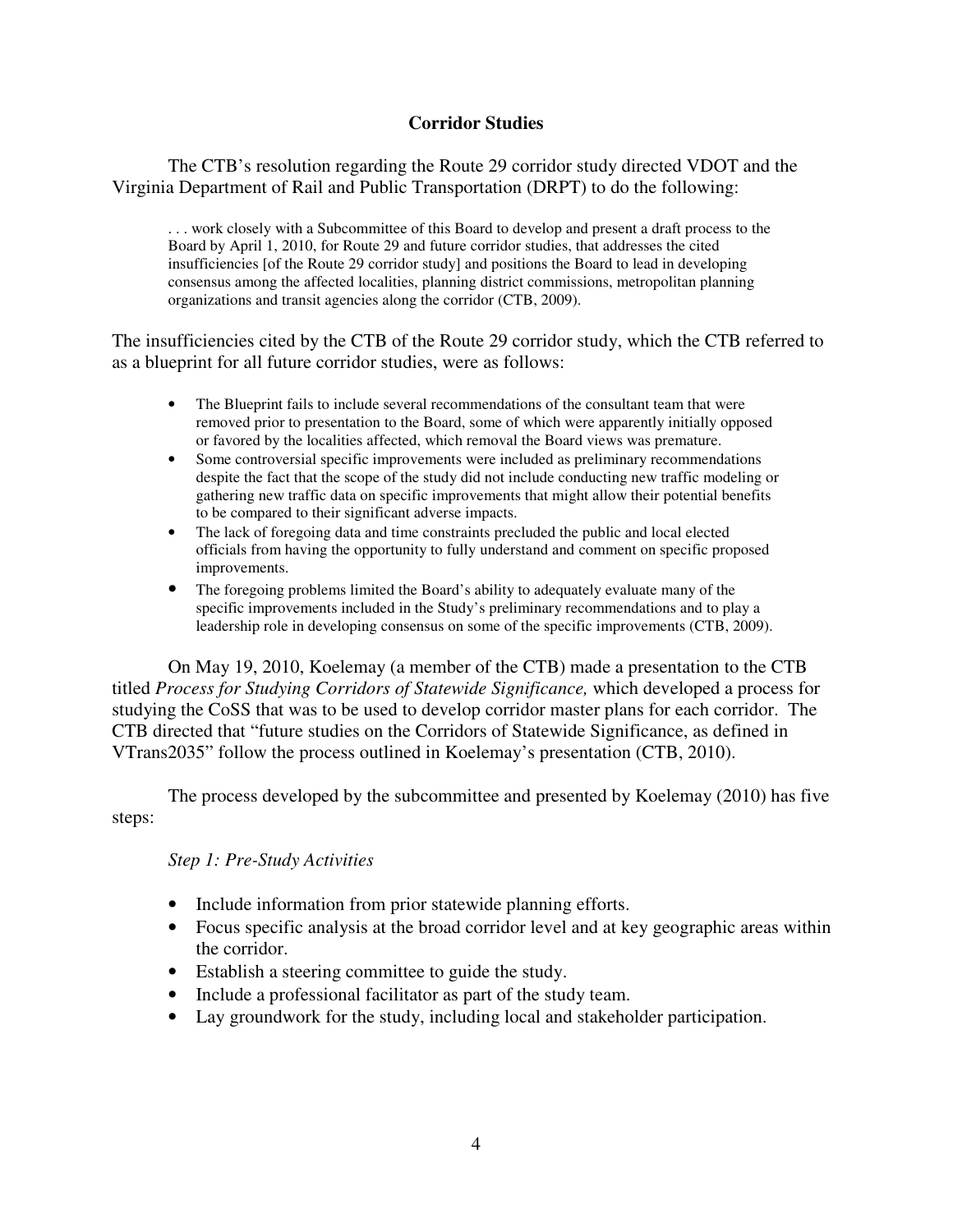## Corridor Studies

The CTB's resolution regarding the Route 29 corridor study directed VDOT and the Virginia Department of Rail and Public Transportation (DRPT) to do the following:

> . . . work closely with a Subcommittee of this Board to develop and present a draft process to the Board by April 1, 2010, for Route 29 and future corridor studies, that addresses the cited insufficiencies [of the Route 29 corridor study] and positions the Board to lead in developing consensus among the affected localities, planning district commissions, metropolitan planning organizations and transit agencies along the corridor (CTB, 2009).

The insufficiencies cited by the CTB of the Route 29 corridor study, which the CTB referred to as a blueprint for all future corridor studies, were as follows:

- The Blueprint fails to include several recommendations of the consultant team that were removed prior to presentation to the Board, some of which were apparently initially opposed or favored by the localities affected, which removal the Board views was premature.
- Some controversial specific improvements were included as preliminary recommendations despite the fact that the scope of the study did not include conducting new traffic modeling or gathering new traffic data on specific improvements that might allow their potential benefits to be compared to their significant adverse impacts.
- The lack of foregoing data and time constraints precluded the public and local elected officials from having the opportunity to fully understand and comment on specific proposed improvements.
- The foregoing problems limited the Board's ability to adequately evaluate many of the specific improvements included in the Study's preliminary recommendations and to play a leadership role in developing consensus on some of the specific improvements (CTB, 2009).

On May 19, 2010, Koelemay (a member of the CTB) made a presentation to the CTB titled *Process for Studying Corridors of Statewide Significance,* which developed a process for studying the CoSS that was to be used to develop corridor master plans for each corridor. The CTB directed that "future studies on the Corridors of Statewide Significance, as defined in VTrans2035" follow the process outlined in Koelemay's presentation (CTB, 2010).

The process developed by the subcommittee and presented by Koelemay (2010) has five steps:

*Step 1: Pre-Study Activities*

- Include information from prior statewide planning efforts.
- Focus specific analysis at the broad corridor level and at key geographic areas within the corridor.
- Establish a steering committee to guide the study.
- Include a professional facilitator as part of the study team.
- Lay groundwork for the study, including local and stakeholder participation.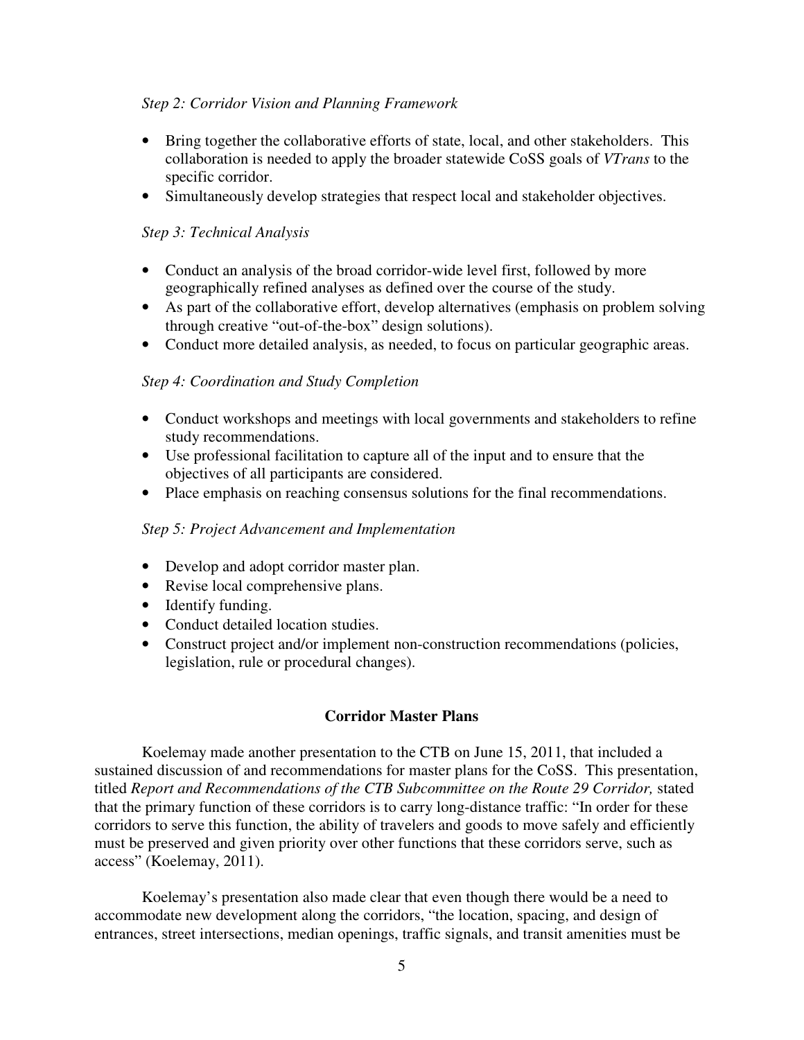*Step 2: Corridor Vision and Planning Framework*

- Bring together the collaborative efforts of state, local, and other stakeholders. This collaboration is needed to apply the broader statewide CoSS goals of *VTrans* to the specific corridor.
- Simultaneously develop strategies that respect local and stakeholder objectives.

*Step 3: Technical Analysis*

- Conduct an analysis of the broad corridor-wide level first, followed by more geographically refined analyses as defined over the course of the study.
- As part of the collaborative effort, develop alternatives (emphasis on problem solving through creative "out-of-the-box" design solutions).
- Conduct more detailed analysis, as needed, to focus on particular geographic areas.

*Step 4: Coordination and Study Completion*

- Conduct workshops and meetings with local governments and stakeholders to refine study recommendations.
- Use professional facilitation to capture all of the input and to ensure that the objectives of all participants are considered.
- Place emphasis on reaching consensus solutions for the final recommendations.

*Step 5: Project Advancement and Implementation*

- Develop and adopt corridor master plan.
- Revise local comprehensive plans.
- Identify funding.
- Conduct detailed location studies.
- Construct project and/or implement non-construction recommendations (policies, legislation, rule or procedural changes).

## Corridor Master Plans

Koelemay made another presentation to the CTB on June 15, 2011, that included a sustained discussion of and recommendations for master plans for the CoSS. This presentation, titled *Report and Recommendations of the CTB Subcommittee on the Route 29 Corridor,* stated that the primary function of these corridors is to carry long-distance traffic: "In order for these corridors to serve this function, the ability of travelers and goods to move safely and efficiently must be preserved and given priority over other functions that these corridors serve, such as access" (Koelemay, 2011).

Koelemay's presentation also made clear that even though there would be a need to accommodate new development along the corridors, "the location, spacing, and design of entrances, street intersections, median openings, traffic signals, and transit amenities must be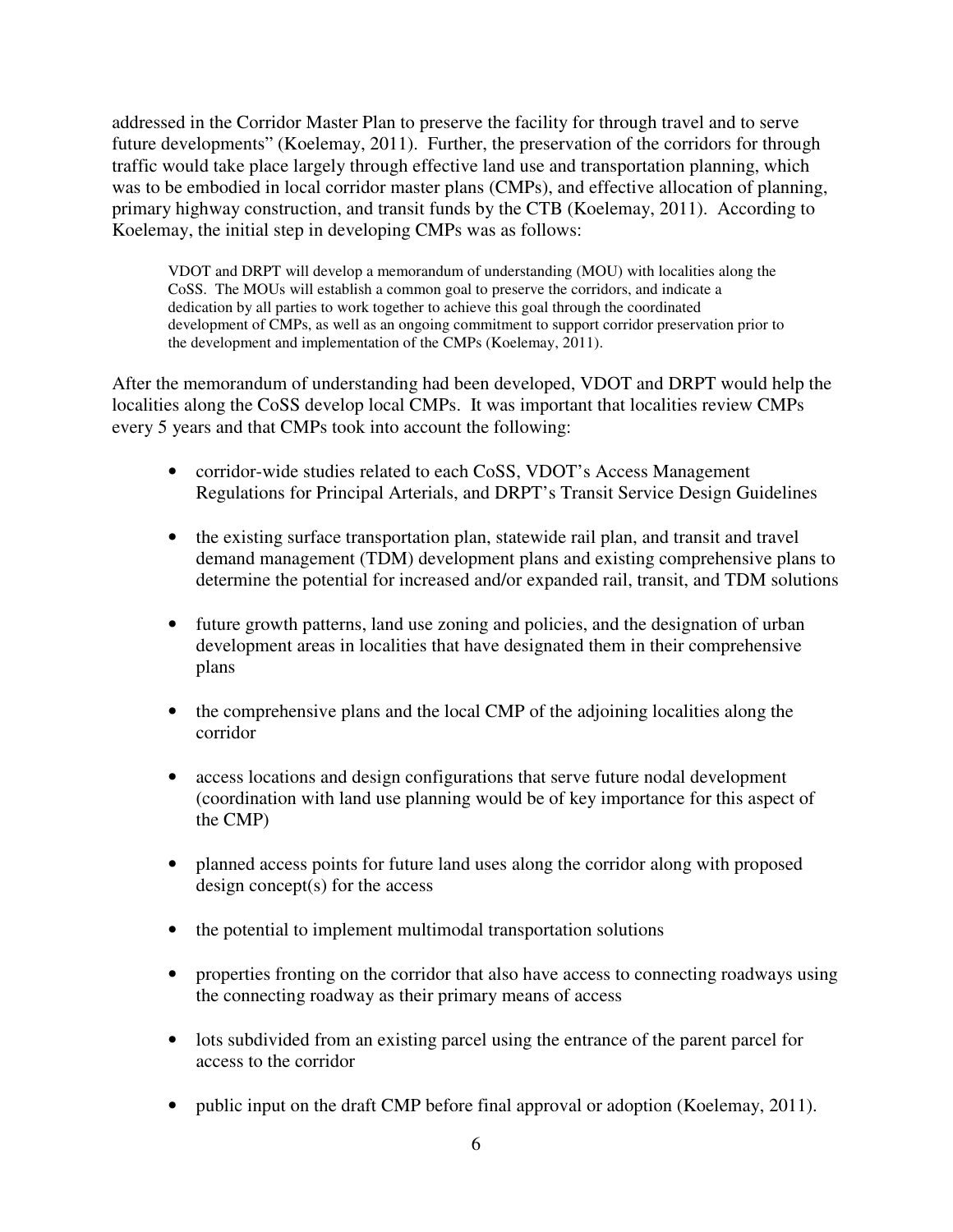addressed in the Corridor Master Plan to preserve the facility for through travel and to serve future developments" (Koelemay, 2011). Further, the preservation of the corridors for through traffic would take place largely through effective land use and transportation planning, which was to be embodied in local corridor master plans (CMPs), and effective allocation of planning, primary highway construction, and transit funds by the CTB (Koelemay, 2011). According to Koelemay, the initial step in developing CMPs was as follows:

> VDOT and DRPT will develop a memorandum of understanding (MOU) with localities along the CoSS. The MOUs will establish a common goal to preserve the corridors, and indicate a dedication by all parties to work together to achieve this goal through the coordinated development of CMPs, as well as an ongoing commitment to support corridor preservation prior to the development and implementation of the CMPs (Koelemay, 2011).

After the memorandum of understanding had been developed, VDOT and DRPT would help the localities along the CoSS develop local CMPs. It was important that localities review CMPs every 5 years and that CMPs took into account the following:

- corridor-wide studies related to each CoSS, VDOT's Access Management Regulations for Principal Arterials, and DRPT's Transit Service Design Guidelines
- the existing surface transportation plan, statewide rail plan, and transit and travel demand management (TDM) development plans and existing comprehensive plans to determine the potential for increased and/or expanded rail, transit, and TDM solutions
- future growth patterns, land use zoning and policies, and the designation of urban development areas in localities that have designated them in their comprehensive plans
- the comprehensive plans and the local CMP of the adjoining localities along the corridor
- access locations and design configurations that serve future nodal development (coordination with land use planning would be of key importance for this aspect of the CMP)
- planned access points for future land uses along the corridor along with proposed design concept(s) for the access
- the potential to implement multimodal transportation solutions
- properties fronting on the corridor that also have access to connecting roadways using the connecting roadway as their primary means of access
- lots subdivided from an existing parcel using the entrance of the parent parcel for access to the corridor
- public input on the draft CMP before final approval or adoption (Koelemay, 2011).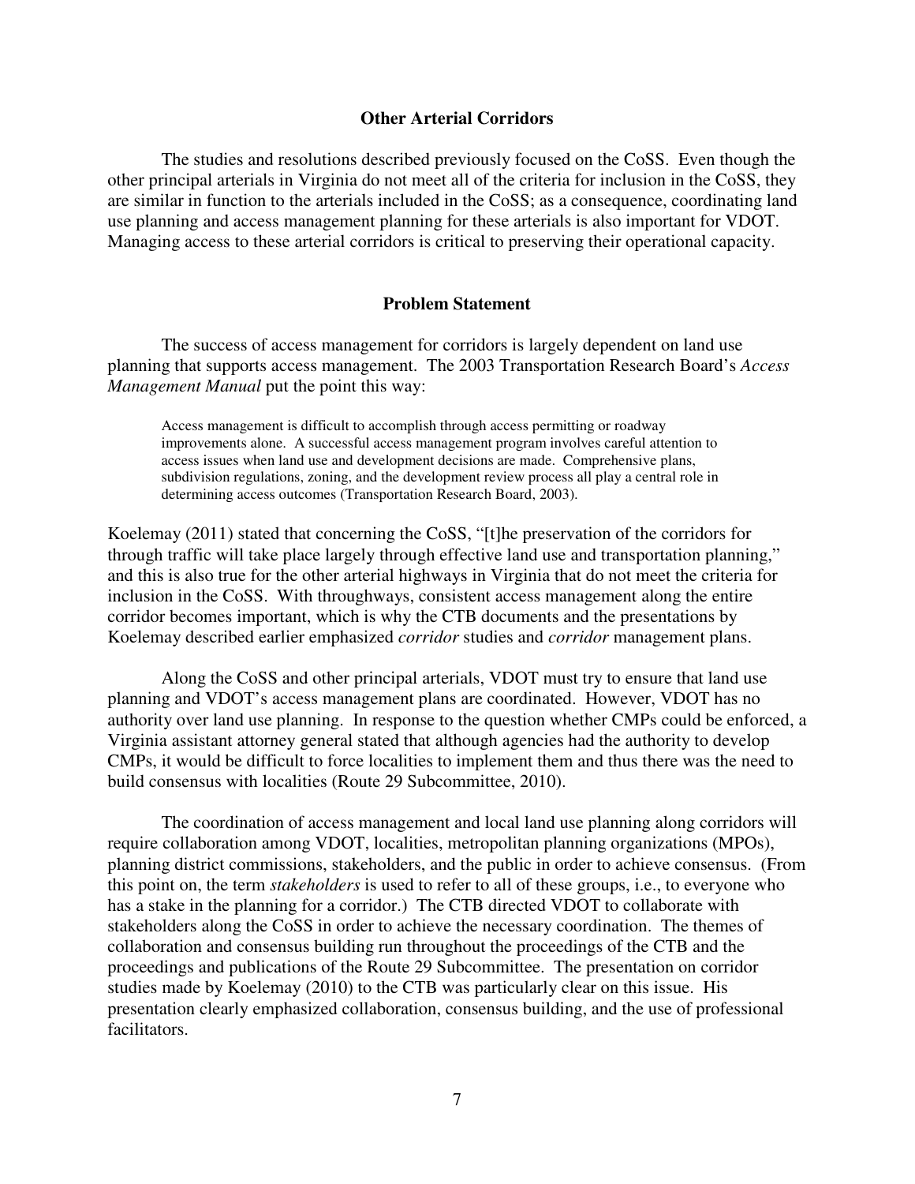## Other Arterial Corridors

The studies and resolutions described previously focused on the CoSS. Even though the other principal arterials in Virginia do not meet all of the criteria for inclusion in the CoSS, they are similar in function to the arterials included in the CoSS; as a consequence, coordinating land use planning and access management planning for these arterials is also important for VDOT. Managing access to these arterial corridors is critical to preserving their operational capacity.

## Problem Statement

The success of access management for corridors is largely dependent on land use planning that supports access management. The 2003 Transportation Research Board's *Access Management Manual* put the point this way:

> Access management is difficult to accomplish through access permitting or roadway improvements alone. A successful access management program involves careful attention to access issues when land use and development decisions are made. Comprehensive plans, subdivision regulations, zoning, and the development review process all play a central role in determining access outcomes (Transportation Research Board, 2003).

Koelemay (2011) stated that concerning the CoSS, "[t]he preservation of the corridors for through traffic will take place largely through effective land use and transportation planning," and this is also true for the other arterial highways in Virginia that do not meet the criteria for inclusion in the CoSS. With throughways, consistent access management along the entire corridor becomes important, which is why the CTB documents and the presentations by Koelemay described earlier emphasized *corridor* studies and *corridor* management plans.

Along the CoSS and other principal arterials, VDOT must try to ensure that land use planning and VDOT's access management plans are coordinated. However, VDOT has no authority over land use planning. In response to the question whether CMPs could be enforced, a Virginia assistant attorney general stated that although agencies had the authority to develop CMPs, it would be difficult to force localities to implement them and thus there was the need to build consensus with localities (Route 29 Subcommittee, 2010).

The coordination of access management and local land use planning along corridors will require collaboration among VDOT, localities, metropolitan planning organizations (MPOs), planning district commissions, stakeholders, and the public in order to achieve consensus. (From this point on, the term *stakeholders* is used to refer to all of these groups, i.e., to everyone who has a stake in the planning for a corridor.) The CTB directed VDOT to collaborate with stakeholders along the CoSS in order to achieve the necessary coordination. The themes of collaboration and consensus building run throughout the proceedings of the CTB and the proceedings and publications of the Route 29 Subcommittee. The presentation on corridor studies made by Koelemay (2010) to the CTB was particularly clear on this issue. His presentation clearly emphasized collaboration, consensus building, and the use of professional facilitators.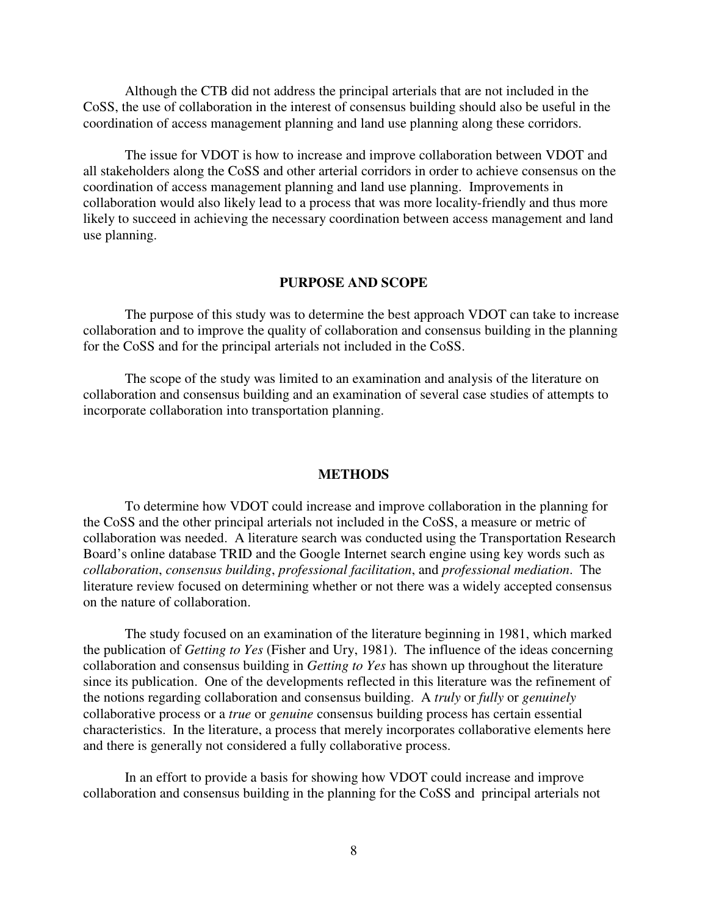Although the CTB did not address the principal arterials that are not included in the CoSS, the use of collaboration in the interest of consensus building should also be useful in the coordination of access management planning and land use planning along these corridors.

The issue for VDOT is how to increase and improve collaboration between VDOT and all stakeholders along the CoSS and other arterial corridors in order to achieve consensus on the coordination of access management planning and land use planning. Improvements in collaboration would also likely lead to a process that was more locality-friendly and thus more likely to succeed in achieving the necessary coordination between access management and land use planning.

## PURPOSE AND SCOPE

The purpose of this study was to determine the best approach VDOT can take to increase collaboration and to improve the quality of collaboration and consensus building in the planning for the CoSS and for the principal arterials not included in the CoSS.

The scope of the study was limited to an examination and analysis of the literature on collaboration and consensus building and an examination of several case studies of attempts to incorporate collaboration into transportation planning.

## METHODS

To determine how VDOT could increase and improve collaboration in the planning for the CoSS and the other principal arterials not included in the CoSS, a measure or metric of collaboration was needed. A literature search was conducted using the Transportation Research Board's online database TRID and the Google Internet search engine using key words such as *collaboration*, *consensus building*, *professional facilitation*, and *professional mediation*. The literature review focused on determining whether or not there was a widely accepted consensus on the nature of collaboration.

The study focused on an examination of the literature beginning in 1981, which marked the publication of *Getting to Yes* (Fisher and Ury, 1981). The influence of the ideas concerning collaboration and consensus building in *Getting to Yes* has shown up throughout the literature since its publication. One of the developments reflected in this literature was the refinement of the notions regarding collaboration and consensus building. A *truly* or *fully* or *genuinely* collaborative process or a *true* or *genuine* consensus building process has certain essential characteristics. In the literature, a process that merely incorporates collaborative elements here and there is generally not considered a fully collaborative process.

In an effort to provide a basis for showing how VDOT could increase and improve collaboration and consensus building in the planning for the CoSS and principal arterials not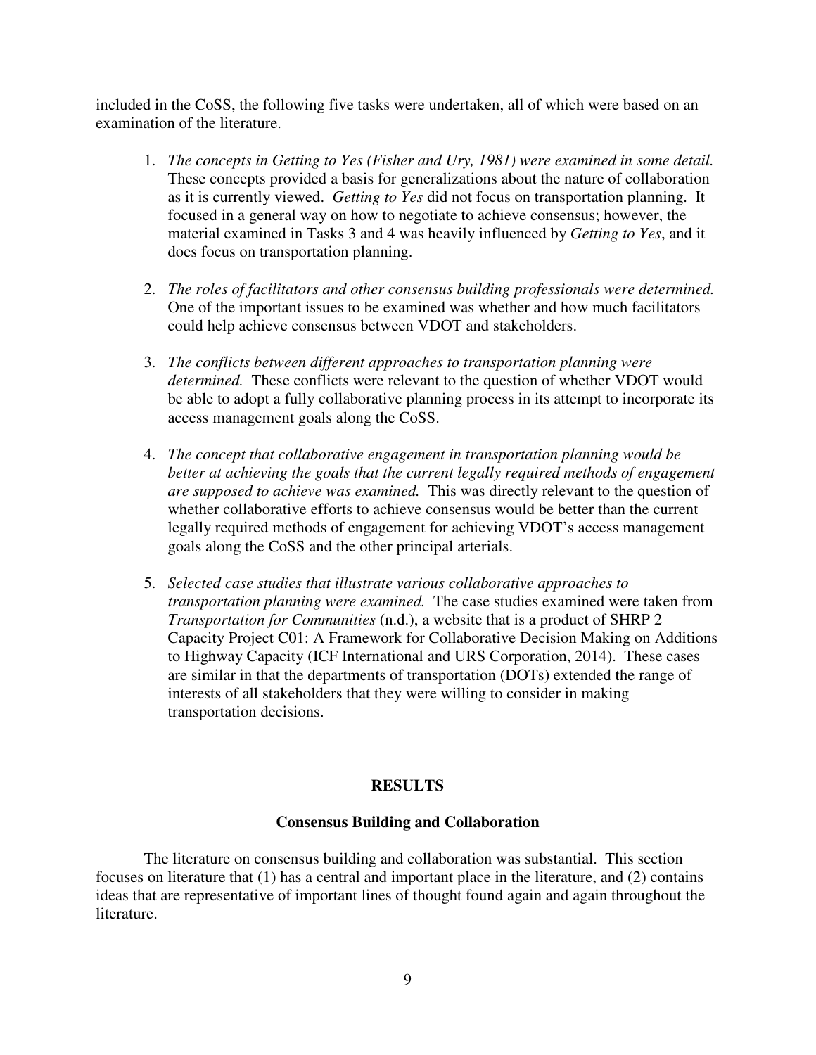included in the CoSS, the following five tasks were undertaken, all of which were based on an examination of the literature.

1. *The concepts in Getting to Yes (Fisher and Ury, 1981) were examined in some detail.* These concepts provided a basis for generalizations about the nature of collaboration as it is currently viewed. *Getting to Yes* did not focus on transportation planning. It focused in a general way on how to negotiate to achieve consensus; however, the material examined in Tasks 3 and 4 was heavily influenced by *Getting to Yes*, and it does focus on transportation planning.

2. *The roles of facilitators and other consensus building professionals were determined.* One of the important issues to be examined was whether and how much facilitators could help achieve consensus between VDOT and stakeholders.

3. *The conflicts between different approaches to transportation planning were determined.* These conflicts were relevant to the question of whether VDOT would be able to adopt a fully collaborative planning process in its attempt to incorporate its access management goals along the CoSS.

4. *The concept that collaborative engagement in transportation planning would be better at achieving the goals that the current legally required methods of engagement are supposed to achieve was examined.* This was directly relevant to the question of whether collaborative efforts to achieve consensus would be better than the current legally required methods of engagement for achieving VDOT's access management goals along the CoSS and the other principal arterials.

5. *Selected case studies that illustrate various collaborative approaches to transportation planning were examined.* The case studies examined were taken from *Transportation for Communities* (n.d.), a website that is a product of SHRP 2 Capacity Project C01: A Framework for Collaborative Decision Making on Additions to Highway Capacity (ICF International and URS Corporation, 2014). These cases are similar in that the departments of transportation (DOTs) extended the range of interests of all stakeholders that they were willing to consider in making transportation decisions.

## RESULTS

### Consensus Building and Collaboration

The literature on consensus building and collaboration was substantial. This section focuses on literature that (1) has a central and important place in the literature, and (2) contains ideas that are representative of important lines of thought found again and again throughout the literature.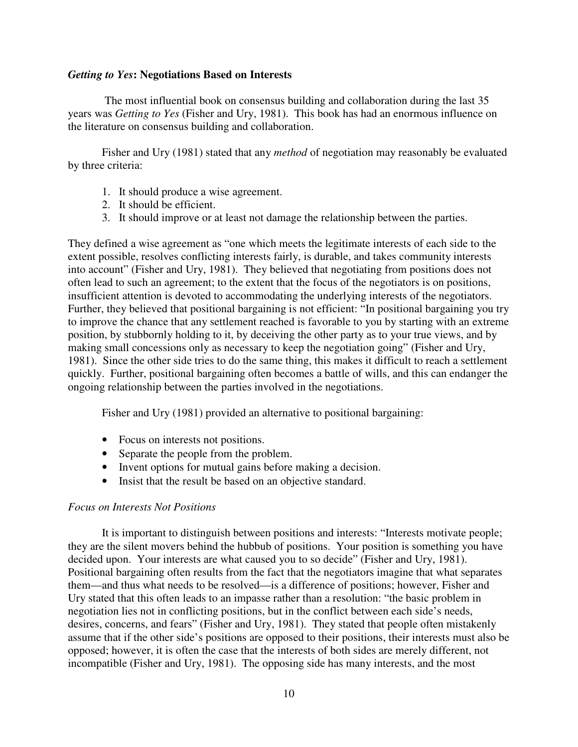### *Getting to Yes*: Negotiations Based on Interests

The most influential book on consensus building and collaboration during the last 35 years was *Getting to Yes* (Fisher and Ury, 1981). This book has had an enormous influence on the literature on consensus building and collaboration.

Fisher and Ury (1981) stated that any *method* of negotiation may reasonably be evaluated by three criteria:

1. It should produce a wise agreement.
2. It should be efficient.
3. It should improve or at least not damage the relationship between the parties.

They defined a wise agreement as "one which meets the legitimate interests of each side to the extent possible, resolves conflicting interests fairly, is durable, and takes community interests into account" (Fisher and Ury, 1981). They believed that negotiating from positions does not often lead to such an agreement; to the extent that the focus of the negotiators is on positions, insufficient attention is devoted to accommodating the underlying interests of the negotiators. Further, they believed that positional bargaining is not efficient: "In positional bargaining you try to improve the chance that any settlement reached is favorable to you by starting with an extreme position, by stubbornly holding to it, by deceiving the other party as to your true views, and by making small concessions only as necessary to keep the negotiation going" (Fisher and Ury, 1981). Since the other side tries to do the same thing, this makes it difficult to reach a settlement quickly. Further, positional bargaining often becomes a battle of wills, and this can endanger the ongoing relationship between the parties involved in the negotiations.

Fisher and Ury (1981) provided an alternative to positional bargaining:

- Focus on interests not positions.
- Separate the people from the problem.
- Invent options for mutual gains before making a decision.
- Insist that the result be based on an objective standard.

#### *Focus on Interests Not Positions*

It is important to distinguish between positions and interests: "Interests motivate people; they are the silent movers behind the hubbub of positions. Your position is something you have decided upon. Your interests are what caused you to so decide" (Fisher and Ury, 1981). Positional bargaining often results from the fact that the negotiators imagine that what separates them—and thus what needs to be resolved—is a difference of positions; however, Fisher and Ury stated that this often leads to an impasse rather than a resolution: "the basic problem in negotiation lies not in conflicting positions, but in the conflict between each side's needs, desires, concerns, and fears" (Fisher and Ury, 1981). They stated that people often mistakenly assume that if the other side's positions are opposed to their positions, their interests must also be opposed; however, it is often the case that the interests of both sides are merely different, not incompatible (Fisher and Ury, 1981). The opposing side has many interests, and the most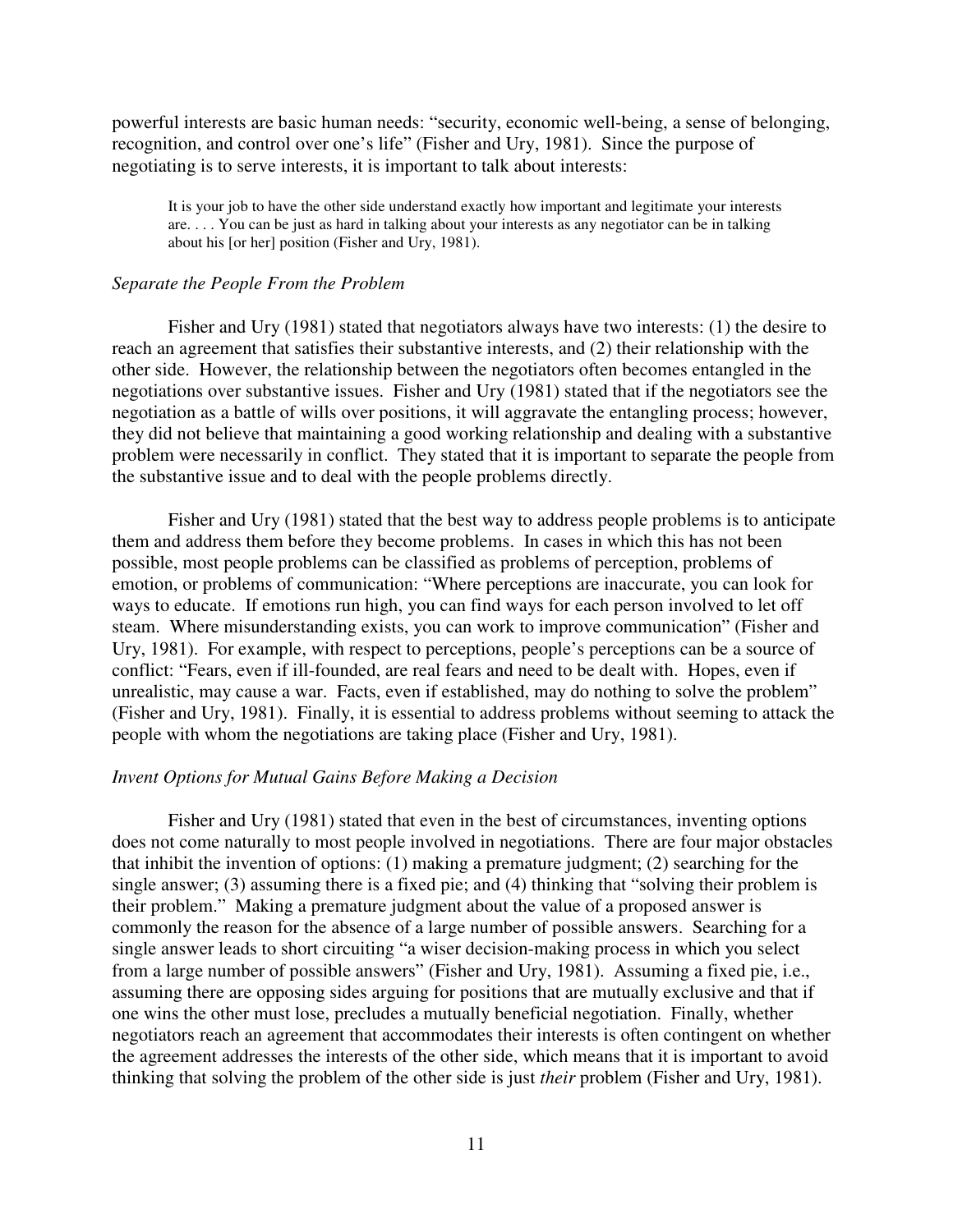powerful interests are basic human needs: "security, economic well-being, a sense of belonging, recognition, and control over one's life" (Fisher and Ury, 1981). Since the purpose of negotiating is to serve interests, it is important to talk about interests:

> It is your job to have the other side understand exactly how important and legitimate your interests are. . . . You can be just as hard in talking about your interests as any negotiator can be in talking about his [or her] position (Fisher and Ury, 1981).

### *Separate the People From the Problem*

Fisher and Ury (1981) stated that negotiators always have two interests: (1) the desire to reach an agreement that satisfies their substantive interests, and (2) their relationship with the other side. However, the relationship between the negotiators often becomes entangled in the negotiations over substantive issues. Fisher and Ury (1981) stated that if the negotiators see the negotiation as a battle of wills over positions, it will aggravate the entangling process; however, they did not believe that maintaining a good working relationship and dealing with a substantive problem were necessarily in conflict. They stated that it is important to separate the people from the substantive issue and to deal with the people problems directly.

Fisher and Ury (1981) stated that the best way to address people problems is to anticipate them and address them before they become problems. In cases in which this has not been possible, most people problems can be classified as problems of perception, problems of emotion, or problems of communication: "Where perceptions are inaccurate, you can look for ways to educate. If emotions run high, you can find ways for each person involved to let off steam. Where misunderstanding exists, you can work to improve communication" (Fisher and Ury, 1981). For example, with respect to perceptions, people's perceptions can be a source of conflict: "Fears, even if ill-founded, are real fears and need to be dealt with. Hopes, even if unrealistic, may cause a war. Facts, even if established, may do nothing to solve the problem" (Fisher and Ury, 1981). Finally, it is essential to address problems without seeming to attack the people with whom the negotiations are taking place (Fisher and Ury, 1981).

### *Invent Options for Mutual Gains Before Making a Decision*

Fisher and Ury (1981) stated that even in the best of circumstances, inventing options does not come naturally to most people involved in negotiations. There are four major obstacles that inhibit the invention of options: (1) making a premature judgment; (2) searching for the single answer; (3) assuming there is a fixed pie; and (4) thinking that "solving their problem is their problem." Making a premature judgment about the value of a proposed answer is commonly the reason for the absence of a large number of possible answers. Searching for a single answer leads to short circuiting "a wiser decision-making process in which you select from a large number of possible answers" (Fisher and Ury, 1981). Assuming a fixed pie, i.e., assuming there are opposing sides arguing for positions that are mutually exclusive and that if one wins the other must lose, precludes a mutually beneficial negotiation. Finally, whether negotiators reach an agreement that accommodates their interests is often contingent on whether the agreement addresses the interests of the other side, which means that it is important to avoid thinking that solving the problem of the other side is just *their* problem (Fisher and Ury, 1981).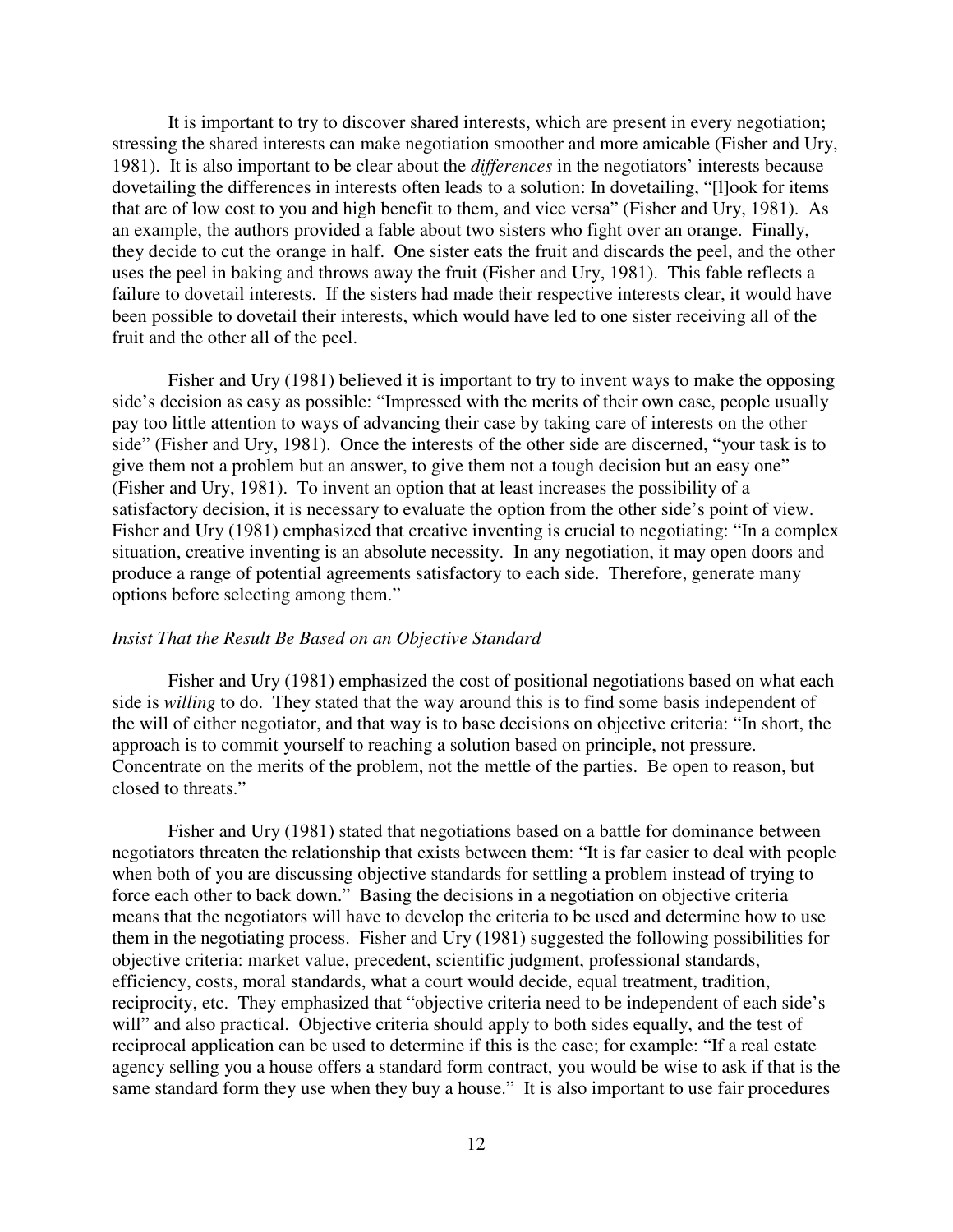It is important to try to discover shared interests, which are present in every negotiation; stressing the shared interests can make negotiation smoother and more amicable (Fisher and Ury, 1981). It is also important to be clear about the *differences* in the negotiators' interests because dovetailing the differences in interests often leads to a solution: In dovetailing, "[l]ook for items that are of low cost to you and high benefit to them, and vice versa" (Fisher and Ury, 1981). As an example, the authors provided a fable about two sisters who fight over an orange. Finally, they decide to cut the orange in half. One sister eats the fruit and discards the peel, and the other uses the peel in baking and throws away the fruit (Fisher and Ury, 1981). This fable reflects a failure to dovetail interests. If the sisters had made their respective interests clear, it would have been possible to dovetail their interests, which would have led to one sister receiving all of the fruit and the other all of the peel.

Fisher and Ury (1981) believed it is important to try to invent ways to make the opposing side's decision as easy as possible: "Impressed with the merits of their own case, people usually pay too little attention to ways of advancing their case by taking care of interests on the other side" (Fisher and Ury, 1981). Once the interests of the other side are discerned, "your task is to give them not a problem but an answer, to give them not a tough decision but an easy one" (Fisher and Ury, 1981). To invent an option that at least increases the possibility of a satisfactory decision, it is necessary to evaluate the option from the other side's point of view. Fisher and Ury (1981) emphasized that creative inventing is crucial to negotiating: "In a complex situation, creative inventing is an absolute necessity. In any negotiation, it may open doors and produce a range of potential agreements satisfactory to each side. Therefore, generate many options before selecting among them."

*Insist That the Result Be Based on an Objective Standard*

Fisher and Ury (1981) emphasized the cost of positional negotiations based on what each side is *willing* to do. They stated that the way around this is to find some basis independent of the will of either negotiator, and that way is to base decisions on objective criteria: "In short, the approach is to commit yourself to reaching a solution based on principle, not pressure. Concentrate on the merits of the problem, not the mettle of the parties. Be open to reason, but closed to threats."

Fisher and Ury (1981) stated that negotiations based on a battle for dominance between negotiators threaten the relationship that exists between them: "It is far easier to deal with people when both of you are discussing objective standards for settling a problem instead of trying to force each other to back down." Basing the decisions in a negotiation on objective criteria means that the negotiators will have to develop the criteria to be used and determine how to use them in the negotiating process. Fisher and Ury (1981) suggested the following possibilities for objective criteria: market value, precedent, scientific judgment, professional standards, efficiency, costs, moral standards, what a court would decide, equal treatment, tradition, reciprocity, etc. They emphasized that "objective criteria need to be independent of each side's will" and also practical. Objective criteria should apply to both sides equally, and the test of reciprocal application can be used to determine if this is the case; for example: "If a real estate agency selling you a house offers a standard form contract, you would be wise to ask if that is the same standard form they use when they buy a house." It is also important to use fair procedures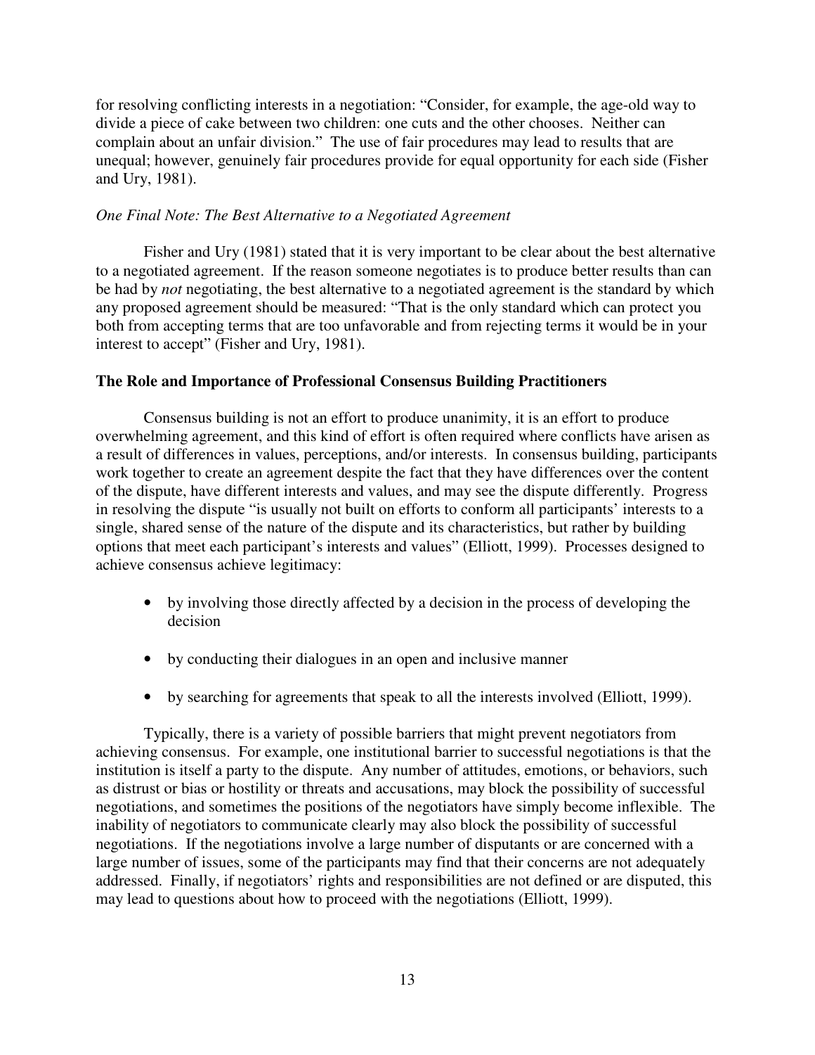for resolving conflicting interests in a negotiation: "Consider, for example, the age-old way to divide a piece of cake between two children: one cuts and the other chooses. Neither can complain about an unfair division." The use of fair procedures may lead to results that are unequal; however, genuinely fair procedures provide for equal opportunity for each side (Fisher and Ury, 1981).

*One Final Note: The Best Alternative to a Negotiated Agreement*

Fisher and Ury (1981) stated that it is very important to be clear about the best alternative to a negotiated agreement. If the reason someone negotiates is to produce better results than can be had by *not* negotiating, the best alternative to a negotiated agreement is the standard by which any proposed agreement should be measured: "That is the only standard which can protect you both from accepting terms that are too unfavorable and from rejecting terms it would be in your interest to accept" (Fisher and Ury, 1981).

**The Role and Importance of Professional Consensus Building Practitioners**

Consensus building is not an effort to produce unanimity, it is an effort to produce overwhelming agreement, and this kind of effort is often required where conflicts have arisen as a result of differences in values, perceptions, and/or interests. In consensus building, participants work together to create an agreement despite the fact that they have differences over the content of the dispute, have different interests and values, and may see the dispute differently. Progress in resolving the dispute "is usually not built on efforts to conform all participants' interests to a single, shared sense of the nature of the dispute and its characteristics, but rather by building options that meet each participant's interests and values" (Elliott, 1999). Processes designed to achieve consensus achieve legitimacy:

- by involving those directly affected by a decision in the process of developing the decision
- by conducting their dialogues in an open and inclusive manner
- by searching for agreements that speak to all the interests involved (Elliott, 1999).

Typically, there is a variety of possible barriers that might prevent negotiators from achieving consensus. For example, one institutional barrier to successful negotiations is that the institution is itself a party to the dispute. Any number of attitudes, emotions, or behaviors, such as distrust or bias or hostility or threats and accusations, may block the possibility of successful negotiations, and sometimes the positions of the negotiators have simply become inflexible. The inability of negotiators to communicate clearly may also block the possibility of successful negotiations. If the negotiations involve a large number of disputants or are concerned with a large number of issues, some of the participants may find that their concerns are not adequately addressed. Finally, if negotiators' rights and responsibilities are not defined or are disputed, this may lead to questions about how to proceed with the negotiations (Elliott, 1999).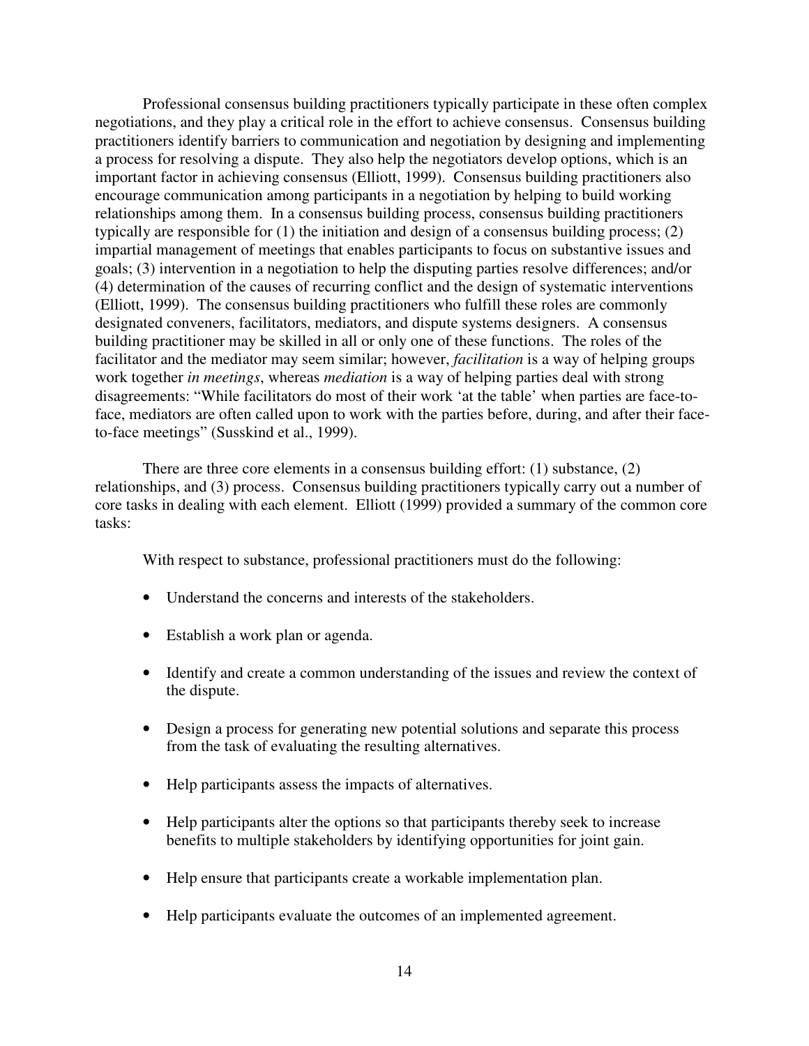Professional consensus building practitioners typically participate in these often complex negotiations, and they play a critical role in the effort to achieve consensus. Consensus building practitioners identify barriers to communication and negotiation by designing and implementing a process for resolving a dispute. They also help the negotiators develop options, which is an important factor in achieving consensus (Elliott, 1999). Consensus building practitioners also encourage communication among participants in a negotiation by helping to build working relationships among them. In a consensus building process, consensus building practitioners typically are responsible for (1) the initiation and design of a consensus building process; (2) impartial management of meetings that enables participants to focus on substantive issues and goals; (3) intervention in a negotiation to help the disputing parties resolve differences; and/or (4) determination of the causes of recurring conflict and the design of systematic interventions (Elliott, 1999). The consensus building practitioners who fulfill these roles are commonly designated conveners, facilitators, mediators, and dispute systems designers. A consensus building practitioner may be skilled in all or only one of these functions. The roles of the facilitator and the mediator may seem similar; however, *facilitation* is a way of helping groups work together *in meetings*, whereas *mediation* is a way of helping parties deal with strong disagreements: "While facilitators do most of their work 'at the table' when parties are face-to-face, mediators are often called upon to work with the parties before, during, and after their face-to-face meetings" (Susskind et al., 1999).

There are three core elements in a consensus building effort: (1) substance, (2) relationships, and (3) process. Consensus building practitioners typically carry out a number of core tasks in dealing with each element. Elliott (1999) provided a summary of the common core tasks:

> With respect to substance, professional practitioners must do the following:
>
> - Understand the concerns and interests of the stakeholders.
> - Establish a work plan or agenda.
> - Identify and create a common understanding of the issues and review the context of the dispute.
> - Design a process for generating new potential solutions and separate this process from the task of evaluating the resulting alternatives.
> - Help participants assess the impacts of alternatives.
> - Help participants alter the options so that participants thereby seek to increase benefits to multiple stakeholders by identifying opportunities for joint gain.
> - Help ensure that participants create a workable implementation plan.
> - Help participants evaluate the outcomes of an implemented agreement.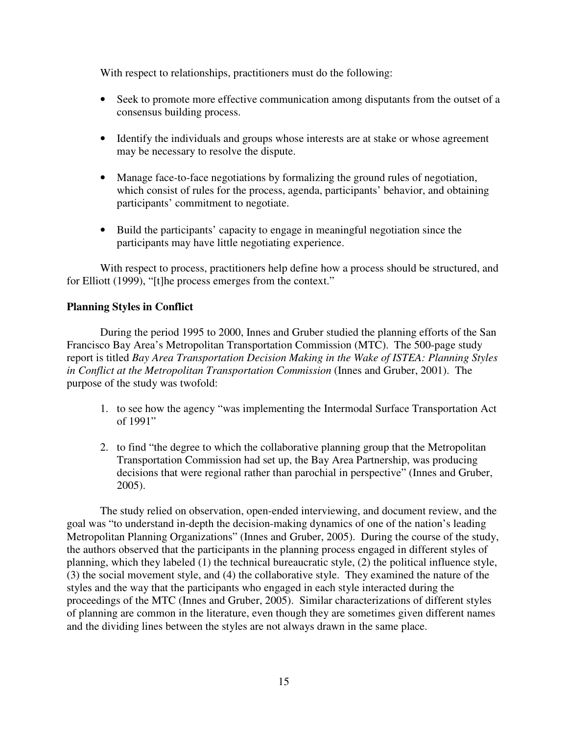With respect to relationships, practitioners must do the following:

- Seek to promote more effective communication among disputants from the outset of a consensus building process.
- Identify the individuals and groups whose interests are at stake or whose agreement may be necessary to resolve the dispute.
- Manage face-to-face negotiations by formalizing the ground rules of negotiation, which consist of rules for the process, agenda, participants' behavior, and obtaining participants' commitment to negotiate.
- Build the participants' capacity to engage in meaningful negotiation since the participants may have little negotiating experience.

With respect to process, practitioners help define how a process should be structured, and for Elliott (1999), "[t]he process emerges from the context."

**Planning Styles in Conflict**

During the period 1995 to 2000, Innes and Gruber studied the planning efforts of the San Francisco Bay Area's Metropolitan Transportation Commission (MTC). The 500-page study report is titled *Bay Area Transportation Decision Making in the Wake of ISTEA: Planning Styles in Conflict at the Metropolitan Transportation Commission* (Innes and Gruber, 2001). The purpose of the study was twofold:

1. to see how the agency "was implementing the Intermodal Surface Transportation Act of 1991"
2. to find "the degree to which the collaborative planning group that the Metropolitan Transportation Commission had set up, the Bay Area Partnership, was producing decisions that were regional rather than parochial in perspective" (Innes and Gruber, 2005).

The study relied on observation, open-ended interviewing, and document review, and the goal was "to understand in-depth the decision-making dynamics of one of the nation's leading Metropolitan Planning Organizations" (Innes and Gruber, 2005). During the course of the study, the authors observed that the participants in the planning process engaged in different styles of planning, which they labeled (1) the technical bureaucratic style, (2) the political influence style, (3) the social movement style, and (4) the collaborative style. They examined the nature of the styles and the way that the participants who engaged in each style interacted during the proceedings of the MTC (Innes and Gruber, 2005). Similar characterizations of different styles of planning are common in the literature, even though they are sometimes given different names and the dividing lines between the styles are not always drawn in the same place.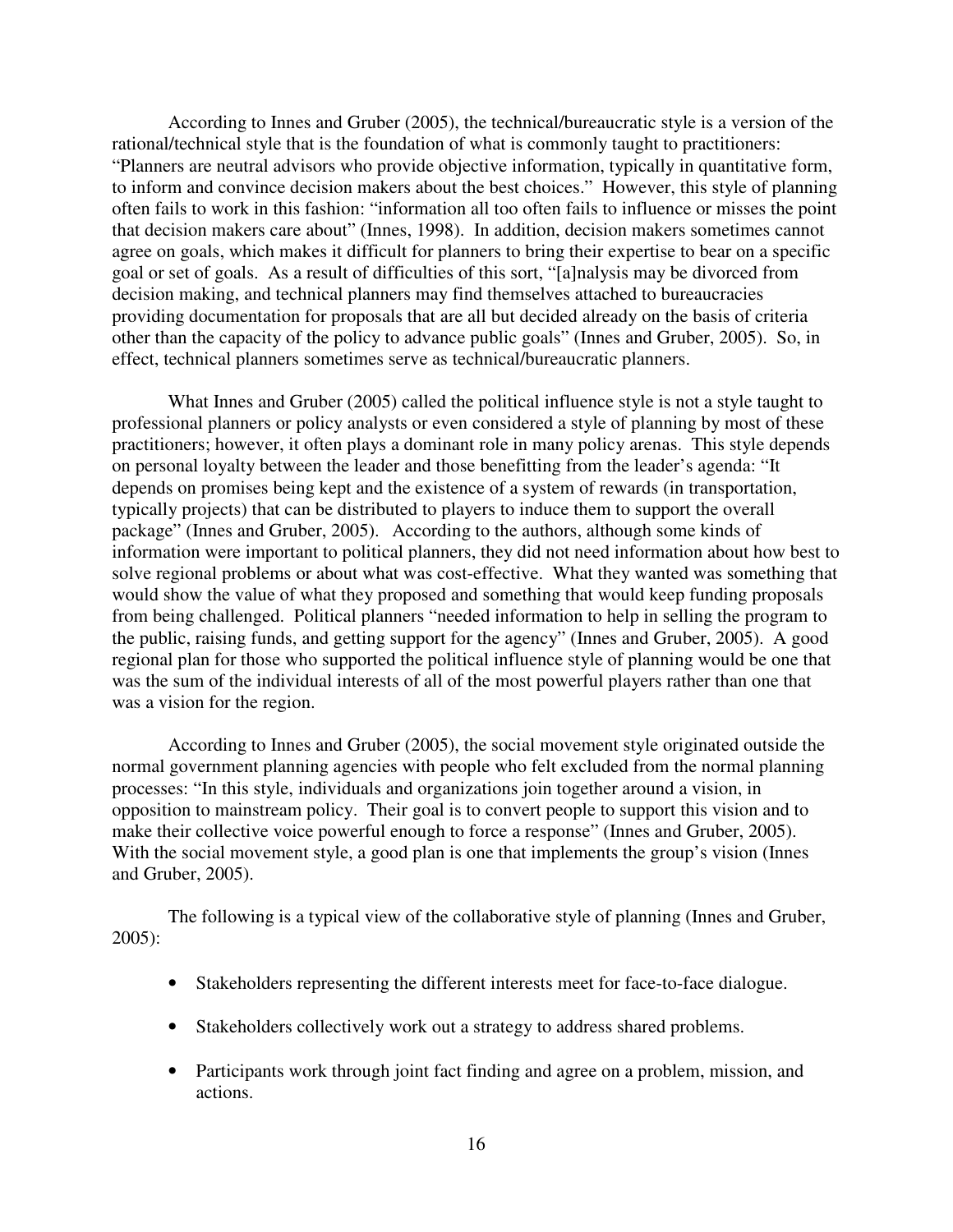According to Innes and Gruber (2005), the technical/bureaucratic style is a version of the rational/technical style that is the foundation of what is commonly taught to practitioners: "Planners are neutral advisors who provide objective information, typically in quantitative form, to inform and convince decision makers about the best choices." However, this style of planning often fails to work in this fashion: "information all too often fails to influence or misses the point that decision makers care about" (Innes, 1998). In addition, decision makers sometimes cannot agree on goals, which makes it difficult for planners to bring their expertise to bear on a specific goal or set of goals. As a result of difficulties of this sort, "[a]nalysis may be divorced from decision making, and technical planners may find themselves attached to bureaucracies providing documentation for proposals that are all but decided already on the basis of criteria other than the capacity of the policy to advance public goals" (Innes and Gruber, 2005). So, in effect, technical planners sometimes serve as technical/bureaucratic planners.

What Innes and Gruber (2005) called the political influence style is not a style taught to professional planners or policy analysts or even considered a style of planning by most of these practitioners; however, it often plays a dominant role in many policy arenas. This style depends on personal loyalty between the leader and those benefitting from the leader's agenda: "It depends on promises being kept and the existence of a system of rewards (in transportation, typically projects) that can be distributed to players to induce them to support the overall package" (Innes and Gruber, 2005). According to the authors, although some kinds of information were important to political planners, they did not need information about how best to solve regional problems or about what was cost-effective. What they wanted was something that would show the value of what they proposed and something that would keep funding proposals from being challenged. Political planners "needed information to help in selling the program to the public, raising funds, and getting support for the agency" (Innes and Gruber, 2005). A good regional plan for those who supported the political influence style of planning would be one that was the sum of the individual interests of all of the most powerful players rather than one that was a vision for the region.

According to Innes and Gruber (2005), the social movement style originated outside the normal government planning agencies with people who felt excluded from the normal planning processes: "In this style, individuals and organizations join together around a vision, in opposition to mainstream policy. Their goal is to convert people to support this vision and to make their collective voice powerful enough to force a response" (Innes and Gruber, 2005). With the social movement style, a good plan is one that implements the group's vision (Innes and Gruber, 2005).

The following is a typical view of the collaborative style of planning (Innes and Gruber, 2005):

- Stakeholders representing the different interests meet for face-to-face dialogue.
- Stakeholders collectively work out a strategy to address shared problems.
- Participants work through joint fact finding and agree on a problem, mission, and actions.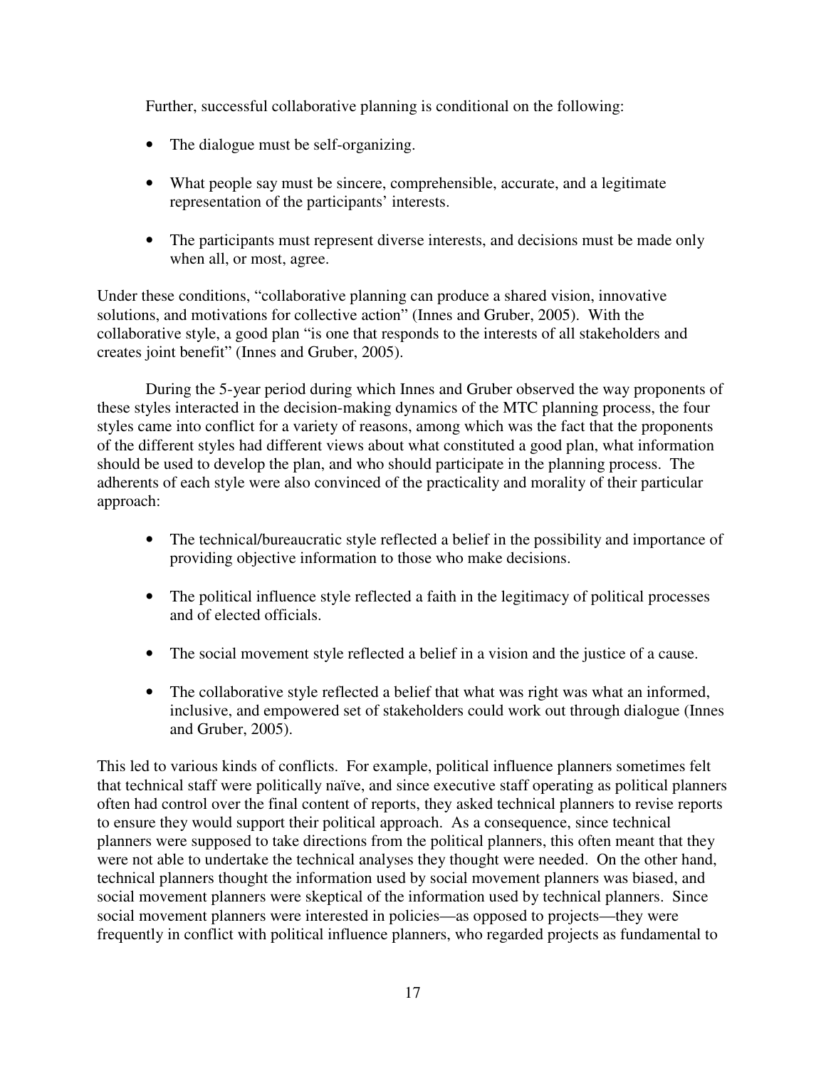Further, successful collaborative planning is conditional on the following:

- The dialogue must be self-organizing.
- What people say must be sincere, comprehensible, accurate, and a legitimate representation of the participants' interests.
- The participants must represent diverse interests, and decisions must be made only when all, or most, agree.

Under these conditions, "collaborative planning can produce a shared vision, innovative solutions, and motivations for collective action" (Innes and Gruber, 2005). With the collaborative style, a good plan "is one that responds to the interests of all stakeholders and creates joint benefit" (Innes and Gruber, 2005).

During the 5-year period during which Innes and Gruber observed the way proponents of these styles interacted in the decision-making dynamics of the MTC planning process, the four styles came into conflict for a variety of reasons, among which was the fact that the proponents of the different styles had different views about what constituted a good plan, what information should be used to develop the plan, and who should participate in the planning process. The adherents of each style were also convinced of the practicality and morality of their particular approach:

- The technical/bureaucratic style reflected a belief in the possibility and importance of providing objective information to those who make decisions.
- The political influence style reflected a faith in the legitimacy of political processes and of elected officials.
- The social movement style reflected a belief in a vision and the justice of a cause.
- The collaborative style reflected a belief that what was right was what an informed, inclusive, and empowered set of stakeholders could work out through dialogue (Innes and Gruber, 2005).

This led to various kinds of conflicts. For example, political influence planners sometimes felt that technical staff were politically naïve, and since executive staff operating as political planners often had control over the final content of reports, they asked technical planners to revise reports to ensure they would support their political approach. As a consequence, since technical planners were supposed to take directions from the political planners, this often meant that they were not able to undertake the technical analyses they thought were needed. On the other hand, technical planners thought the information used by social movement planners was biased, and social movement planners were skeptical of the information used by technical planners. Since social movement planners were interested in policies—as opposed to projects—they were frequently in conflict with political influence planners, who regarded projects as fundamental to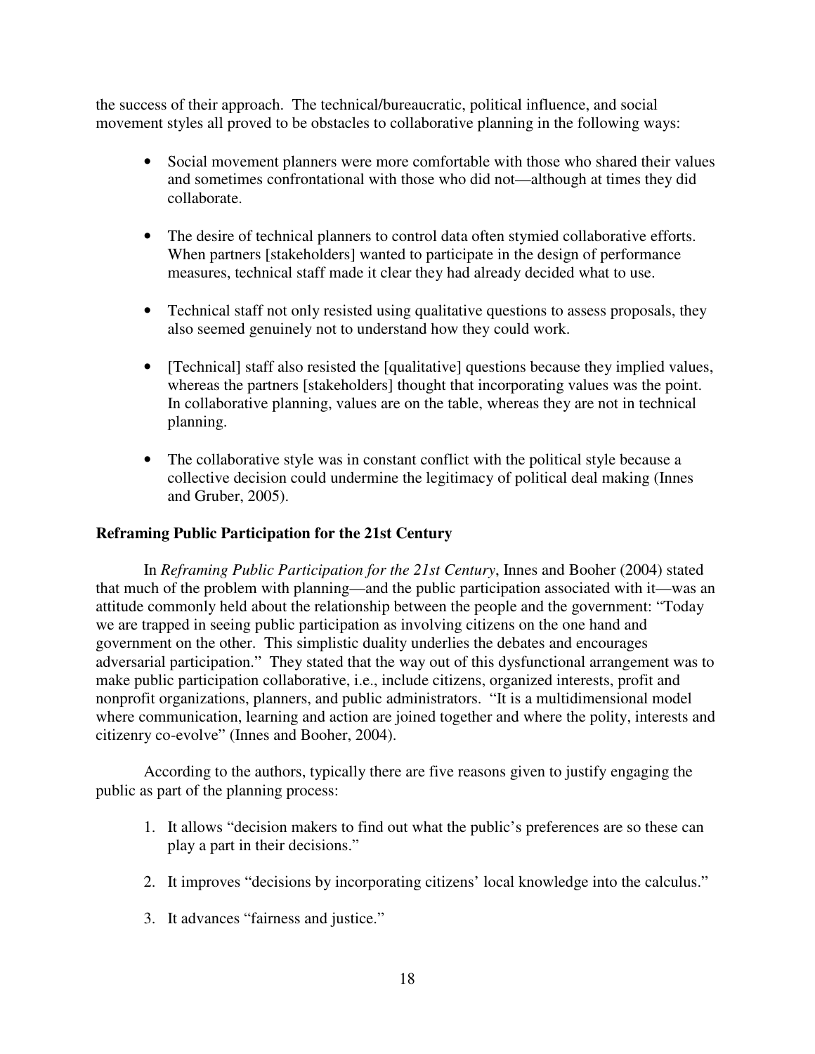the success of their approach. The technical/bureaucratic, political influence, and social movement styles all proved to be obstacles to collaborative planning in the following ways:

- Social movement planners were more comfortable with those who shared their values and sometimes confrontational with those who did not—although at times they did collaborate.

- The desire of technical planners to control data often stymied collaborative efforts. When partners [stakeholders] wanted to participate in the design of performance measures, technical staff made it clear they had already decided what to use.

- Technical staff not only resisted using qualitative questions to assess proposals, they also seemed genuinely not to understand how they could work.

- [Technical] staff also resisted the [qualitative] questions because they implied values, whereas the partners [stakeholders] thought that incorporating values was the point. In collaborative planning, values are on the table, whereas they are not in technical planning.

- The collaborative style was in constant conflict with the political style because a collective decision could undermine the legitimacy of political deal making (Innes and Gruber, 2005).

**Reframing Public Participation for the 21st Century**

In *Reframing Public Participation for the 21st Century*, Innes and Booher (2004) stated that much of the problem with planning—and the public participation associated with it—was an attitude commonly held about the relationship between the people and the government: "Today we are trapped in seeing public participation as involving citizens on the one hand and government on the other. This simplistic duality underlies the debates and encourages adversarial participation." They stated that the way out of this dysfunctional arrangement was to make public participation collaborative, i.e., include citizens, organized interests, profit and nonprofit organizations, planners, and public administrators. "It is a multidimensional model where communication, learning and action are joined together and where the polity, interests and citizenry co-evolve" (Innes and Booher, 2004).

According to the authors, typically there are five reasons given to justify engaging the public as part of the planning process:

1. It allows "decision makers to find out what the public's preferences are so these can play a part in their decisions."

2. It improves "decisions by incorporating citizens' local knowledge into the calculus."

3. It advances "fairness and justice."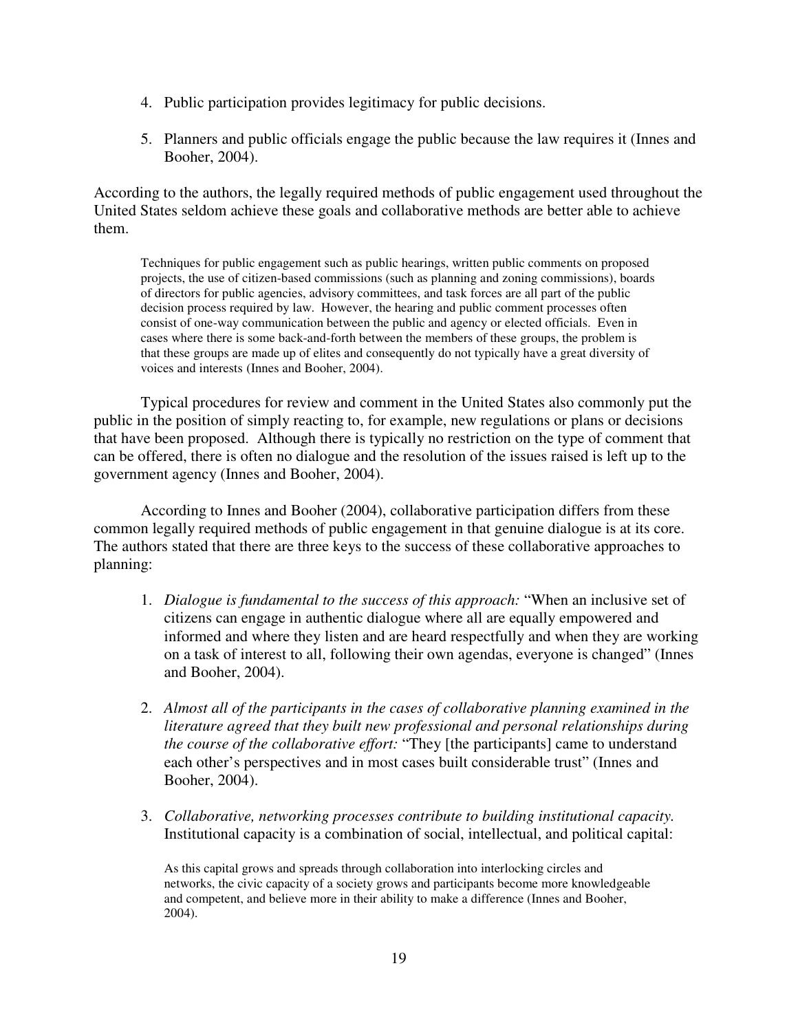4. Public participation provides legitimacy for public decisions.

5. Planners and public officials engage the public because the law requires it (Innes and Booher, 2004).

According to the authors, the legally required methods of public engagement used throughout the United States seldom achieve these goals and collaborative methods are better able to achieve them.

> Techniques for public engagement such as public hearings, written public comments on proposed projects, the use of citizen-based commissions (such as planning and zoning commissions), boards of directors for public agencies, advisory committees, and task forces are all part of the public decision process required by law. However, the hearing and public comment processes often consist of one-way communication between the public and agency or elected officials. Even in cases where there is some back-and-forth between the members of these groups, the problem is that these groups are made up of elites and consequently do not typically have a great diversity of voices and interests (Innes and Booher, 2004).

Typical procedures for review and comment in the United States also commonly put the public in the position of simply reacting to, for example, new regulations or plans or decisions that have been proposed. Although there is typically no restriction on the type of comment that can be offered, there is often no dialogue and the resolution of the issues raised is left up to the government agency (Innes and Booher, 2004).

According to Innes and Booher (2004), collaborative participation differs from these common legally required methods of public engagement in that genuine dialogue is at its core. The authors stated that there are three keys to the success of these collaborative approaches to planning:

1. *Dialogue is fundamental to the success of this approach:* "When an inclusive set of citizens can engage in authentic dialogue where all are equally empowered and informed and where they listen and are heard respectfully and when they are working on a task of interest to all, following their own agendas, everyone is changed" (Innes and Booher, 2004).

2. *Almost all of the participants in the cases of collaborative planning examined in the literature agreed that they built new professional and personal relationships during the course of the collaborative effort:* "They [the participants] came to understand each other's perspectives and in most cases built considerable trust" (Innes and Booher, 2004).

3. *Collaborative, networking processes contribute to building institutional capacity.* Institutional capacity is a combination of social, intellectual, and political capital:

   > As this capital grows and spreads through collaboration into interlocking circles and networks, the civic capacity of a society grows and participants become more knowledgeable and competent, and believe more in their ability to make a difference (Innes and Booher, 2004).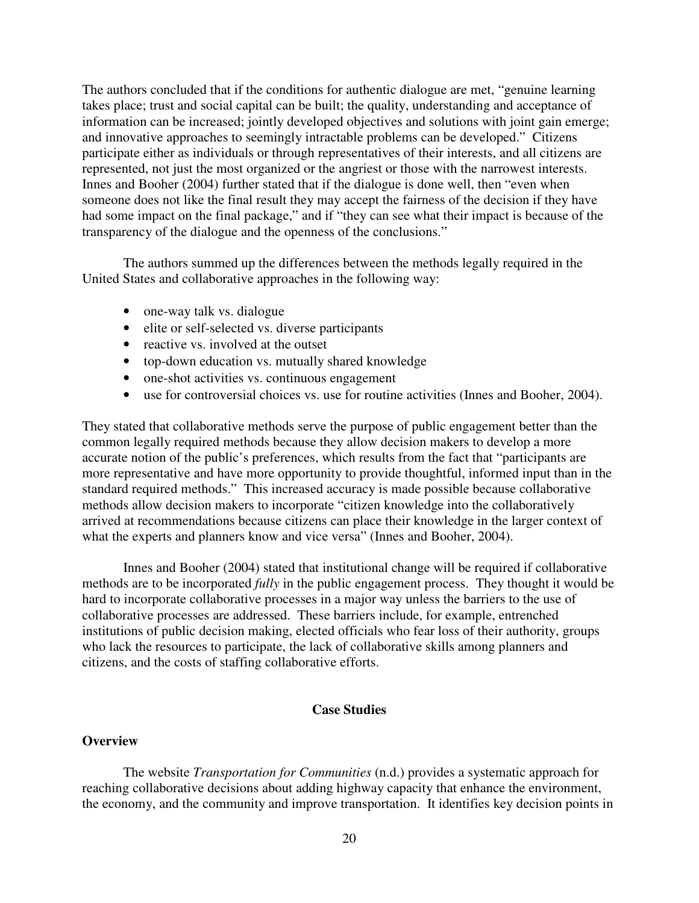The authors concluded that if the conditions for authentic dialogue are met, "genuine learning takes place; trust and social capital can be built; the quality, understanding and acceptance of information can be increased; jointly developed objectives and solutions with joint gain emerge; and innovative approaches to seemingly intractable problems can be developed." Citizens participate either as individuals or through representatives of their interests, and all citizens are represented, not just the most organized or the angriest or those with the narrowest interests. Innes and Booher (2004) further stated that if the dialogue is done well, then "even when someone does not like the final result they may accept the fairness of the decision if they have had some impact on the final package," and if "they can see what their impact is because of the transparency of the dialogue and the openness of the conclusions."

The authors summed up the differences between the methods legally required in the United States and collaborative approaches in the following way:

- one-way talk vs. dialogue
- elite or self-selected vs. diverse participants
- reactive vs. involved at the outset
- top-down education vs. mutually shared knowledge
- one-shot activities vs. continuous engagement
- use for controversial choices vs. use for routine activities (Innes and Booher, 2004).

They stated that collaborative methods serve the purpose of public engagement better than the common legally required methods because they allow decision makers to develop a more accurate notion of the public's preferences, which results from the fact that "participants are more representative and have more opportunity to provide thoughtful, informed input than in the standard required methods." This increased accuracy is made possible because collaborative methods allow decision makers to incorporate "citizen knowledge into the collaboratively arrived at recommendations because citizens can place their knowledge in the larger context of what the experts and planners know and vice versa" (Innes and Booher, 2004).

Innes and Booher (2004) stated that institutional change will be required if collaborative methods are to be incorporated *fully* in the public engagement process. They thought it would be hard to incorporate collaborative processes in a major way unless the barriers to the use of collaborative processes are addressed. These barriers include, for example, entrenched institutions of public decision making, elected officials who fear loss of their authority, groups who lack the resources to participate, the lack of collaborative skills among planners and citizens, and the costs of staffing collaborative efforts.

## Case Studies

### Overview

The website *Transportation for Communities* (n.d.) provides a systematic approach for reaching collaborative decisions about adding highway capacity that enhance the environment, the economy, and the community and improve transportation. It identifies key decision points in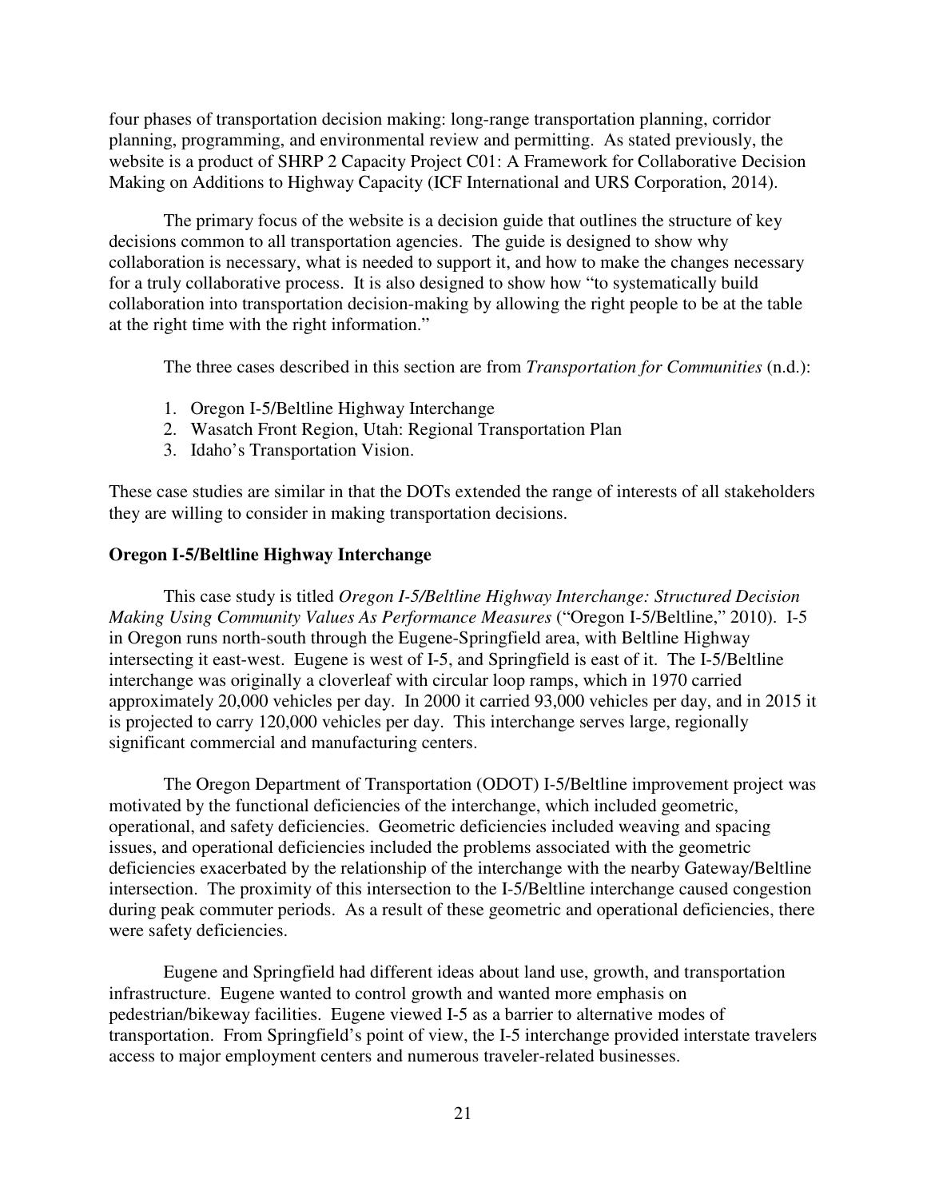four phases of transportation decision making: long-range transportation planning, corridor planning, programming, and environmental review and permitting. As stated previously, the website is a product of SHRP 2 Capacity Project C01: A Framework for Collaborative Decision Making on Additions to Highway Capacity (ICF International and URS Corporation, 2014).

The primary focus of the website is a decision guide that outlines the structure of key decisions common to all transportation agencies. The guide is designed to show why collaboration is necessary, what is needed to support it, and how to make the changes necessary for a truly collaborative process. It is also designed to show how "to systematically build collaboration into transportation decision-making by allowing the right people to be at the table at the right time with the right information."

The three cases described in this section are from *Transportation for Communities* (n.d.):

1. Oregon I-5/Beltline Highway Interchange
2. Wasatch Front Region, Utah: Regional Transportation Plan
3. Idaho's Transportation Vision.

These case studies are similar in that the DOTs extended the range of interests of all stakeholders they are willing to consider in making transportation decisions.

**Oregon I-5/Beltline Highway Interchange**

This case study is titled *Oregon I-5/Beltline Highway Interchange: Structured Decision Making Using Community Values As Performance Measures* ("Oregon I-5/Beltline," 2010). I-5 in Oregon runs north-south through the Eugene-Springfield area, with Beltline Highway intersecting it east-west. Eugene is west of I-5, and Springfield is east of it. The I-5/Beltline interchange was originally a cloverleaf with circular loop ramps, which in 1970 carried approximately 20,000 vehicles per day. In 2000 it carried 93,000 vehicles per day, and in 2015 it is projected to carry 120,000 vehicles per day. This interchange serves large, regionally significant commercial and manufacturing centers.

The Oregon Department of Transportation (ODOT) I-5/Beltline improvement project was motivated by the functional deficiencies of the interchange, which included geometric, operational, and safety deficiencies. Geometric deficiencies included weaving and spacing issues, and operational deficiencies included the problems associated with the geometric deficiencies exacerbated by the relationship of the interchange with the nearby Gateway/Beltline intersection. The proximity of this intersection to the I-5/Beltline interchange caused congestion during peak commuter periods. As a result of these geometric and operational deficiencies, there were safety deficiencies.

Eugene and Springfield had different ideas about land use, growth, and transportation infrastructure. Eugene wanted to control growth and wanted more emphasis on pedestrian/bikeway facilities. Eugene viewed I-5 as a barrier to alternative modes of transportation. From Springfield's point of view, the I-5 interchange provided interstate travelers access to major employment centers and numerous traveler-related businesses.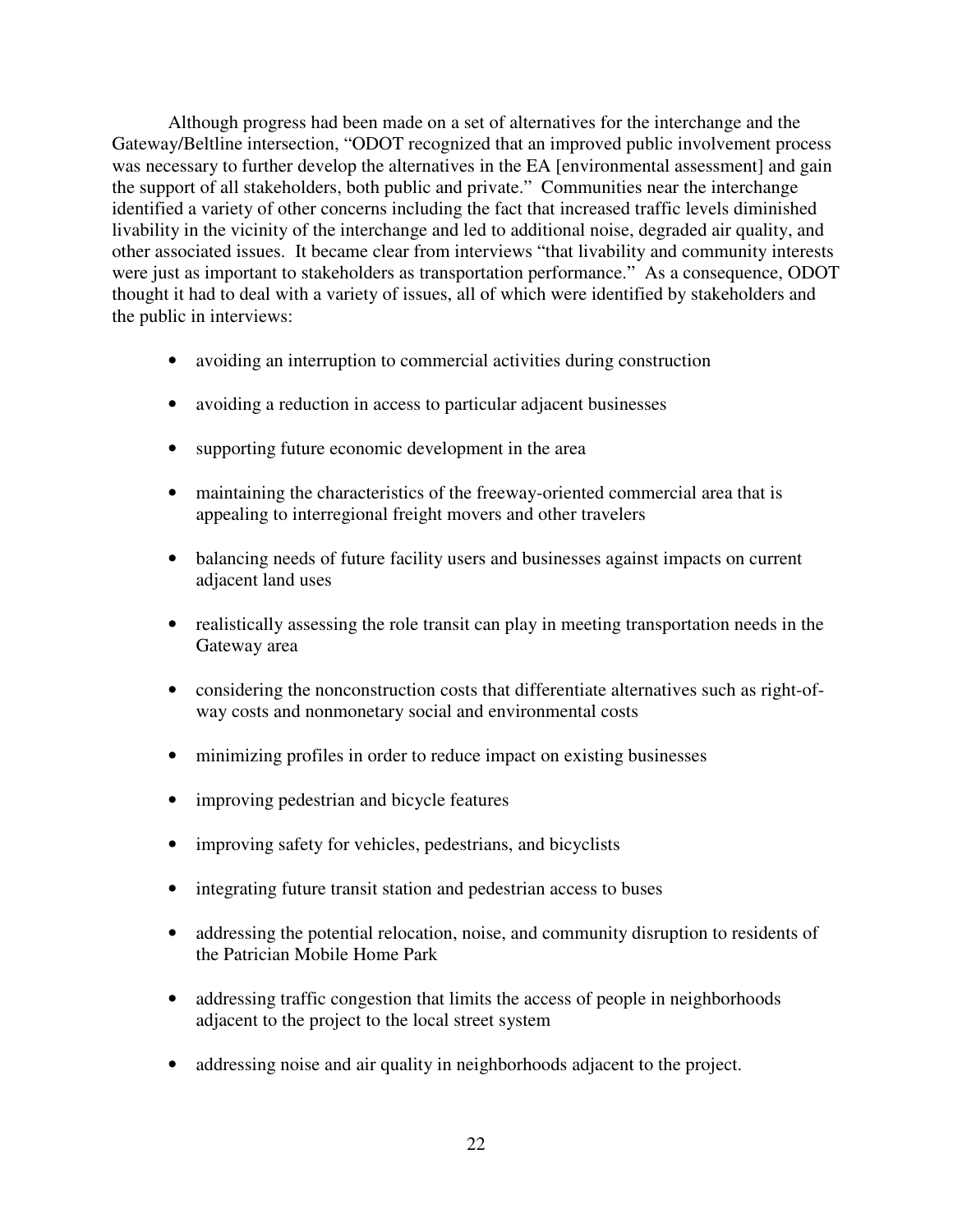Although progress had been made on a set of alternatives for the interchange and the Gateway/Beltline intersection, "ODOT recognized that an improved public involvement process was necessary to further develop the alternatives in the EA [environmental assessment] and gain the support of all stakeholders, both public and private." Communities near the interchange identified a variety of other concerns including the fact that increased traffic levels diminished livability in the vicinity of the interchange and led to additional noise, degraded air quality, and other associated issues. It became clear from interviews "that livability and community interests were just as important to stakeholders as transportation performance." As a consequence, ODOT thought it had to deal with a variety of issues, all of which were identified by stakeholders and the public in interviews:

- avoiding an interruption to commercial activities during construction
- avoiding a reduction in access to particular adjacent businesses
- supporting future economic development in the area
- maintaining the characteristics of the freeway-oriented commercial area that is appealing to interregional freight movers and other travelers
- balancing needs of future facility users and businesses against impacts on current adjacent land uses
- realistically assessing the role transit can play in meeting transportation needs in the Gateway area
- considering the nonconstruction costs that differentiate alternatives such as right-of-way costs and nonmonetary social and environmental costs
- minimizing profiles in order to reduce impact on existing businesses
- improving pedestrian and bicycle features
- improving safety for vehicles, pedestrians, and bicyclists
- integrating future transit station and pedestrian access to buses
- addressing the potential relocation, noise, and community disruption to residents of the Patrician Mobile Home Park
- addressing traffic congestion that limits the access of people in neighborhoods adjacent to the project to the local street system
- addressing noise and air quality in neighborhoods adjacent to the project.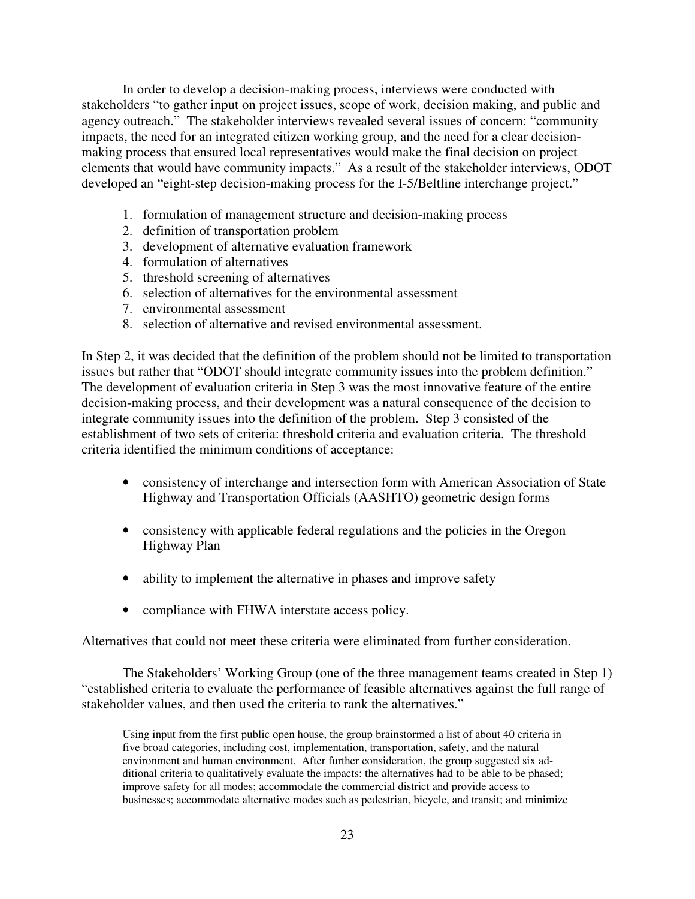In order to develop a decision-making process, interviews were conducted with stakeholders "to gather input on project issues, scope of work, decision making, and public and agency outreach." The stakeholder interviews revealed several issues of concern: "community impacts, the need for an integrated citizen working group, and the need for a clear decision-making process that ensured local representatives would make the final decision on project elements that would have community impacts." As a result of the stakeholder interviews, ODOT developed an "eight-step decision-making process for the I-5/Beltline interchange project."

1. formulation of management structure and decision-making process
2. definition of transportation problem
3. development of alternative evaluation framework
4. formulation of alternatives
5. threshold screening of alternatives
6. selection of alternatives for the environmental assessment
7. environmental assessment
8. selection of alternative and revised environmental assessment.

In Step 2, it was decided that the definition of the problem should not be limited to transportation issues but rather that "ODOT should integrate community issues into the problem definition." The development of evaluation criteria in Step 3 was the most innovative feature of the entire decision-making process, and their development was a natural consequence of the decision to integrate community issues into the definition of the problem. Step 3 consisted of the establishment of two sets of criteria: threshold criteria and evaluation criteria. The threshold criteria identified the minimum conditions of acceptance:

- consistency of interchange and intersection form with American Association of State Highway and Transportation Officials (AASHTO) geometric design forms
- consistency with applicable federal regulations and the policies in the Oregon Highway Plan
- ability to implement the alternative in phases and improve safety
- compliance with FHWA interstate access policy.

Alternatives that could not meet these criteria were eliminated from further consideration.

The Stakeholders' Working Group (one of the three management teams created in Step 1) "established criteria to evaluate the performance of feasible alternatives against the full range of stakeholder values, and then used the criteria to rank the alternatives."

> Using input from the first public open house, the group brainstormed a list of about 40 criteria in five broad categories, including cost, implementation, transportation, safety, and the natural environment and human environment. After further consideration, the group suggested six additional criteria to qualitatively evaluate the impacts: the alternatives had to be able to be phased; improve safety for all modes; accommodate the commercial district and provide access to businesses; accommodate alternative modes such as pedestrian, bicycle, and transit; and minimize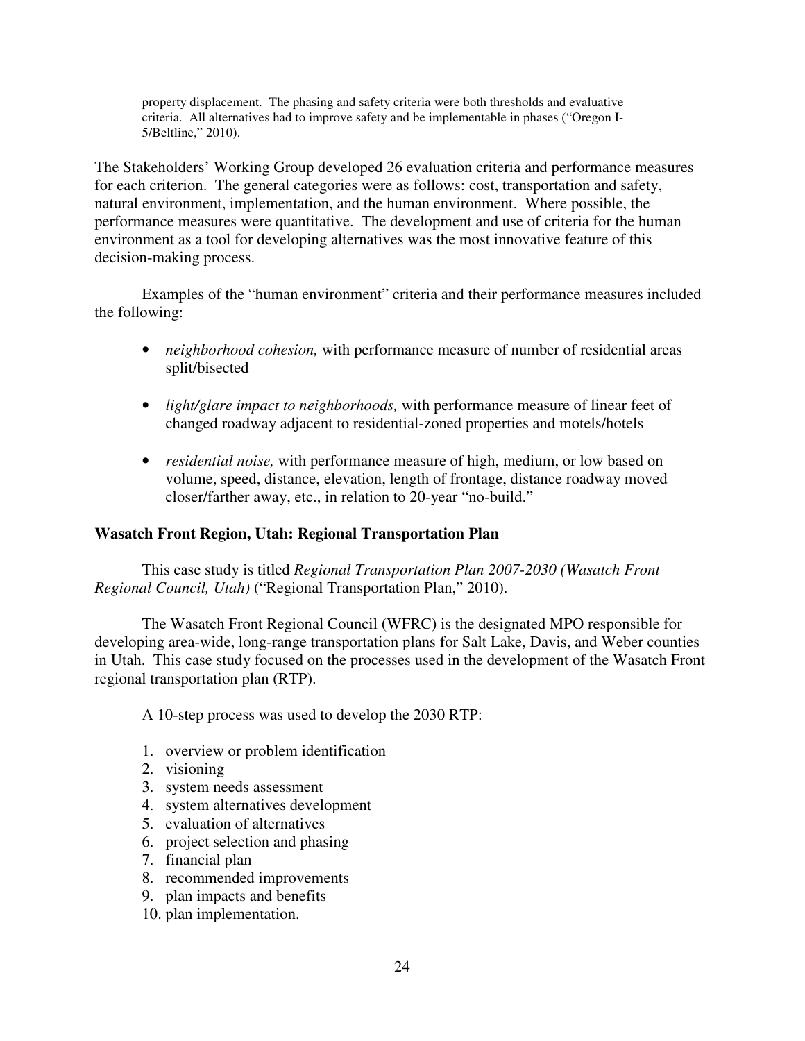property displacement. The phasing and safety criteria were both thresholds and evaluative criteria. All alternatives had to improve safety and be implementable in phases ("Oregon I-5/Beltline," 2010).

The Stakeholders' Working Group developed 26 evaluation criteria and performance measures for each criterion. The general categories were as follows: cost, transportation and safety, natural environment, implementation, and the human environment. Where possible, the performance measures were quantitative. The development and use of criteria for the human environment as a tool for developing alternatives was the most innovative feature of this decision-making process.

Examples of the "human environment" criteria and their performance measures included the following:

- *neighborhood cohesion,* with performance measure of number of residential areas split/bisected
- *light/glare impact to neighborhoods,* with performance measure of linear feet of changed roadway adjacent to residential-zoned properties and motels/hotels
- *residential noise,* with performance measure of high, medium, or low based on volume, speed, distance, elevation, length of frontage, distance roadway moved closer/farther away, etc., in relation to 20-year "no-build."

### Wasatch Front Region, Utah: Regional Transportation Plan

This case study is titled *Regional Transportation Plan 2007-2030 (Wasatch Front Regional Council, Utah)* ("Regional Transportation Plan," 2010).

The Wasatch Front Regional Council (WFRC) is the designated MPO responsible for developing area-wide, long-range transportation plans for Salt Lake, Davis, and Weber counties in Utah. This case study focused on the processes used in the development of the Wasatch Front regional transportation plan (RTP).

A 10-step process was used to develop the 2030 RTP:

1. overview or problem identification
2. visioning
3. system needs assessment
4. system alternatives development
5. evaluation of alternatives
6. project selection and phasing
7. financial plan
8. recommended improvements
9. plan impacts and benefits
10. plan implementation.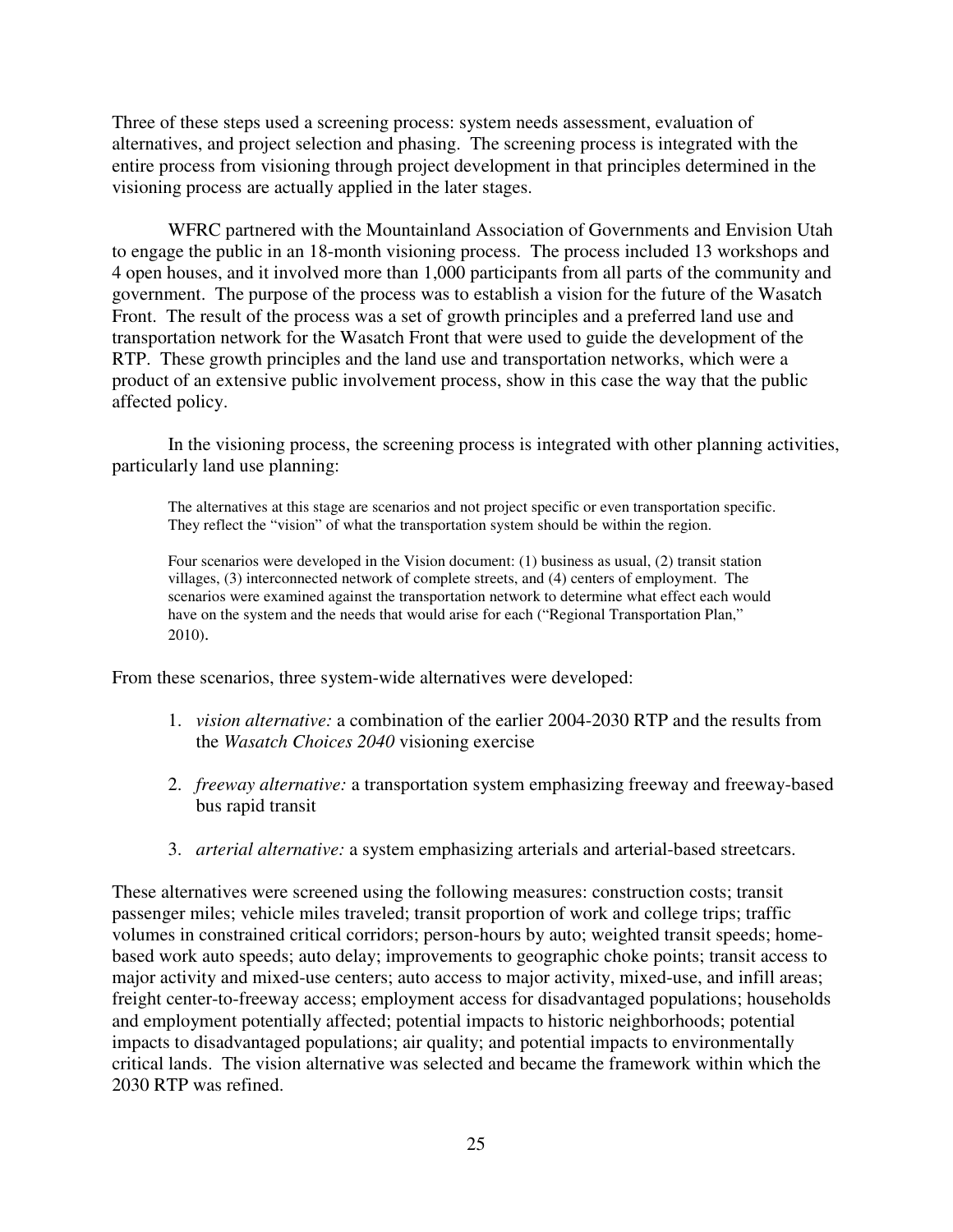Three of these steps used a screening process: system needs assessment, evaluation of alternatives, and project selection and phasing. The screening process is integrated with the entire process from visioning through project development in that principles determined in the visioning process are actually applied in the later stages.

WFRC partnered with the Mountainland Association of Governments and Envision Utah to engage the public in an 18-month visioning process. The process included 13 workshops and 4 open houses, and it involved more than 1,000 participants from all parts of the community and government. The purpose of the process was to establish a vision for the future of the Wasatch Front. The result of the process was a set of growth principles and a preferred land use and transportation network for the Wasatch Front that were used to guide the development of the RTP. These growth principles and the land use and transportation networks, which were a product of an extensive public involvement process, show in this case the way that the public affected policy.

In the visioning process, the screening process is integrated with other planning activities, particularly land use planning:

> The alternatives at this stage are scenarios and not project specific or even transportation specific. They reflect the "vision" of what the transportation system should be within the region.
>
> Four scenarios were developed in the Vision document: (1) business as usual, (2) transit station villages, (3) interconnected network of complete streets, and (4) centers of employment. The scenarios were examined against the transportation network to determine what effect each would have on the system and the needs that would arise for each ("Regional Transportation Plan," 2010).

From these scenarios, three system-wide alternatives were developed:

1. *vision alternative:* a combination of the earlier 2004-2030 RTP and the results from the *Wasatch Choices 2040* visioning exercise

2. *freeway alternative:* a transportation system emphasizing freeway and freeway-based bus rapid transit

3. *arterial alternative:* a system emphasizing arterials and arterial-based streetcars.

These alternatives were screened using the following measures: construction costs; transit passenger miles; vehicle miles traveled; transit proportion of work and college trips; traffic volumes in constrained critical corridors; person-hours by auto; weighted transit speeds; home-based work auto speeds; auto delay; improvements to geographic choke points; transit access to major activity and mixed-use centers; auto access to major activity, mixed-use, and infill areas; freight center-to-freeway access; employment access for disadvantaged populations; households and employment potentially affected; potential impacts to historic neighborhoods; potential impacts to disadvantaged populations; air quality; and potential impacts to environmentally critical lands. The vision alternative was selected and became the framework within which the 2030 RTP was refined.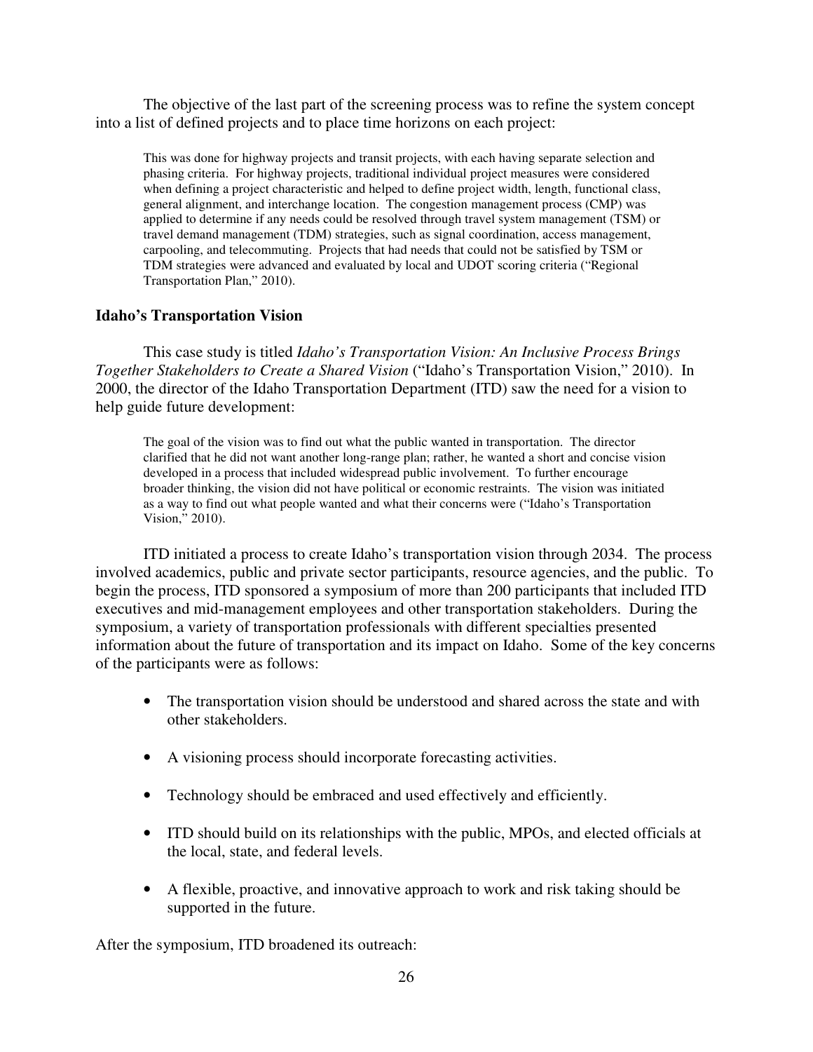The objective of the last part of the screening process was to refine the system concept into a list of defined projects and to place time horizons on each project:

> This was done for highway projects and transit projects, with each having separate selection and phasing criteria. For highway projects, traditional individual project measures were considered when defining a project characteristic and helped to define project width, length, functional class, general alignment, and interchange location. The congestion management process (CMP) was applied to determine if any needs could be resolved through travel system management (TSM) or travel demand management (TDM) strategies, such as signal coordination, access management, carpooling, and telecommuting. Projects that had needs that could not be satisfied by TSM or TDM strategies were advanced and evaluated by local and UDOT scoring criteria ("Regional Transportation Plan," 2010).

### Idaho's Transportation Vision

This case study is titled *Idaho's Transportation Vision: An Inclusive Process Brings Together Stakeholders to Create a Shared Vision* ("Idaho's Transportation Vision," 2010). In 2000, the director of the Idaho Transportation Department (ITD) saw the need for a vision to help guide future development:

> The goal of the vision was to find out what the public wanted in transportation. The director clarified that he did not want another long-range plan; rather, he wanted a short and concise vision developed in a process that included widespread public involvement. To further encourage broader thinking, the vision did not have political or economic restraints. The vision was initiated as a way to find out what people wanted and what their concerns were ("Idaho's Transportation Vision," 2010).

ITD initiated a process to create Idaho's transportation vision through 2034. The process involved academics, public and private sector participants, resource agencies, and the public. To begin the process, ITD sponsored a symposium of more than 200 participants that included ITD executives and mid-management employees and other transportation stakeholders. During the symposium, a variety of transportation professionals with different specialties presented information about the future of transportation and its impact on Idaho. Some of the key concerns of the participants were as follows:

- The transportation vision should be understood and shared across the state and with other stakeholders.
- A visioning process should incorporate forecasting activities.
- Technology should be embraced and used effectively and efficiently.
- ITD should build on its relationships with the public, MPOs, and elected officials at the local, state, and federal levels.
- A flexible, proactive, and innovative approach to work and risk taking should be supported in the future.

After the symposium, ITD broadened its outreach: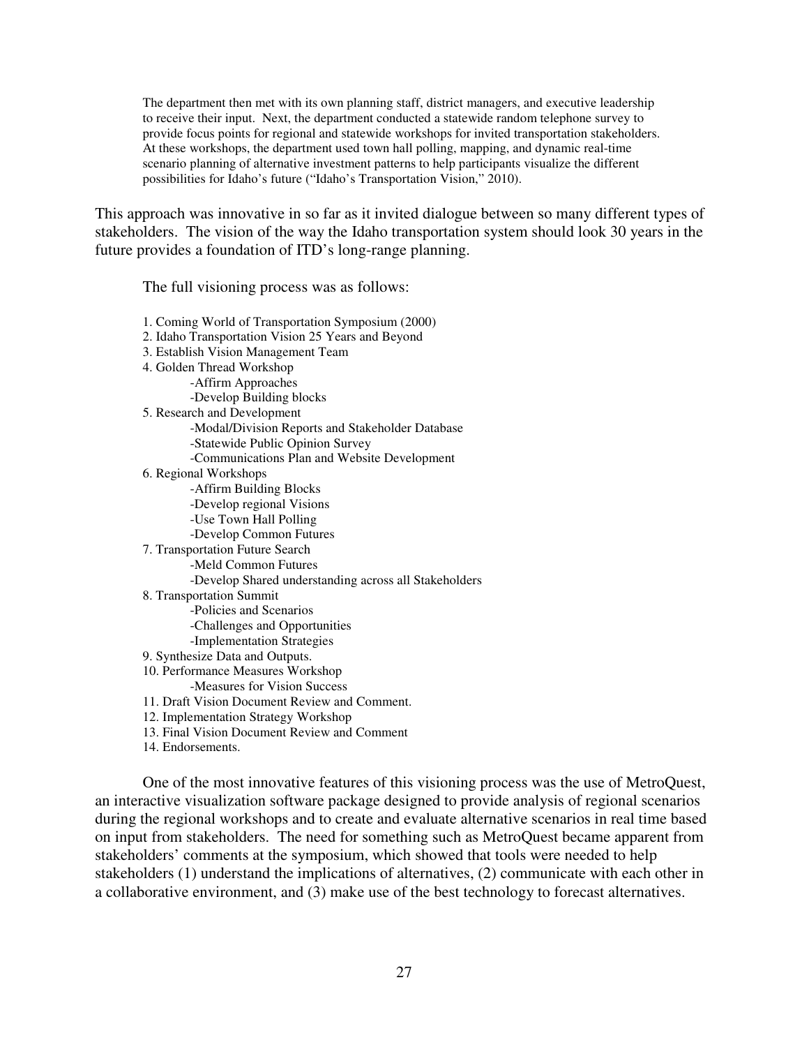> The department then met with its own planning staff, district managers, and executive leadership to receive their input. Next, the department conducted a statewide random telephone survey to provide focus points for regional and statewide workshops for invited transportation stakeholders. At these workshops, the department used town hall polling, mapping, and dynamic real-time scenario planning of alternative investment patterns to help participants visualize the different possibilities for Idaho's future ("Idaho's Transportation Vision," 2010).

This approach was innovative in so far as it invited dialogue between so many different types of stakeholders. The vision of the way the Idaho transportation system should look 30 years in the future provides a foundation of ITD's long-range planning.

The full visioning process was as follows:

1. Coming World of Transportation Symposium (2000)
2. Idaho Transportation Vision 25 Years and Beyond
3. Establish Vision Management Team
4. Golden Thread Workshop
   - Affirm Approaches
   - Develop Building blocks
5. Research and Development
   - Modal/Division Reports and Stakeholder Database
   - Statewide Public Opinion Survey
   - Communications Plan and Website Development
6. Regional Workshops
   - Affirm Building Blocks
   - Develop regional Visions
   - Use Town Hall Polling
   - Develop Common Futures
7. Transportation Future Search
   - Meld Common Futures
   - Develop Shared understanding across all Stakeholders
8. Transportation Summit
   - Policies and Scenarios
   - Challenges and Opportunities
   - Implementation Strategies
9. Synthesize Data and Outputs.
10. Performance Measures Workshop
    - Measures for Vision Success
11. Draft Vision Document Review and Comment.
12. Implementation Strategy Workshop
13. Final Vision Document Review and Comment
14. Endorsements.

One of the most innovative features of this visioning process was the use of MetroQuest, an interactive visualization software package designed to provide analysis of regional scenarios during the regional workshops and to create and evaluate alternative scenarios in real time based on input from stakeholders. The need for something such as MetroQuest became apparent from stakeholders' comments at the symposium, which showed that tools were needed to help stakeholders (1) understand the implications of alternatives, (2) communicate with each other in a collaborative environment, and (3) make use of the best technology to forecast alternatives.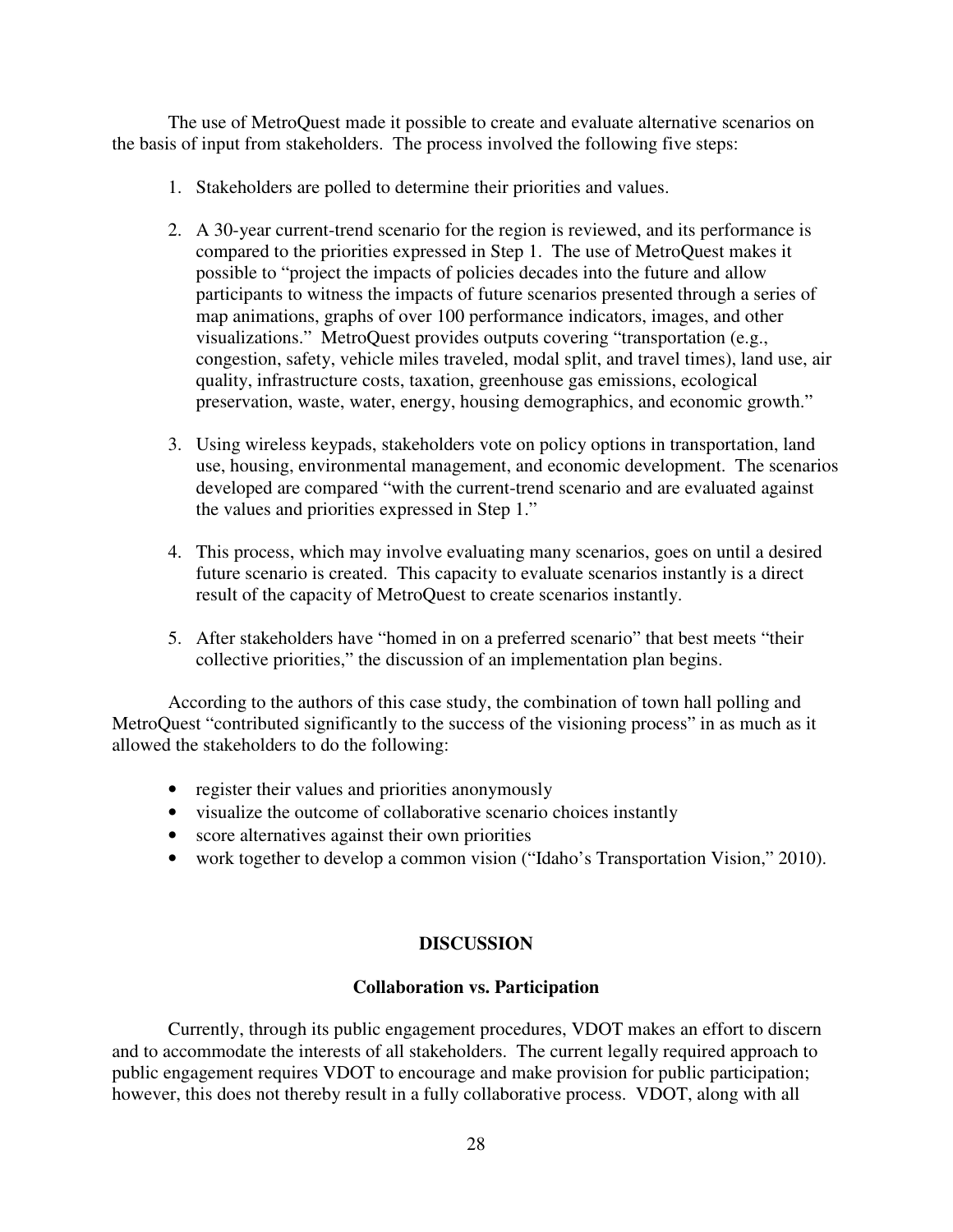The use of MetroQuest made it possible to create and evaluate alternative scenarios on the basis of input from stakeholders. The process involved the following five steps:

1. Stakeholders are polled to determine their priorities and values.

2. A 30-year current-trend scenario for the region is reviewed, and its performance is compared to the priorities expressed in Step 1. The use of MetroQuest makes it possible to "project the impacts of policies decades into the future and allow participants to witness the impacts of future scenarios presented through a series of map animations, graphs of over 100 performance indicators, images, and other visualizations." MetroQuest provides outputs covering "transportation (e.g., congestion, safety, vehicle miles traveled, modal split, and travel times), land use, air quality, infrastructure costs, taxation, greenhouse gas emissions, ecological preservation, waste, water, energy, housing demographics, and economic growth."

3. Using wireless keypads, stakeholders vote on policy options in transportation, land use, housing, environmental management, and economic development. The scenarios developed are compared "with the current-trend scenario and are evaluated against the values and priorities expressed in Step 1."

4. This process, which may involve evaluating many scenarios, goes on until a desired future scenario is created. This capacity to evaluate scenarios instantly is a direct result of the capacity of MetroQuest to create scenarios instantly.

5. After stakeholders have "homed in on a preferred scenario" that best meets "their collective priorities," the discussion of an implementation plan begins.

According to the authors of this case study, the combination of town hall polling and MetroQuest "contributed significantly to the success of the visioning process" in as much as it allowed the stakeholders to do the following:

- register their values and priorities anonymously
- visualize the outcome of collaborative scenario choices instantly
- score alternatives against their own priorities
- work together to develop a common vision ("Idaho's Transportation Vision," 2010).

## DISCUSSION

### Collaboration vs. Participation

Currently, through its public engagement procedures, VDOT makes an effort to discern and to accommodate the interests of all stakeholders. The current legally required approach to public engagement requires VDOT to encourage and make provision for public participation; however, this does not thereby result in a fully collaborative process. VDOT, along with all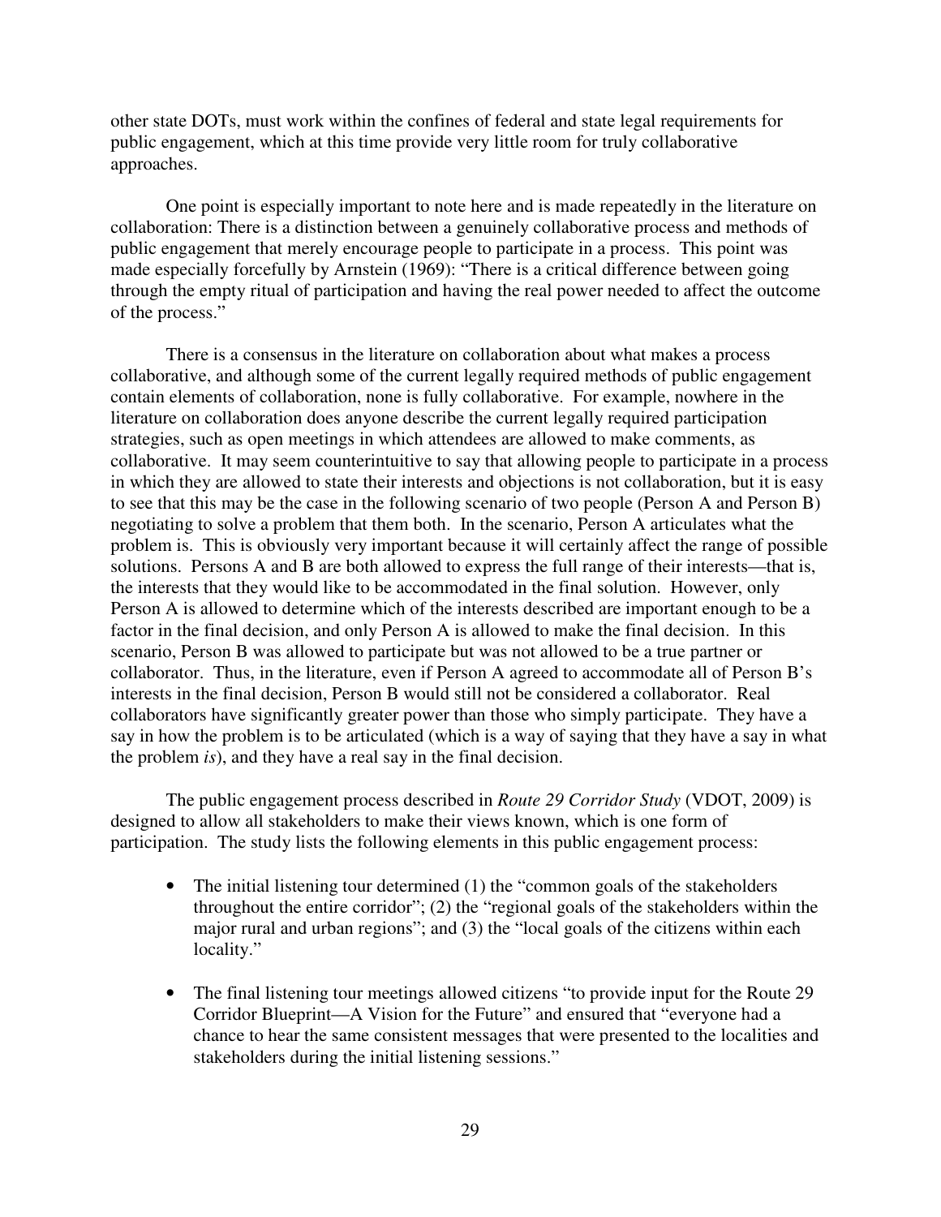other state DOTs, must work within the confines of federal and state legal requirements for public engagement, which at this time provide very little room for truly collaborative approaches.

One point is especially important to note here and is made repeatedly in the literature on collaboration: There is a distinction between a genuinely collaborative process and methods of public engagement that merely encourage people to participate in a process. This point was made especially forcefully by Arnstein (1969): "There is a critical difference between going through the empty ritual of participation and having the real power needed to affect the outcome of the process."

There is a consensus in the literature on collaboration about what makes a process collaborative, and although some of the current legally required methods of public engagement contain elements of collaboration, none is fully collaborative. For example, nowhere in the literature on collaboration does anyone describe the current legally required participation strategies, such as open meetings in which attendees are allowed to make comments, as collaborative. It may seem counterintuitive to say that allowing people to participate in a process in which they are allowed to state their interests and objections is not collaboration, but it is easy to see that this may be the case in the following scenario of two people (Person A and Person B) negotiating to solve a problem that them both. In the scenario, Person A articulates what the problem is. This is obviously very important because it will certainly affect the range of possible solutions. Persons A and B are both allowed to express the full range of their interests—that is, the interests that they would like to be accommodated in the final solution. However, only Person A is allowed to determine which of the interests described are important enough to be a factor in the final decision, and only Person A is allowed to make the final decision. In this scenario, Person B was allowed to participate but was not allowed to be a true partner or collaborator. Thus, in the literature, even if Person A agreed to accommodate all of Person B's interests in the final decision, Person B would still not be considered a collaborator. Real collaborators have significantly greater power than those who simply participate. They have a say in how the problem is to be articulated (which is a way of saying that they have a say in what the problem *is*), and they have a real say in the final decision.

The public engagement process described in *Route 29 Corridor Study* (VDOT, 2009) is designed to allow all stakeholders to make their views known, which is one form of participation. The study lists the following elements in this public engagement process:

- The initial listening tour determined (1) the "common goals of the stakeholders throughout the entire corridor"; (2) the "regional goals of the stakeholders within the major rural and urban regions"; and (3) the "local goals of the citizens within each locality."

- The final listening tour meetings allowed citizens "to provide input for the Route 29 Corridor Blueprint—A Vision for the Future" and ensured that "everyone had a chance to hear the same consistent messages that were presented to the localities and stakeholders during the initial listening sessions."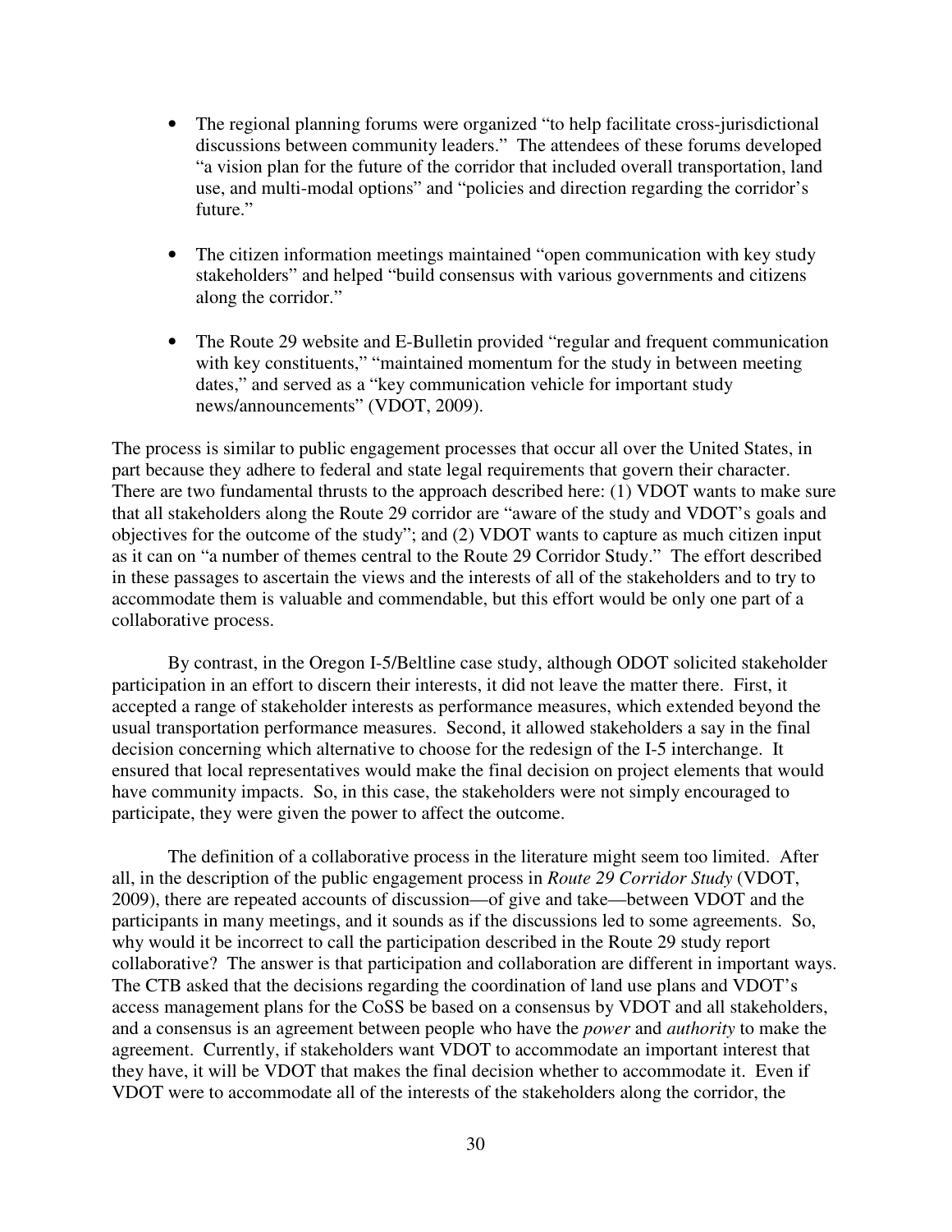- The regional planning forums were organized "to help facilitate cross-jurisdictional discussions between community leaders." The attendees of these forums developed "a vision plan for the future of the corridor that included overall transportation, land use, and multi-modal options" and "policies and direction regarding the corridor's future."

- The citizen information meetings maintained "open communication with key study stakeholders" and helped "build consensus with various governments and citizens along the corridor."

- The Route 29 website and E-Bulletin provided "regular and frequent communication with key constituents," "maintained momentum for the study in between meeting dates," and served as a "key communication vehicle for important study news/announcements" (VDOT, 2009).

The process is similar to public engagement processes that occur all over the United States, in part because they adhere to federal and state legal requirements that govern their character. There are two fundamental thrusts to the approach described here: (1) VDOT wants to make sure that all stakeholders along the Route 29 corridor are "aware of the study and VDOT's goals and objectives for the outcome of the study"; and (2) VDOT wants to capture as much citizen input as it can on "a number of themes central to the Route 29 Corridor Study." The effort described in these passages to ascertain the views and the interests of all of the stakeholders and to try to accommodate them is valuable and commendable, but this effort would be only one part of a collaborative process.

By contrast, in the Oregon I-5/Beltline case study, although ODOT solicited stakeholder participation in an effort to discern their interests, it did not leave the matter there. First, it accepted a range of stakeholder interests as performance measures, which extended beyond the usual transportation performance measures. Second, it allowed stakeholders a say in the final decision concerning which alternative to choose for the redesign of the I-5 interchange. It ensured that local representatives would make the final decision on project elements that would have community impacts. So, in this case, the stakeholders were not simply encouraged to participate, they were given the power to affect the outcome.

The definition of a collaborative process in the literature might seem too limited. After all, in the description of the public engagement process in *Route 29 Corridor Study* (VDOT, 2009), there are repeated accounts of discussion—of give and take—between VDOT and the participants in many meetings, and it sounds as if the discussions led to some agreements. So, why would it be incorrect to call the participation described in the Route 29 study report collaborative? The answer is that participation and collaboration are different in important ways. The CTB asked that the decisions regarding the coordination of land use plans and VDOT's access management plans for the CoSS be based on a consensus by VDOT and all stakeholders, and a consensus is an agreement between people who have the *power* and *authority* to make the agreement. Currently, if stakeholders want VDOT to accommodate an important interest that they have, it will be VDOT that makes the final decision whether to accommodate it. Even if VDOT were to accommodate all of the interests of the stakeholders along the corridor, the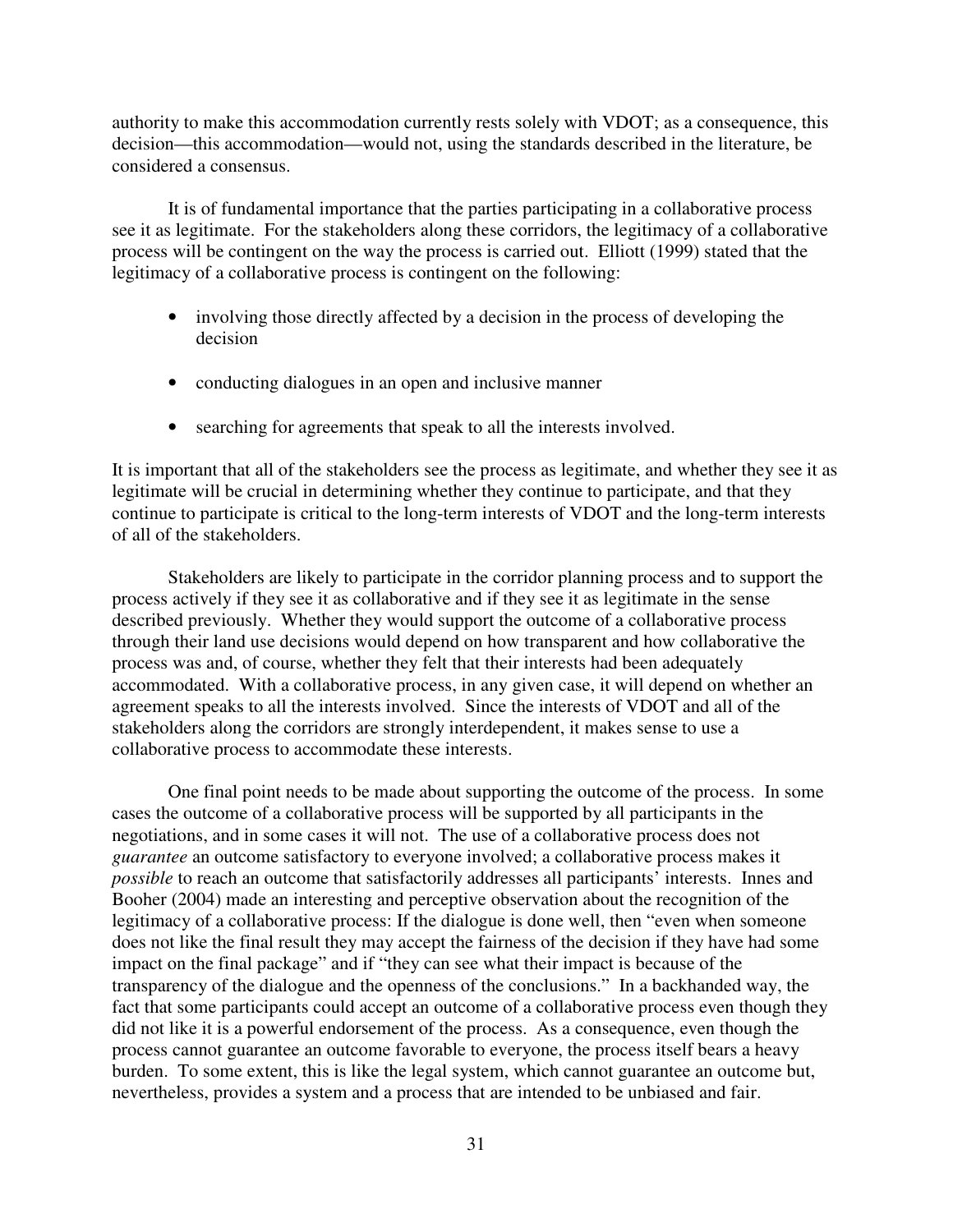authority to make this accommodation currently rests solely with VDOT; as a consequence, this decision—this accommodation—would not, using the standards described in the literature, be considered a consensus.

It is of fundamental importance that the parties participating in a collaborative process see it as legitimate. For the stakeholders along these corridors, the legitimacy of a collaborative process will be contingent on the way the process is carried out. Elliott (1999) stated that the legitimacy of a collaborative process is contingent on the following:

- involving those directly affected by a decision in the process of developing the decision
- conducting dialogues in an open and inclusive manner
- searching for agreements that speak to all the interests involved.

It is important that all of the stakeholders see the process as legitimate, and whether they see it as legitimate will be crucial in determining whether they continue to participate, and that they continue to participate is critical to the long-term interests of VDOT and the long-term interests of all of the stakeholders.

Stakeholders are likely to participate in the corridor planning process and to support the process actively if they see it as collaborative and if they see it as legitimate in the sense described previously. Whether they would support the outcome of a collaborative process through their land use decisions would depend on how transparent and how collaborative the process was and, of course, whether they felt that their interests had been adequately accommodated. With a collaborative process, in any given case, it will depend on whether an agreement speaks to all the interests involved. Since the interests of VDOT and all of the stakeholders along the corridors are strongly interdependent, it makes sense to use a collaborative process to accommodate these interests.

One final point needs to be made about supporting the outcome of the process. In some cases the outcome of a collaborative process will be supported by all participants in the negotiations, and in some cases it will not. The use of a collaborative process does not *guarantee* an outcome satisfactory to everyone involved; a collaborative process makes it *possible* to reach an outcome that satisfactorily addresses all participants' interests. Innes and Booher (2004) made an interesting and perceptive observation about the recognition of the legitimacy of a collaborative process: If the dialogue is done well, then "even when someone does not like the final result they may accept the fairness of the decision if they have had some impact on the final package" and if "they can see what their impact is because of the transparency of the dialogue and the openness of the conclusions." In a backhanded way, the fact that some participants could accept an outcome of a collaborative process even though they did not like it is a powerful endorsement of the process. As a consequence, even though the process cannot guarantee an outcome favorable to everyone, the process itself bears a heavy burden. To some extent, this is like the legal system, which cannot guarantee an outcome but, nevertheless, provides a system and a process that are intended to be unbiased and fair.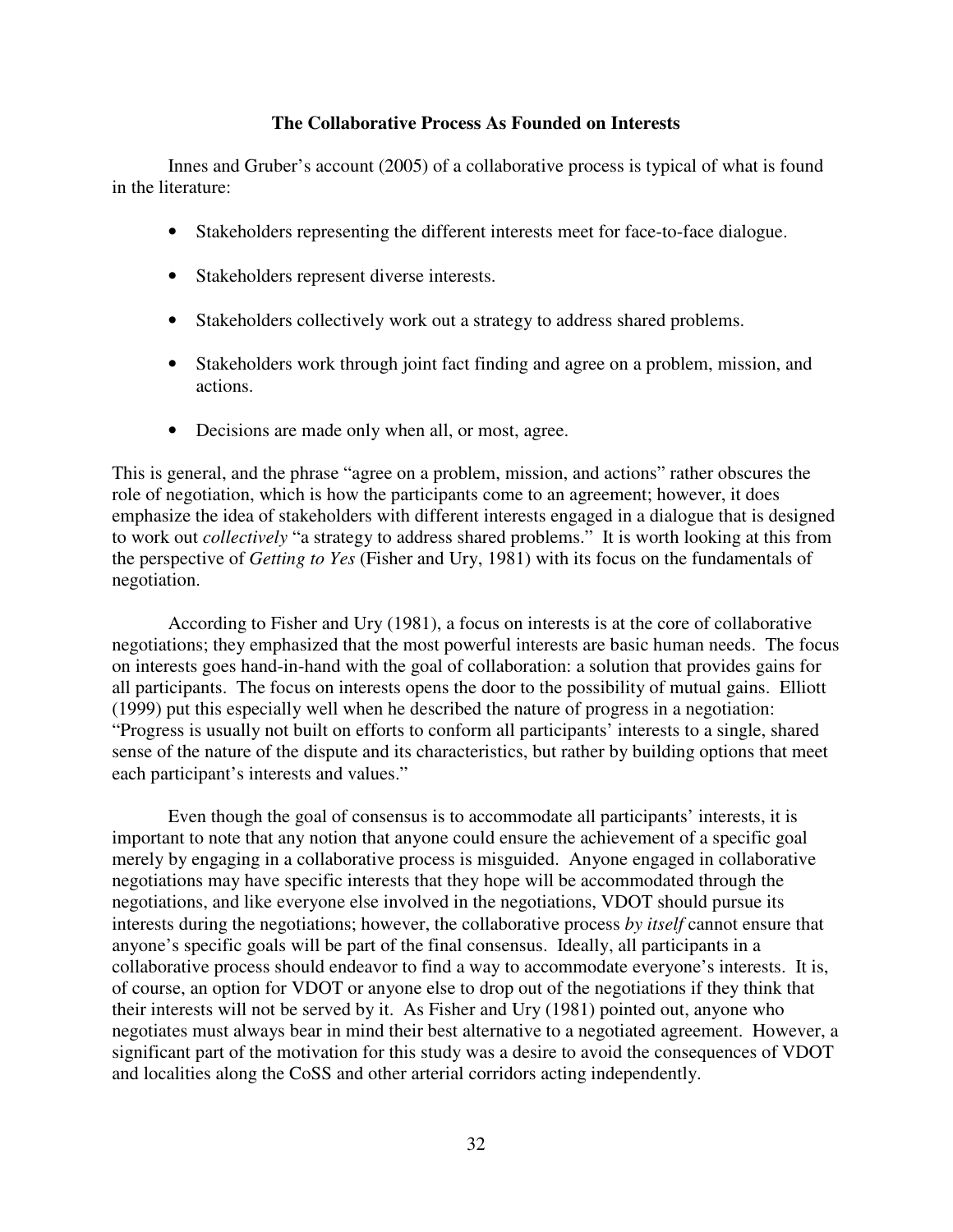### The Collaborative Process As Founded on Interests

Innes and Gruber's account (2005) of a collaborative process is typical of what is found in the literature:

- Stakeholders representing the different interests meet for face-to-face dialogue.
- Stakeholders represent diverse interests.
- Stakeholders collectively work out a strategy to address shared problems.
- Stakeholders work through joint fact finding and agree on a problem, mission, and actions.
- Decisions are made only when all, or most, agree.

This is general, and the phrase "agree on a problem, mission, and actions" rather obscures the role of negotiation, which is how the participants come to an agreement; however, it does emphasize the idea of stakeholders with different interests engaged in a dialogue that is designed to work out *collectively* "a strategy to address shared problems." It is worth looking at this from the perspective of *Getting to Yes* (Fisher and Ury, 1981) with its focus on the fundamentals of negotiation.

According to Fisher and Ury (1981), a focus on interests is at the core of collaborative negotiations; they emphasized that the most powerful interests are basic human needs. The focus on interests goes hand-in-hand with the goal of collaboration: a solution that provides gains for all participants. The focus on interests opens the door to the possibility of mutual gains. Elliott (1999) put this especially well when he described the nature of progress in a negotiation: "Progress is usually not built on efforts to conform all participants' interests to a single, shared sense of the nature of the dispute and its characteristics, but rather by building options that meet each participant's interests and values."

Even though the goal of consensus is to accommodate all participants' interests, it is important to note that any notion that anyone could ensure the achievement of a specific goal merely by engaging in a collaborative process is misguided. Anyone engaged in collaborative negotiations may have specific interests that they hope will be accommodated through the negotiations, and like everyone else involved in the negotiations, VDOT should pursue its interests during the negotiations; however, the collaborative process *by itself* cannot ensure that anyone's specific goals will be part of the final consensus. Ideally, all participants in a collaborative process should endeavor to find a way to accommodate everyone's interests. It is, of course, an option for VDOT or anyone else to drop out of the negotiations if they think that their interests will not be served by it. As Fisher and Ury (1981) pointed out, anyone who negotiates must always bear in mind their best alternative to a negotiated agreement. However, a significant part of the motivation for this study was a desire to avoid the consequences of VDOT and localities along the CoSS and other arterial corridors acting independently.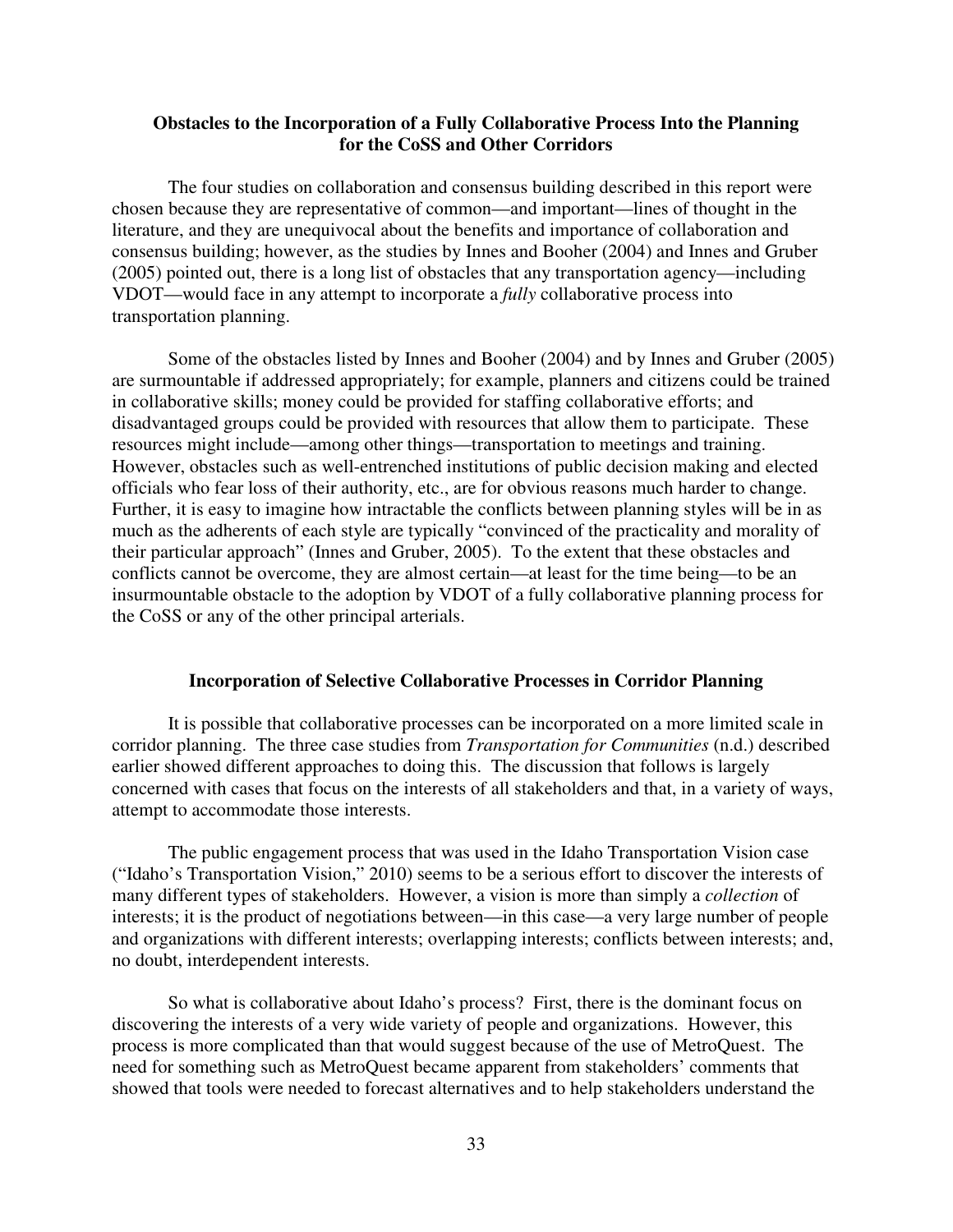## Obstacles to the Incorporation of a Fully Collaborative Process Into the Planning for the CoSS and Other Corridors

The four studies on collaboration and consensus building described in this report were chosen because they are representative of common—and important—lines of thought in the literature, and they are unequivocal about the benefits and importance of collaboration and consensus building; however, as the studies by Innes and Booher (2004) and Innes and Gruber (2005) pointed out, there is a long list of obstacles that any transportation agency—including VDOT—would face in any attempt to incorporate a *fully* collaborative process into transportation planning.

Some of the obstacles listed by Innes and Booher (2004) and by Innes and Gruber (2005) are surmountable if addressed appropriately; for example, planners and citizens could be trained in collaborative skills; money could be provided for staffing collaborative efforts; and disadvantaged groups could be provided with resources that allow them to participate. These resources might include—among other things—transportation to meetings and training. However, obstacles such as well-entrenched institutions of public decision making and elected officials who fear loss of their authority, etc., are for obvious reasons much harder to change. Further, it is easy to imagine how intractable the conflicts between planning styles will be in as much as the adherents of each style are typically "convinced of the practicality and morality of their particular approach" (Innes and Gruber, 2005). To the extent that these obstacles and conflicts cannot be overcome, they are almost certain—at least for the time being—to be an insurmountable obstacle to the adoption by VDOT of a fully collaborative planning process for the CoSS or any of the other principal arterials.

## Incorporation of Selective Collaborative Processes in Corridor Planning

It is possible that collaborative processes can be incorporated on a more limited scale in corridor planning. The three case studies from *Transportation for Communities* (n.d.) described earlier showed different approaches to doing this. The discussion that follows is largely concerned with cases that focus on the interests of all stakeholders and that, in a variety of ways, attempt to accommodate those interests.

The public engagement process that was used in the Idaho Transportation Vision case ("Idaho's Transportation Vision," 2010) seems to be a serious effort to discover the interests of many different types of stakeholders. However, a vision is more than simply a *collection* of interests; it is the product of negotiations between—in this case—a very large number of people and organizations with different interests; overlapping interests; conflicts between interests; and, no doubt, interdependent interests.

So what is collaborative about Idaho's process? First, there is the dominant focus on discovering the interests of a very wide variety of people and organizations. However, this process is more complicated than that would suggest because of the use of MetroQuest. The need for something such as MetroQuest became apparent from stakeholders' comments that showed that tools were needed to forecast alternatives and to help stakeholders understand the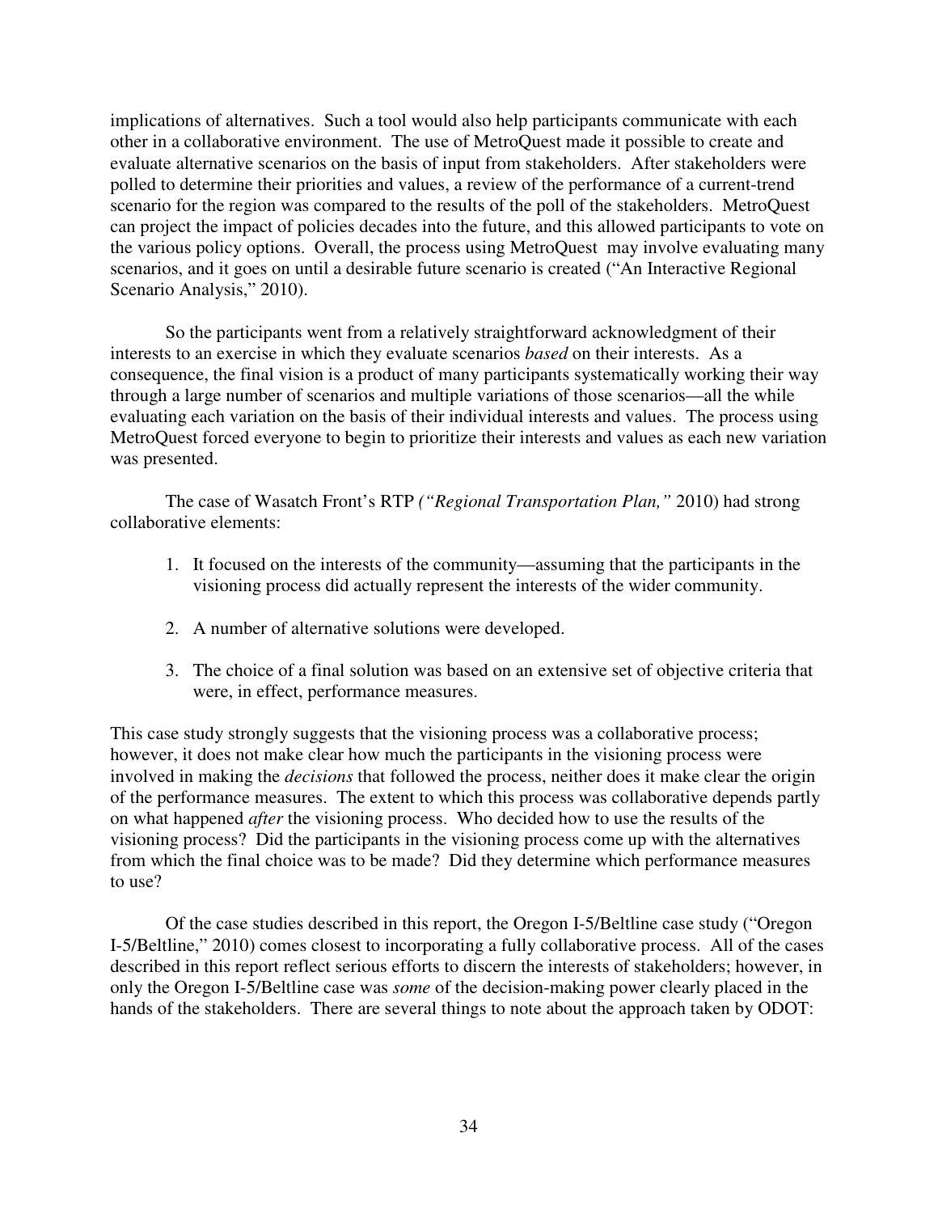implications of alternatives. Such a tool would also help participants communicate with each other in a collaborative environment. The use of MetroQuest made it possible to create and evaluate alternative scenarios on the basis of input from stakeholders. After stakeholders were polled to determine their priorities and values, a review of the performance of a current-trend scenario for the region was compared to the results of the poll of the stakeholders. MetroQuest can project the impact of policies decades into the future, and this allowed participants to vote on the various policy options. Overall, the process using MetroQuest may involve evaluating many scenarios, and it goes on until a desirable future scenario is created ("An Interactive Regional Scenario Analysis," 2010).

So the participants went from a relatively straightforward acknowledgment of their interests to an exercise in which they evaluate scenarios *based* on their interests. As a consequence, the final vision is a product of many participants systematically working their way through a large number of scenarios and multiple variations of those scenarios—all the while evaluating each variation on the basis of their individual interests and values. The process using MetroQuest forced everyone to begin to prioritize their interests and values as each new variation was presented.

The case of Wasatch Front's RTP *("Regional Transportation Plan,"* 2010) had strong collaborative elements:

1. It focused on the interests of the community—assuming that the participants in the visioning process did actually represent the interests of the wider community.

2. A number of alternative solutions were developed.

3. The choice of a final solution was based on an extensive set of objective criteria that were, in effect, performance measures.

This case study strongly suggests that the visioning process was a collaborative process; however, it does not make clear how much the participants in the visioning process were involved in making the *decisions* that followed the process, neither does it make clear the origin of the performance measures. The extent to which this process was collaborative depends partly on what happened *after* the visioning process. Who decided how to use the results of the visioning process? Did the participants in the visioning process come up with the alternatives from which the final choice was to be made? Did they determine which performance measures to use?

Of the case studies described in this report, the Oregon I-5/Beltline case study ("Oregon I-5/Beltline," 2010) comes closest to incorporating a fully collaborative process. All of the cases described in this report reflect serious efforts to discern the interests of stakeholders; however, in only the Oregon I-5/Beltline case was *some* of the decision-making power clearly placed in the hands of the stakeholders. There are several things to note about the approach taken by ODOT: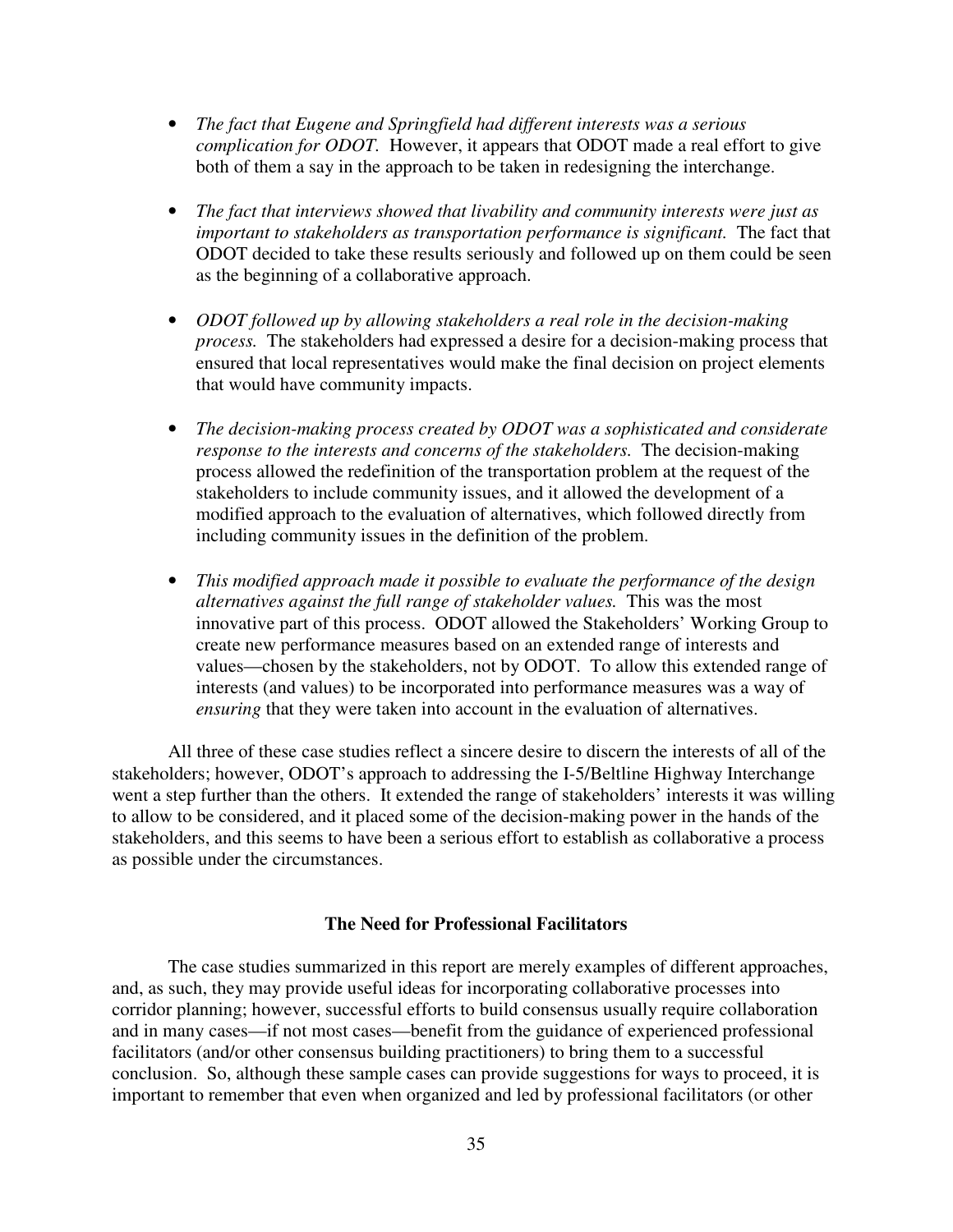- *The fact that Eugene and Springfield had different interests was a serious complication for ODOT.* However, it appears that ODOT made a real effort to give both of them a say in the approach to be taken in redesigning the interchange.

- *The fact that interviews showed that livability and community interests were just as important to stakeholders as transportation performance is significant.* The fact that ODOT decided to take these results seriously and followed up on them could be seen as the beginning of a collaborative approach.

- *ODOT followed up by allowing stakeholders a real role in the decision-making process.* The stakeholders had expressed a desire for a decision-making process that ensured that local representatives would make the final decision on project elements that would have community impacts.

- *The decision-making process created by ODOT was a sophisticated and considerate response to the interests and concerns of the stakeholders.* The decision-making process allowed the redefinition of the transportation problem at the request of the stakeholders to include community issues, and it allowed the development of a modified approach to the evaluation of alternatives, which followed directly from including community issues in the definition of the problem.

- *This modified approach made it possible to evaluate the performance of the design alternatives against the full range of stakeholder values.* This was the most innovative part of this process. ODOT allowed the Stakeholders' Working Group to create new performance measures based on an extended range of interests and values—chosen by the stakeholders, not by ODOT. To allow this extended range of interests (and values) to be incorporated into performance measures was a way of *ensuring* that they were taken into account in the evaluation of alternatives.

All three of these case studies reflect a sincere desire to discern the interests of all of the stakeholders; however, ODOT's approach to addressing the I-5/Beltline Highway Interchange went a step further than the others. It extended the range of stakeholders' interests it was willing to allow to be considered, and it placed some of the decision-making power in the hands of the stakeholders, and this seems to have been a serious effort to establish as collaborative a process as possible under the circumstances.

## The Need for Professional Facilitators

The case studies summarized in this report are merely examples of different approaches, and, as such, they may provide useful ideas for incorporating collaborative processes into corridor planning; however, successful efforts to build consensus usually require collaboration and in many cases—if not most cases—benefit from the guidance of experienced professional facilitators (and/or other consensus building practitioners) to bring them to a successful conclusion. So, although these sample cases can provide suggestions for ways to proceed, it is important to remember that even when organized and led by professional facilitators (or other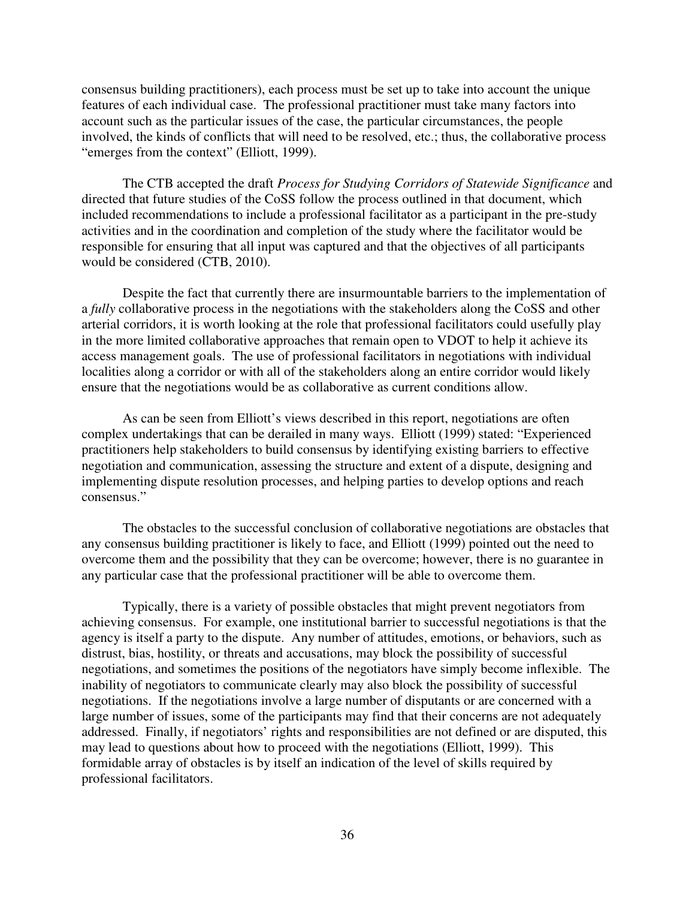consensus building practitioners), each process must be set up to take into account the unique features of each individual case. The professional practitioner must take many factors into account such as the particular issues of the case, the particular circumstances, the people involved, the kinds of conflicts that will need to be resolved, etc.; thus, the collaborative process "emerges from the context" (Elliott, 1999).

The CTB accepted the draft *Process for Studying Corridors of Statewide Significance* and directed that future studies of the CoSS follow the process outlined in that document, which included recommendations to include a professional facilitator as a participant in the pre-study activities and in the coordination and completion of the study where the facilitator would be responsible for ensuring that all input was captured and that the objectives of all participants would be considered (CTB, 2010).

Despite the fact that currently there are insurmountable barriers to the implementation of a *fully* collaborative process in the negotiations with the stakeholders along the CoSS and other arterial corridors, it is worth looking at the role that professional facilitators could usefully play in the more limited collaborative approaches that remain open to VDOT to help it achieve its access management goals. The use of professional facilitators in negotiations with individual localities along a corridor or with all of the stakeholders along an entire corridor would likely ensure that the negotiations would be as collaborative as current conditions allow.

As can be seen from Elliott's views described in this report, negotiations are often complex undertakings that can be derailed in many ways. Elliott (1999) stated: "Experienced practitioners help stakeholders to build consensus by identifying existing barriers to effective negotiation and communication, assessing the structure and extent of a dispute, designing and implementing dispute resolution processes, and helping parties to develop options and reach consensus."

The obstacles to the successful conclusion of collaborative negotiations are obstacles that any consensus building practitioner is likely to face, and Elliott (1999) pointed out the need to overcome them and the possibility that they can be overcome; however, there is no guarantee in any particular case that the professional practitioner will be able to overcome them.

Typically, there is a variety of possible obstacles that might prevent negotiators from achieving consensus. For example, one institutional barrier to successful negotiations is that the agency is itself a party to the dispute. Any number of attitudes, emotions, or behaviors, such as distrust, bias, hostility, or threats and accusations, may block the possibility of successful negotiations, and sometimes the positions of the negotiators have simply become inflexible. The inability of negotiators to communicate clearly may also block the possibility of successful negotiations. If the negotiations involve a large number of disputants or are concerned with a large number of issues, some of the participants may find that their concerns are not adequately addressed. Finally, if negotiators' rights and responsibilities are not defined or are disputed, this may lead to questions about how to proceed with the negotiations (Elliott, 1999). This formidable array of obstacles is by itself an indication of the level of skills required by professional facilitators.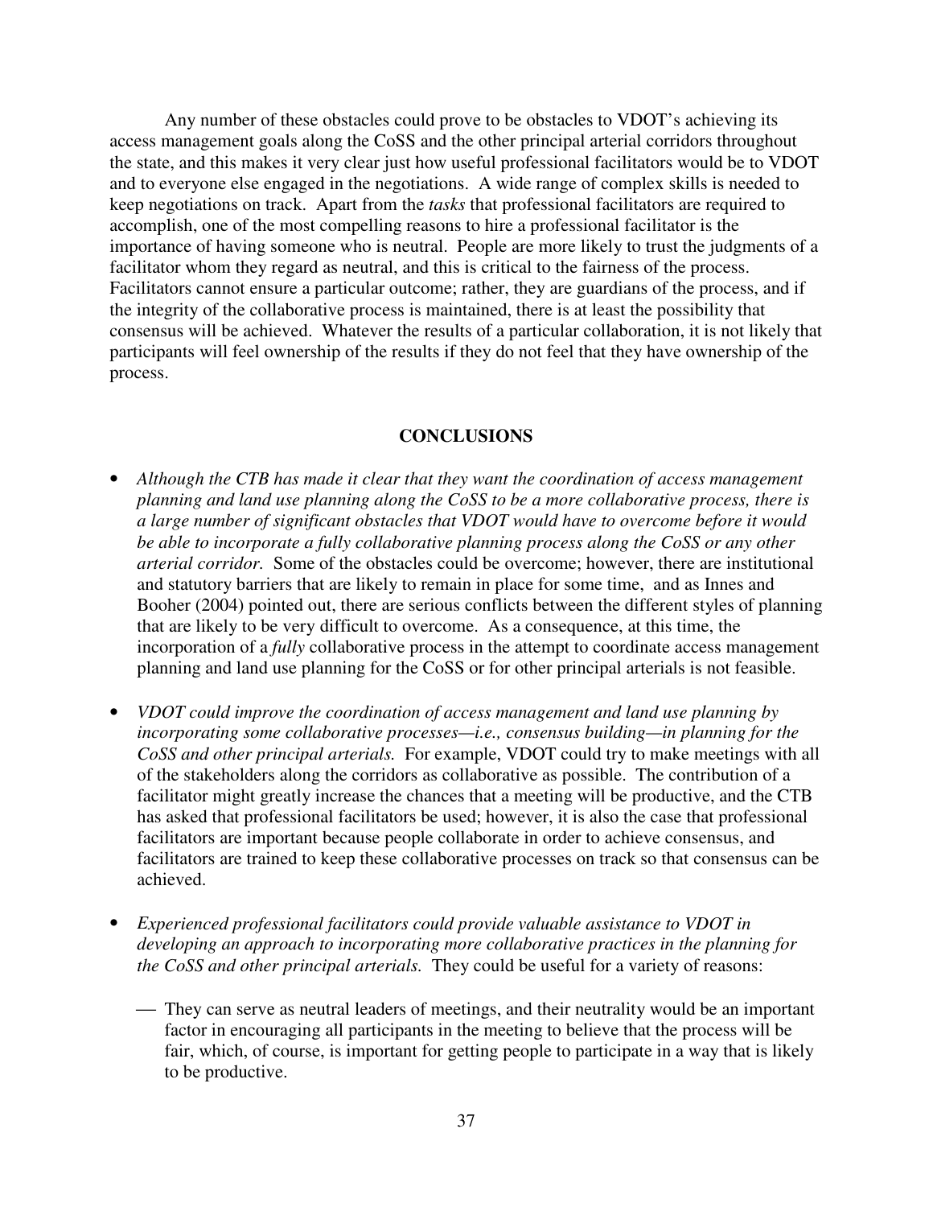Any number of these obstacles could prove to be obstacles to VDOT's achieving its access management goals along the CoSS and the other principal arterial corridors throughout the state, and this makes it very clear just how useful professional facilitators would be to VDOT and to everyone else engaged in the negotiations. A wide range of complex skills is needed to keep negotiations on track. Apart from the *tasks* that professional facilitators are required to accomplish, one of the most compelling reasons to hire a professional facilitator is the importance of having someone who is neutral. People are more likely to trust the judgments of a facilitator whom they regard as neutral, and this is critical to the fairness of the process. Facilitators cannot ensure a particular outcome; rather, they are guardians of the process, and if the integrity of the collaborative process is maintained, there is at least the possibility that consensus will be achieved. Whatever the results of a particular collaboration, it is not likely that participants will feel ownership of the results if they do not feel that they have ownership of the process.

## CONCLUSIONS

- *Although the CTB has made it clear that they want the coordination of access management planning and land use planning along the CoSS to be a more collaborative process, there is a large number of significant obstacles that VDOT would have to overcome before it would be able to incorporate a fully collaborative planning process along the CoSS or any other arterial corridor.* Some of the obstacles could be overcome; however, there are institutional and statutory barriers that are likely to remain in place for some time, and as Innes and Booher (2004) pointed out, there are serious conflicts between the different styles of planning that are likely to be very difficult to overcome. As a consequence, at this time, the incorporation of a *fully* collaborative process in the attempt to coordinate access management planning and land use planning for the CoSS or for other principal arterials is not feasible.

- *VDOT could improve the coordination of access management and land use planning by incorporating some collaborative processes—i.e., consensus building—in planning for the CoSS and other principal arterials.* For example, VDOT could try to make meetings with all of the stakeholders along the corridors as collaborative as possible. The contribution of a facilitator might greatly increase the chances that a meeting will be productive, and the CTB has asked that professional facilitators be used; however, it is also the case that professional facilitators are important because people collaborate in order to achieve consensus, and facilitators are trained to keep these collaborative processes on track so that consensus can be achieved.

- *Experienced professional facilitators could provide valuable assistance to VDOT in developing an approach to incorporating more collaborative practices in the planning for the CoSS and other principal arterials.* They could be useful for a variety of reasons:

  - They can serve as neutral leaders of meetings, and their neutrality would be an important factor in encouraging all participants in the meeting to believe that the process will be fair, which, of course, is important for getting people to participate in a way that is likely to be productive.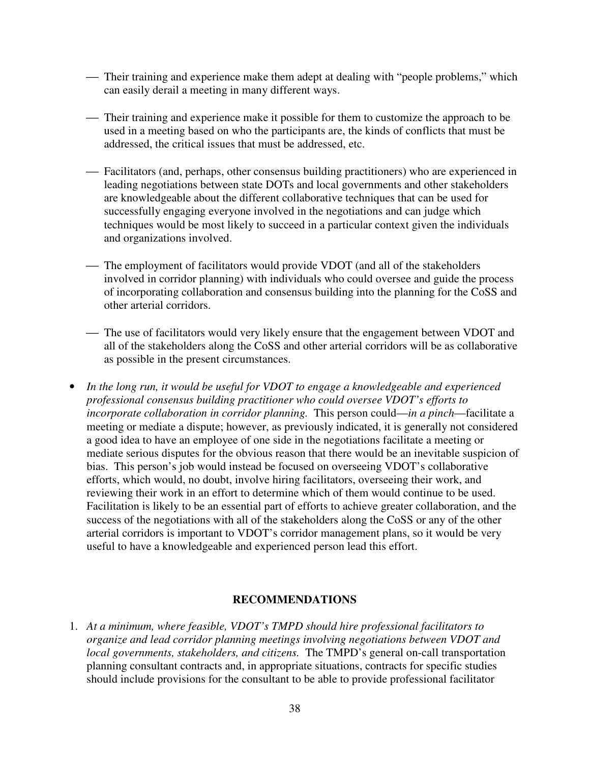- Their training and experience make them adept at dealing with "people problems," which can easily derail a meeting in many different ways.

- Their training and experience make it possible for them to customize the approach to be used in a meeting based on who the participants are, the kinds of conflicts that must be addressed, the critical issues that must be addressed, etc.

- Facilitators (and, perhaps, other consensus building practitioners) who are experienced in leading negotiations between state DOTs and local governments and other stakeholders are knowledgeable about the different collaborative techniques that can be used for successfully engaging everyone involved in the negotiations and can judge which techniques would be most likely to succeed in a particular context given the individuals and organizations involved.

- The employment of facilitators would provide VDOT (and all of the stakeholders involved in corridor planning) with individuals who could oversee and guide the process of incorporating collaboration and consensus building into the planning for the CoSS and other arterial corridors.

- The use of facilitators would very likely ensure that the engagement between VDOT and all of the stakeholders along the CoSS and other arterial corridors will be as collaborative as possible in the present circumstances.

- *In the long run, it would be useful for VDOT to engage a knowledgeable and experienced professional consensus building practitioner who could oversee VDOT's efforts to incorporate collaboration in corridor planning.* This person could—*in a pinch*—facilitate a meeting or mediate a dispute; however, as previously indicated, it is generally not considered a good idea to have an employee of one side in the negotiations facilitate a meeting or mediate serious disputes for the obvious reason that there would be an inevitable suspicion of bias. This person's job would instead be focused on overseeing VDOT's collaborative efforts, which would, no doubt, involve hiring facilitators, overseeing their work, and reviewing their work in an effort to determine which of them would continue to be used. Facilitation is likely to be an essential part of efforts to achieve greater collaboration, and the success of the negotiations with all of the stakeholders along the CoSS or any of the other arterial corridors is important to VDOT's corridor management plans, so it would be very useful to have a knowledgeable and experienced person lead this effort.

## RECOMMENDATIONS

1. *At a minimum, where feasible, VDOT's TMPD should hire professional facilitators to organize and lead corridor planning meetings involving negotiations between VDOT and local governments, stakeholders, and citizens.* The TMPD's general on-call transportation planning consultant contracts and, in appropriate situations, contracts for specific studies should include provisions for the consultant to be able to provide professional facilitator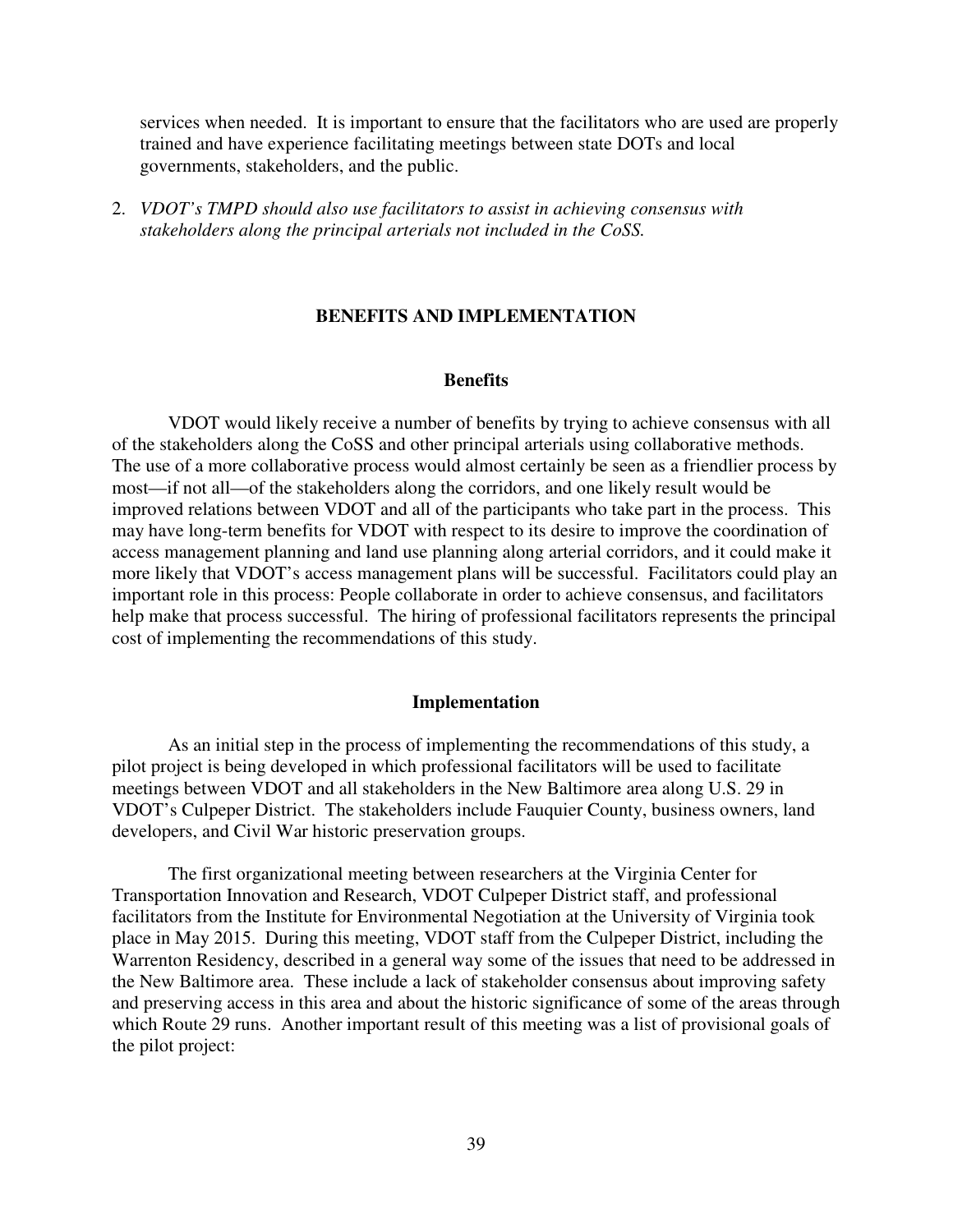services when needed. It is important to ensure that the facilitators who are used are properly trained and have experience facilitating meetings between state DOTs and local governments, stakeholders, and the public.

2. *VDOT's TMPD should also use facilitators to assist in achieving consensus with stakeholders along the principal arterials not included in the CoSS.*

## BENEFITS AND IMPLEMENTATION

### Benefits

VDOT would likely receive a number of benefits by trying to achieve consensus with all of the stakeholders along the CoSS and other principal arterials using collaborative methods. The use of a more collaborative process would almost certainly be seen as a friendlier process by most—if not all—of the stakeholders along the corridors, and one likely result would be improved relations between VDOT and all of the participants who take part in the process. This may have long-term benefits for VDOT with respect to its desire to improve the coordination of access management planning and land use planning along arterial corridors, and it could make it more likely that VDOT's access management plans will be successful. Facilitators could play an important role in this process: People collaborate in order to achieve consensus, and facilitators help make that process successful. The hiring of professional facilitators represents the principal cost of implementing the recommendations of this study.

### Implementation

As an initial step in the process of implementing the recommendations of this study, a pilot project is being developed in which professional facilitators will be used to facilitate meetings between VDOT and all stakeholders in the New Baltimore area along U.S. 29 in VDOT's Culpeper District. The stakeholders include Fauquier County, business owners, land developers, and Civil War historic preservation groups.

The first organizational meeting between researchers at the Virginia Center for Transportation Innovation and Research, VDOT Culpeper District staff, and professional facilitators from the Institute for Environmental Negotiation at the University of Virginia took place in May 2015. During this meeting, VDOT staff from the Culpeper District, including the Warrenton Residency, described in a general way some of the issues that need to be addressed in the New Baltimore area. These include a lack of stakeholder consensus about improving safety and preserving access in this area and about the historic significance of some of the areas through which Route 29 runs. Another important result of this meeting was a list of provisional goals of the pilot project: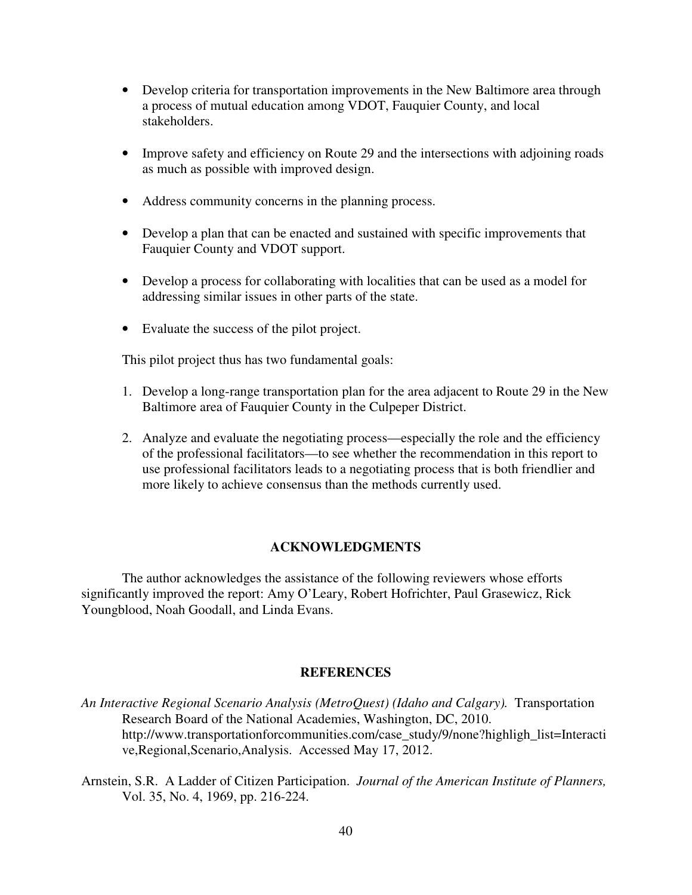- Develop criteria for transportation improvements in the New Baltimore area through a process of mutual education among VDOT, Fauquier County, and local stakeholders.

- Improve safety and efficiency on Route 29 and the intersections with adjoining roads as much as possible with improved design.

- Address community concerns in the planning process.

- Develop a plan that can be enacted and sustained with specific improvements that Fauquier County and VDOT support.

- Develop a process for collaborating with localities that can be used as a model for addressing similar issues in other parts of the state.

- Evaluate the success of the pilot project.

This pilot project thus has two fundamental goals:

1. Develop a long-range transportation plan for the area adjacent to Route 29 in the New Baltimore area of Fauquier County in the Culpeper District.

2. Analyze and evaluate the negotiating process—especially the role and the efficiency of the professional facilitators—to see whether the recommendation in this report to use professional facilitators leads to a negotiating process that is both friendlier and more likely to achieve consensus than the methods currently used.

## ACKNOWLEDGMENTS

The author acknowledges the assistance of the following reviewers whose efforts significantly improved the report: Amy O'Leary, Robert Hofrichter, Paul Grasewicz, Rick Youngblood, Noah Goodall, and Linda Evans.

## REFERENCES

*An Interactive Regional Scenario Analysis (MetroQuest) (Idaho and Calgary).* Transportation Research Board of the National Academies, Washington, DC, 2010. http://www.transportationforcommunities.com/case_study/9/none?highligh_list=Interactive,Regional,Scenario,Analysis. Accessed May 17, 2012.

Arnstein, S.R. A Ladder of Citizen Participation. *Journal of the American Institute of Planners,* Vol. 35, No. 4, 1969, pp. 216-224.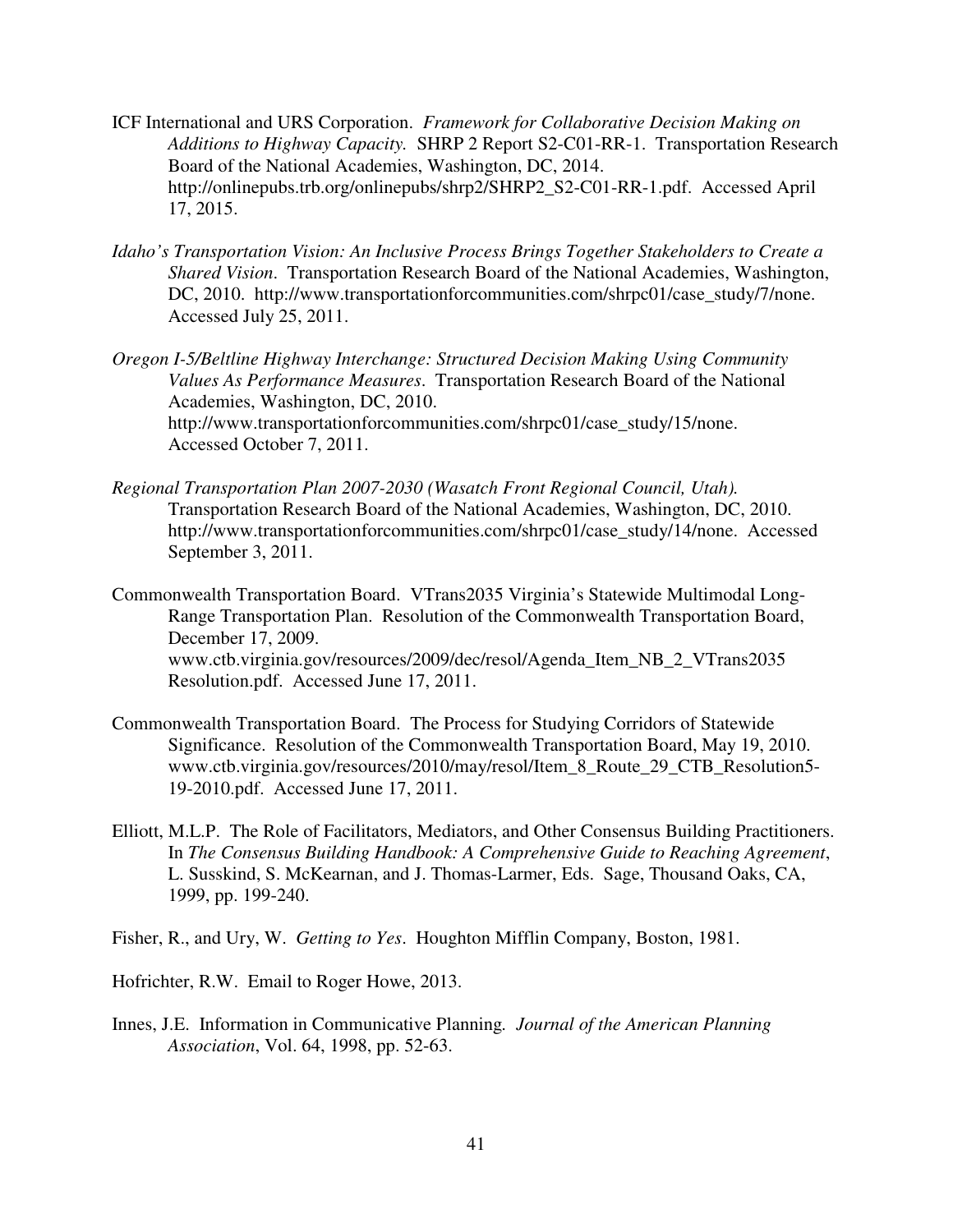ICF International and URS Corporation. *Framework for Collaborative Decision Making on Additions to Highway Capacity.* SHRP 2 Report S2-C01-RR-1. Transportation Research Board of the National Academies, Washington, DC, 2014. http://onlinepubs.trb.org/onlinepubs/shrp2/SHRP2_S2-C01-RR-1.pdf. Accessed April 17, 2015.

*Idaho's Transportation Vision: An Inclusive Process Brings Together Stakeholders to Create a Shared Vision*. Transportation Research Board of the National Academies, Washington, DC, 2010. http://www.transportationforcommunities.com/shrpc01/case_study/7/none. Accessed July 25, 2011.

*Oregon I-5/Beltline Highway Interchange: Structured Decision Making Using Community Values As Performance Measures*. Transportation Research Board of the National Academies, Washington, DC, 2010. http://www.transportationforcommunities.com/shrpc01/case_study/15/none. Accessed October 7, 2011.

*Regional Transportation Plan 2007-2030 (Wasatch Front Regional Council, Utah).* Transportation Research Board of the National Academies, Washington, DC, 2010. http://www.transportationforcommunities.com/shrpc01/case_study/14/none. Accessed September 3, 2011.

Commonwealth Transportation Board. VTrans2035 Virginia's Statewide Multimodal Long-Range Transportation Plan. Resolution of the Commonwealth Transportation Board, December 17, 2009. www.ctb.virginia.gov/resources/2009/dec/resol/Agenda_Item_NB_2_VTrans2035 Resolution.pdf. Accessed June 17, 2011.

Commonwealth Transportation Board. The Process for Studying Corridors of Statewide Significance. Resolution of the Commonwealth Transportation Board, May 19, 2010. www.ctb.virginia.gov/resources/2010/may/resol/Item_8_Route_29_CTB_Resolution5-19-2010.pdf. Accessed June 17, 2011.

Elliott, M.L.P. The Role of Facilitators, Mediators, and Other Consensus Building Practitioners. In *The Consensus Building Handbook: A Comprehensive Guide to Reaching Agreement*, L. Susskind, S. McKearnan, and J. Thomas-Larmer, Eds. Sage, Thousand Oaks, CA, 1999, pp. 199-240.

Fisher, R., and Ury, W. *Getting to Yes*. Houghton Mifflin Company, Boston, 1981.

Hofrichter, R.W. Email to Roger Howe, 2013.

Innes, J.E. Information in Communicative Planning. *Journal of the American Planning Association*, Vol. 64, 1998, pp. 52-63.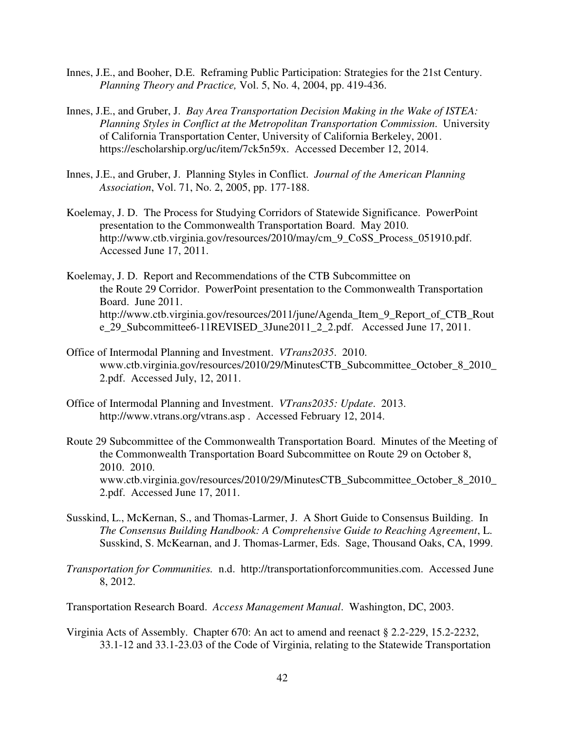Innes, J.E., and Booher, D.E. Reframing Public Participation: Strategies for the 21st Century. *Planning Theory and Practice,* Vol. 5, No. 4, 2004, pp. 419-436.

Innes, J.E., and Gruber, J. *Bay Area Transportation Decision Making in the Wake of ISTEA: Planning Styles in Conflict at the Metropolitan Transportation Commission*. University of California Transportation Center, University of California Berkeley, 2001. https://escholarship.org/uc/item/7ck5n59x. Accessed December 12, 2014.

Innes, J.E., and Gruber, J. Planning Styles in Conflict. *Journal of the American Planning Association*, Vol. 71, No. 2, 2005, pp. 177-188.

Koelemay, J. D. The Process for Studying Corridors of Statewide Significance. PowerPoint presentation to the Commonwealth Transportation Board. May 2010. http://www.ctb.virginia.gov/resources/2010/may/cm_9_CoSS_Process_051910.pdf. Accessed June 17, 2011.

Koelemay, J. D. Report and Recommendations of the CTB Subcommittee on the Route 29 Corridor. PowerPoint presentation to the Commonwealth Transportation Board. June 2011. http://www.ctb.virginia.gov/resources/2011/june/Agenda_Item_9_Report_of_CTB_Route_29_Subcommittee6-11REVISED_3June2011_2_2.pdf. Accessed June 17, 2011.

Office of Intermodal Planning and Investment. *VTrans2035*. 2010. www.ctb.virginia.gov/resources/2010/29/MinutesCTB_Subcommittee_October_8_2010_2.pdf. Accessed July, 12, 2011.

Office of Intermodal Planning and Investment. *VTrans2035: Update*. 2013. http://www.vtrans.org/vtrans.asp . Accessed February 12, 2014.

Route 29 Subcommittee of the Commonwealth Transportation Board. Minutes of the Meeting of the Commonwealth Transportation Board Subcommittee on Route 29 on October 8, 2010. 2010. www.ctb.virginia.gov/resources/2010/29/MinutesCTB_Subcommittee_October_8_2010_2.pdf. Accessed June 17, 2011.

Susskind, L., McKernan, S., and Thomas-Larmer, J. A Short Guide to Consensus Building. In *The Consensus Building Handbook: A Comprehensive Guide to Reaching Agreement*, L. Susskind, S. McKearnan, and J. Thomas-Larmer, Eds. Sage, Thousand Oaks, CA, 1999.

*Transportation for Communities.* n.d. http://transportationforcommunities.com. Accessed June 8, 2012.

Transportation Research Board. *Access Management Manual*. Washington, DC, 2003.

Virginia Acts of Assembly. Chapter 670: An act to amend and reenact § 2.2-229, 15.2-2232, 33.1-12 and 33.1-23.03 of the Code of Virginia, relating to the Statewide Transportation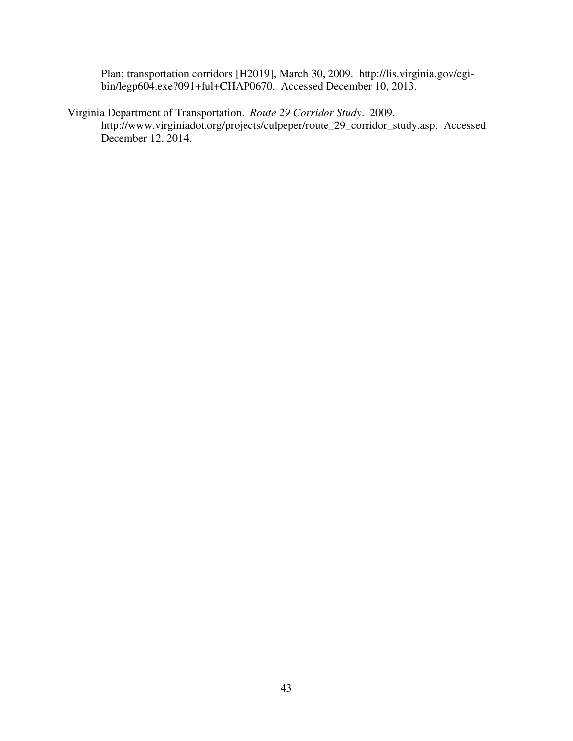Plan; transportation corridors [H2019], March 30, 2009. http://lis.virginia.gov/cgi-bin/legp604.exe?091+ful+CHAP0670. Accessed December 10, 2013.

Virginia Department of Transportation. *Route 29 Corridor Study*. 2009. http://www.virginiadot.org/projects/culpeper/route_29_corridor_study.asp. Accessed December 12, 2014.